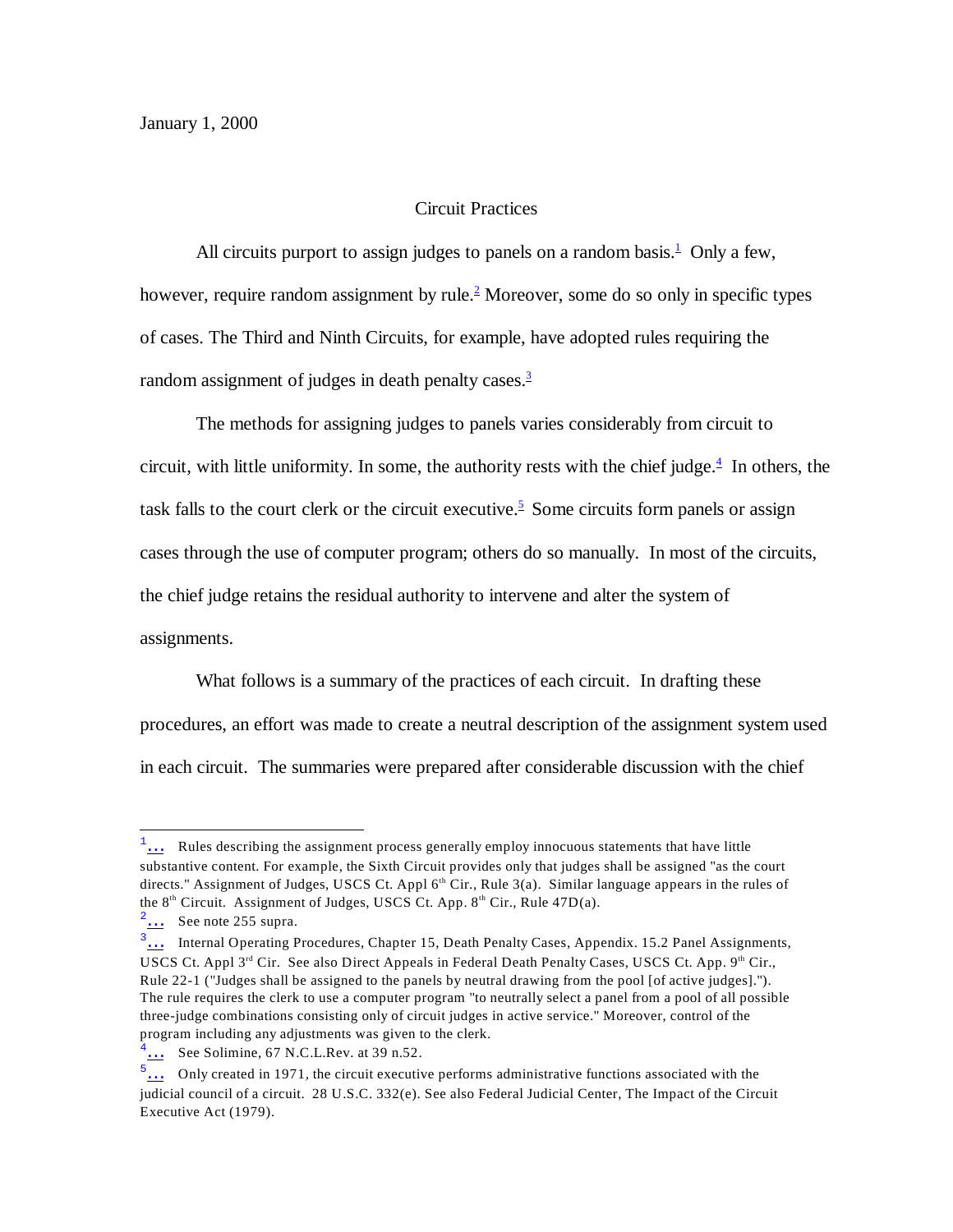January 1, 2000

## Circuit Practices

All circuits purport to assign judges to panels on a random basis.[1] Only a few, however, require random assignment by rule.[2] Moreover, some do so only in specific types of cases. The Third and Ninth Circuits, for example, have adopted rules requiring the random assignment of judges in death penalty cases.[3]

The methods for assigning judges to panels varies considerably from circuit to circuit, with little uniformity. In some, the authority rests with the chief judge.[4] In others, the task falls to the court clerk or the circuit executive.[5] Some circuits form panels or assign cases through the use of computer program; others do so manually. In most of the circuits, the chief judge retains the residual authority to intervene and alter the system of assignments.

What follows is a summary of the practices of each circuit. In drafting these procedures, an effort was made to create a neutral description of the assignment system used in each circuit. The summaries were prepared after considerable discussion with the chief

---

[1]... Rules describing the assignment process generally employ innocuous statements that have little substantive content. For example, the Sixth Circuit provides only that judges shall be assigned "as the court directs." Assignment of Judges, USCS Ct. Appl 6th Cir., Rule 3(a). Similar language appears in the rules of the 8th Circuit. Assignment of Judges, USCS Ct. App. 8th Cir., Rule 47D(a).

[2]... See note 255 supra.

[3]... Internal Operating Procedures, Chapter 15, Death Penalty Cases, Appendix. 15.2 Panel Assignments, USCS Ct. Appl 3rd Cir. See also Direct Appeals in Federal Death Penalty Cases, USCS Ct. App. 9th Cir., Rule 22-1 ("Judges shall be assigned to the panels by neutral drawing from the pool [of active judges]."). The rule requires the clerk to use a computer program "to neutrally select a panel from a pool of all possible three-judge combinations consisting only of circuit judges in active service." Moreover, control of the program including any adjustments was given to the clerk.

[4]... See Solimine, 67 N.C.L.Rev. at 39 n.52.

[5]... Only created in 1971, the circuit executive performs administrative functions associated with the judicial council of a circuit. 28 U.S.C. 332(e). See also Federal Judicial Center, The Impact of the Circuit Executive Act (1979).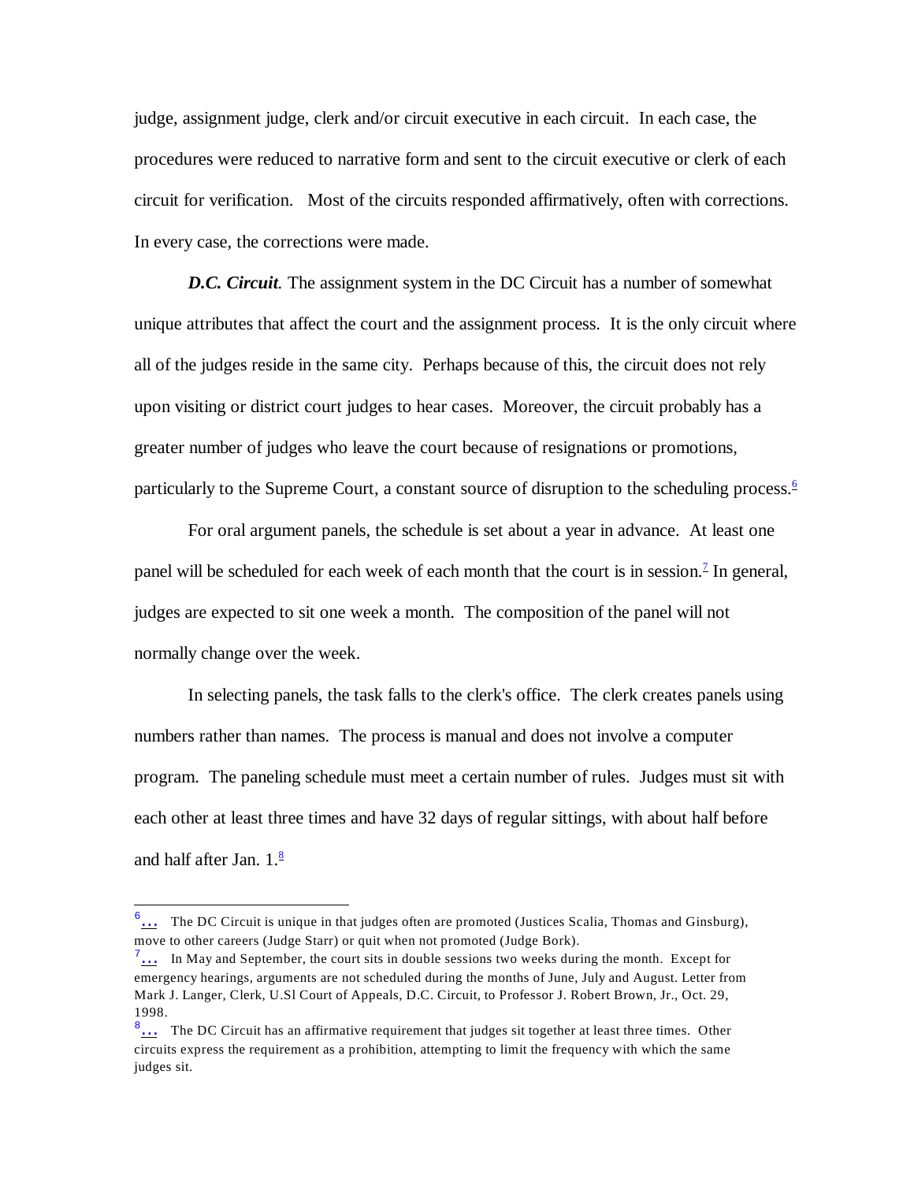judge, assignment judge, clerk and/or circuit executive in each circuit. In each case, the procedures were reduced to narrative form and sent to the circuit executive or clerk of each circuit for verification. Most of the circuits responded affirmatively, often with corrections. In every case, the corrections were made.

***D.C. Circuit***. The assignment system in the DC Circuit has a number of somewhat unique attributes that affect the court and the assignment process. It is the only circuit where all of the judges reside in the same city. Perhaps because of this, the circuit does not rely upon visiting or district court judges to hear cases. Moreover, the circuit probably has a greater number of judges who leave the court because of resignations or promotions, particularly to the Supreme Court, a constant source of disruption to the scheduling process.[6]

For oral argument panels, the schedule is set about a year in advance. At least one panel will be scheduled for each week of each month that the court is in session.[7] In general, judges are expected to sit one week a month. The composition of the panel will not normally change over the week.

In selecting panels, the task falls to the clerk's office. The clerk creates panels using numbers rather than names. The process is manual and does not involve a computer program. The paneling schedule must meet a certain number of rules. Judges must sit with each other at least three times and have 32 days of regular sittings, with about half before and half after Jan. 1.[8]

---

[6] ... The DC Circuit is unique in that judges often are promoted (Justices Scalia, Thomas and Ginsburg), move to other careers (Judge Starr) or quit when not promoted (Judge Bork).

[7] ... In May and September, the court sits in double sessions two weeks during the month. Except for emergency hearings, arguments are not scheduled during the months of June, July and August. Letter from Mark J. Langer, Clerk, U.Sl Court of Appeals, D.C. Circuit, to Professor J. Robert Brown, Jr., Oct. 29, 1998.

[8] ... The DC Circuit has an affirmative requirement that judges sit together at least three times. Other circuits express the requirement as a prohibition, attempting to limit the frequency with which the same judges sit.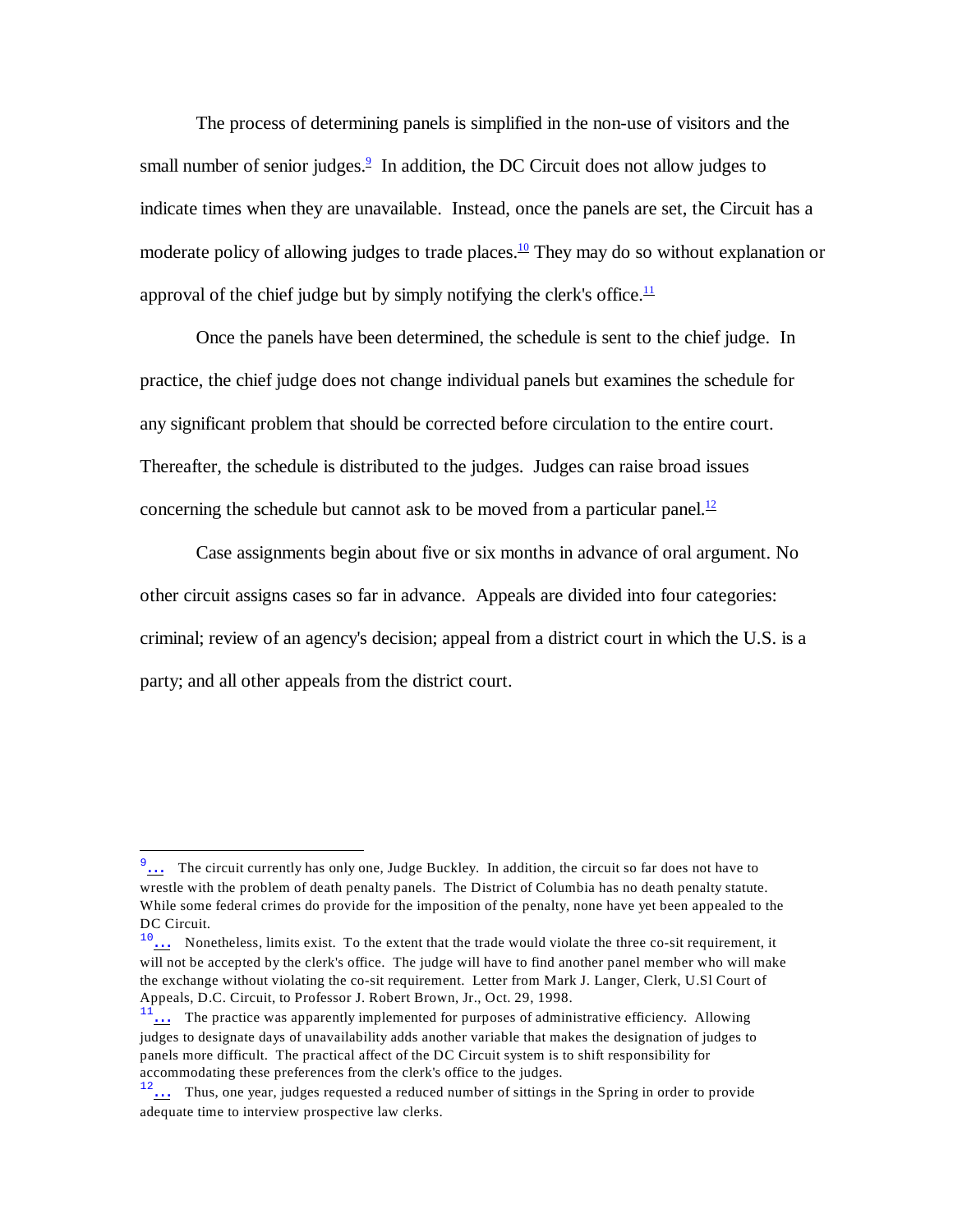The process of determining panels is simplified in the non-use of visitors and the small number of senior judges.[9] In addition, the DC Circuit does not allow judges to indicate times when they are unavailable. Instead, once the panels are set, the Circuit has a moderate policy of allowing judges to trade places.[10] They may do so without explanation or approval of the chief judge but by simply notifying the clerk's office.[11]

Once the panels have been determined, the schedule is sent to the chief judge. In practice, the chief judge does not change individual panels but examines the schedule for any significant problem that should be corrected before circulation to the entire court. Thereafter, the schedule is distributed to the judges. Judges can raise broad issues concerning the schedule but cannot ask to be moved from a particular panel.[12]

Case assignments begin about five or six months in advance of oral argument. No other circuit assigns cases so far in advance. Appeals are divided into four categories: criminal; review of an agency's decision; appeal from a district court in which the U.S. is a party; and all other appeals from the district court.

---

[9] ... The circuit currently has only one, Judge Buckley. In addition, the circuit so far does not have to wrestle with the problem of death penalty panels. The District of Columbia has no death penalty statute. While some federal crimes do provide for the imposition of the penalty, none have yet been appealed to the DC Circuit.

[10] ... Nonetheless, limits exist. To the extent that the trade would violate the three co-sit requirement, it will not be accepted by the clerk's office. The judge will have to find another panel member who will make the exchange without violating the co-sit requirement. Letter from Mark J. Langer, Clerk, U.Sl Court of Appeals, D.C. Circuit, to Professor J. Robert Brown, Jr., Oct. 29, 1998.

[11] ... The practice was apparently implemented for purposes of administrative efficiency. Allowing judges to designate days of unavailability adds another variable that makes the designation of judges to panels more difficult. The practical affect of the DC Circuit system is to shift responsibility for accommodating these preferences from the clerk's office to the judges.

[12] ... Thus, one year, judges requested a reduced number of sittings in the Spring in order to provide adequate time to interview prospective law clerks.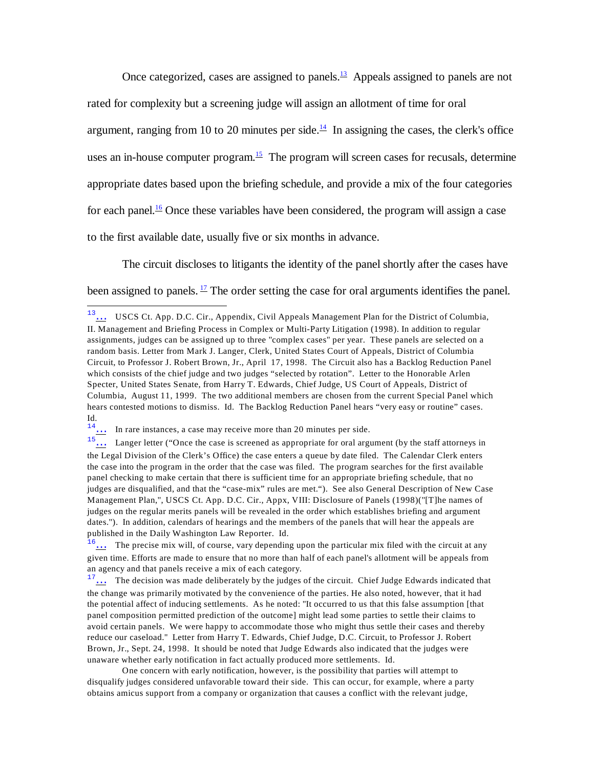Once categorized, cases are assigned to panels.[13] Appeals assigned to panels are not rated for complexity but a screening judge will assign an allotment of time for oral argument, ranging from 10 to 20 minutes per side.[14] In assigning the cases, the clerk's office uses an in-house computer program.[15] The program will screen cases for recusals, determine appropriate dates based upon the briefing schedule, and provide a mix of the four categories for each panel.[16] Once these variables have been considered, the program will assign a case to the first available date, usually five or six months in advance.

The circuit discloses to litigants the identity of the panel shortly after the cases have been assigned to panels.[17] The order setting the case for oral arguments identifies the panel.

---

[13] … USCS Ct. App. D.C. Cir., Appendix, Civil Appeals Management Plan for the District of Columbia, II. Management and Briefing Process in Complex or Multi-Party Litigation (1998). In addition to regular assignments, judges can be assigned up to three "complex cases" per year. These panels are selected on a random basis. Letter from Mark J. Langer, Clerk, United States Court of Appeals, District of Columbia Circuit, to Professor J. Robert Brown, Jr., April 17, 1998. The Circuit also has a Backlog Reduction Panel which consists of the chief judge and two judges "selected by rotation". Letter to the Honorable Arlen Specter, United States Senate, from Harry T. Edwards, Chief Judge, US Court of Appeals, District of Columbia, August 11, 1999. The two additional members are chosen from the current Special Panel which hears contested motions to dismiss. Id. The Backlog Reduction Panel hears "very easy or routine" cases. Id.

[14] … In rare instances, a case may receive more than 20 minutes per side.

[15] … Langer letter ("Once the case is screened as appropriate for oral argument (by the staff attorneys in the Legal Division of the Clerk's Office) the case enters a queue by date filed. The Calendar Clerk enters the case into the program in the order that the case was filed. The program searches for the first available panel checking to make certain that there is sufficient time for an appropriate briefing schedule, that no judges are disqualified, and that the "case-mix" rules are met."). See also General Description of New Case Management Plan,", USCS Ct. App. D.C. Cir., Appx, VIII: Disclosure of Panels (1998)("[T]he names of judges on the regular merits panels will be revealed in the order which establishes briefing and argument dates."). In addition, calendars of hearings and the members of the panels that will hear the appeals are published in the Daily Washington Law Reporter. Id.

[16] … The precise mix will, of course, vary depending upon the particular mix filed with the circuit at any given time. Efforts are made to ensure that no more than half of each panel's allotment will be appeals from an agency and that panels receive a mix of each category.

[17] … The decision was made deliberately by the judges of the circuit. Chief Judge Edwards indicated that the change was primarily motivated by the convenience of the parties. He also noted, however, that it had the potential affect of inducing settlements. As he noted: "It occurred to us that this false assumption [that panel composition permitted prediction of the outcome] might lead some parties to settle their claims to avoid certain panels. We were happy to accommodate those who might thus settle their cases and thereby reduce our caseload." Letter from Harry T. Edwards, Chief Judge, D.C. Circuit, to Professor J. Robert Brown, Jr., Sept. 24, 1998. It should be noted that Judge Edwards also indicated that the judges were unaware whether early notification in fact actually produced more settlements. Id.

One concern with early notification, however, is the possibility that parties will attempt to disqualify judges considered unfavorable toward their side. This can occur, for example, where a party obtains amicus support from a company or organization that causes a conflict with the relevant judge,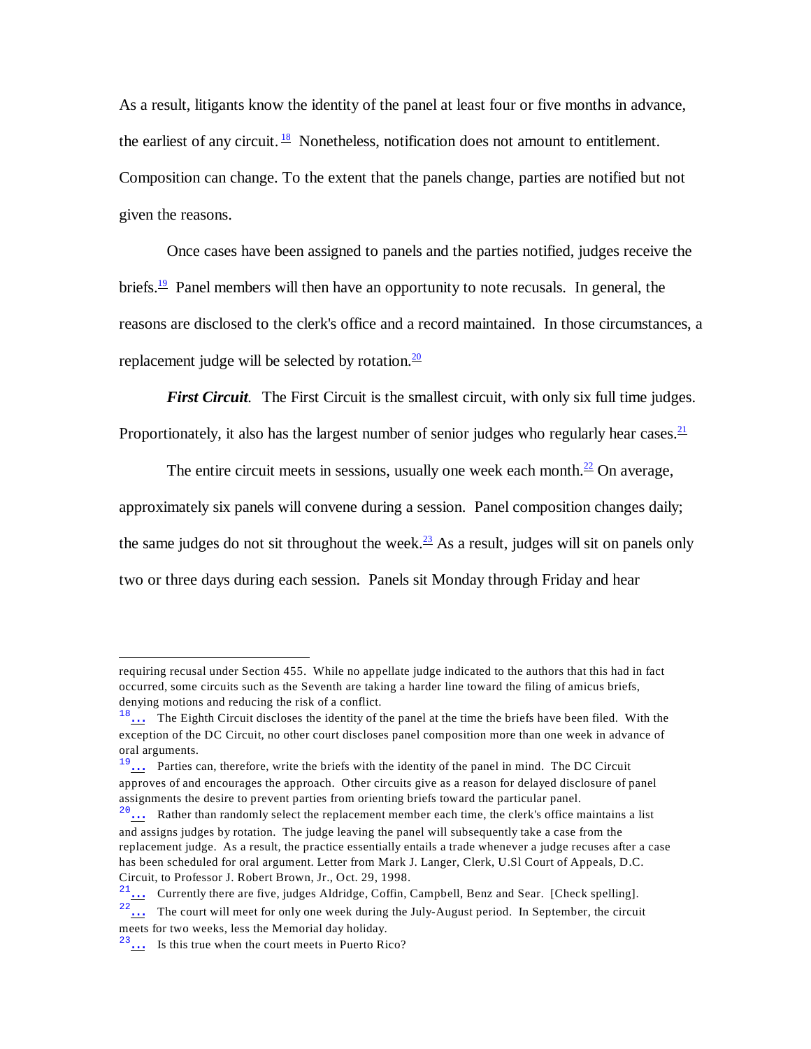As a result, litigants know the identity of the panel at least four or five months in advance, the earliest of any circuit.[18] Nonetheless, notification does not amount to entitlement. Composition can change. To the extent that the panels change, parties are notified but not given the reasons.

Once cases have been assigned to panels and the parties notified, judges receive the briefs.[19] Panel members will then have an opportunity to note recusals. In general, the reasons are disclosed to the clerk's office and a record maintained. In those circumstances, a replacement judge will be selected by rotation.[20]

***First Circuit.*** The First Circuit is the smallest circuit, with only six full time judges. Proportionately, it also has the largest number of senior judges who regularly hear cases.[21]

The entire circuit meets in sessions, usually one week each month.[22] On average, approximately six panels will convene during a session. Panel composition changes daily; the same judges do not sit throughout the week.[23] As a result, judges will sit on panels only two or three days during each session. Panels sit Monday through Friday and hear

---

requiring recusal under Section 455. While no appellate judge indicated to the authors that this had in fact occurred, some circuits such as the Seventh are taking a harder line toward the filing of amicus briefs, denying motions and reducing the risk of a conflict.

[18] The Eighth Circuit discloses the identity of the panel at the time the briefs have been filed. With the exception of the DC Circuit, no other court discloses panel composition more than one week in advance of oral arguments.

[19] Parties can, therefore, write the briefs with the identity of the panel in mind. The DC Circuit approves of and encourages the approach. Other circuits give as a reason for delayed disclosure of panel assignments the desire to prevent parties from orienting briefs toward the particular panel.

[20] Rather than randomly select the replacement member each time, the clerk's office maintains a list and assigns judges by rotation. The judge leaving the panel will subsequently take a case from the replacement judge. As a result, the practice essentially entails a trade whenever a judge recuses after a case has been scheduled for oral argument. Letter from Mark J. Langer, Clerk, U.Sl Court of Appeals, D.C. Circuit, to Professor J. Robert Brown, Jr., Oct. 29, 1998.

[21] Currently there are five, judges Aldridge, Coffin, Campbell, Benz and Sear. [Check spelling].

[22] The court will meet for only one week during the July-August period. In September, the circuit meets for two weeks, less the Memorial day holiday.

[23] Is this true when the court meets in Puerto Rico?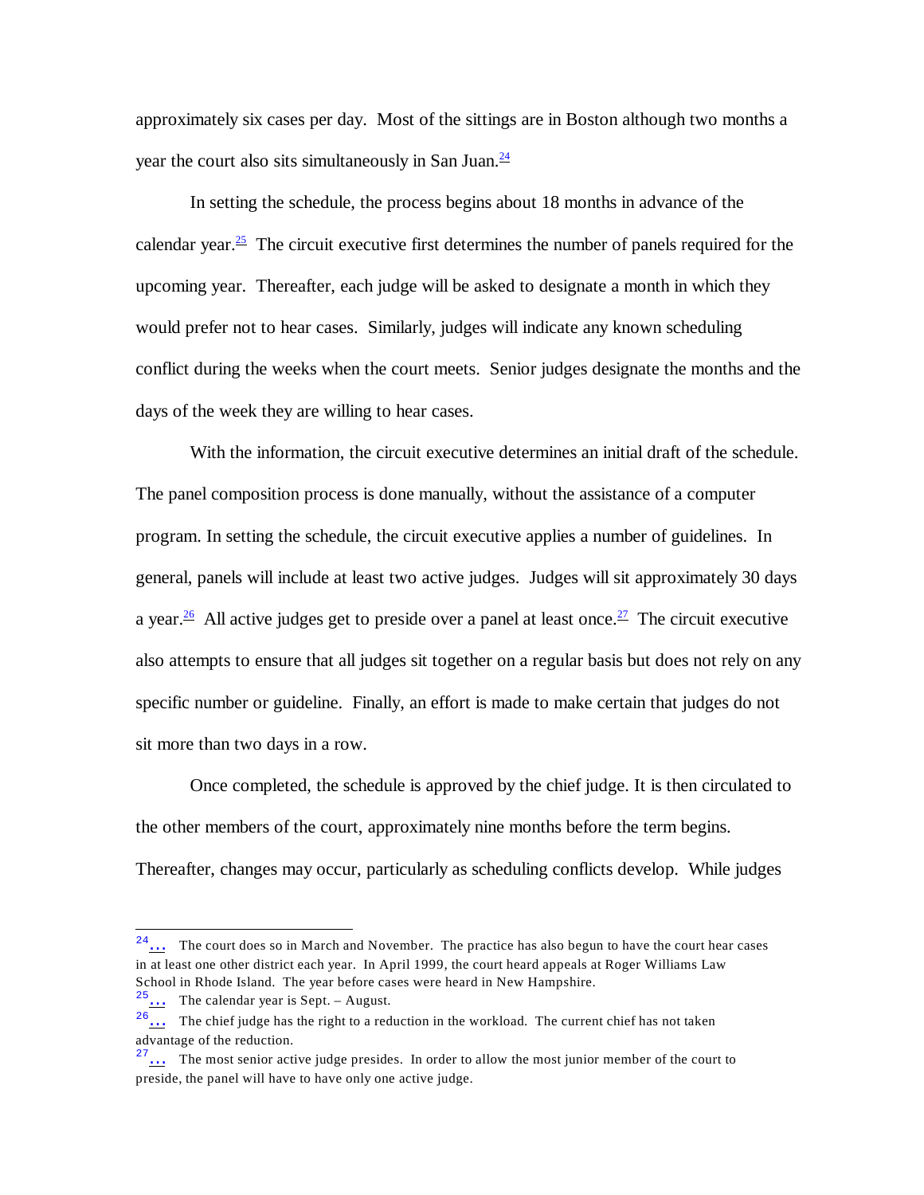approximately six cases per day. Most of the sittings are in Boston although two months a year the court also sits simultaneously in San Juan.[24]

In setting the schedule, the process begins about 18 months in advance of the calendar year.[25] The circuit executive first determines the number of panels required for the upcoming year. Thereafter, each judge will be asked to designate a month in which they would prefer not to hear cases. Similarly, judges will indicate any known scheduling conflict during the weeks when the court meets. Senior judges designate the months and the days of the week they are willing to hear cases.

With the information, the circuit executive determines an initial draft of the schedule. The panel composition process is done manually, without the assistance of a computer program. In setting the schedule, the circuit executive applies a number of guidelines. In general, panels will include at least two active judges. Judges will sit approximately 30 days a year.[26] All active judges get to preside over a panel at least once.[27] The circuit executive also attempts to ensure that all judges sit together on a regular basis but does not rely on any specific number or guideline. Finally, an effort is made to make certain that judges do not sit more than two days in a row.

Once completed, the schedule is approved by the chief judge. It is then circulated to the other members of the court, approximately nine months before the term begins. Thereafter, changes may occur, particularly as scheduling conflicts develop. While judges

---

[24] The court does so in March and November. The practice has also begun to have the court hear cases in at least one other district each year. In April 1999, the court heard appeals at Roger Williams Law School in Rhode Island. The year before cases were heard in New Hampshire.

[25] The calendar year is Sept. – August.

[26] The chief judge has the right to a reduction in the workload. The current chief has not taken advantage of the reduction.

[27] The most senior active judge presides. In order to allow the most junior member of the court to preside, the panel will have to have only one active judge.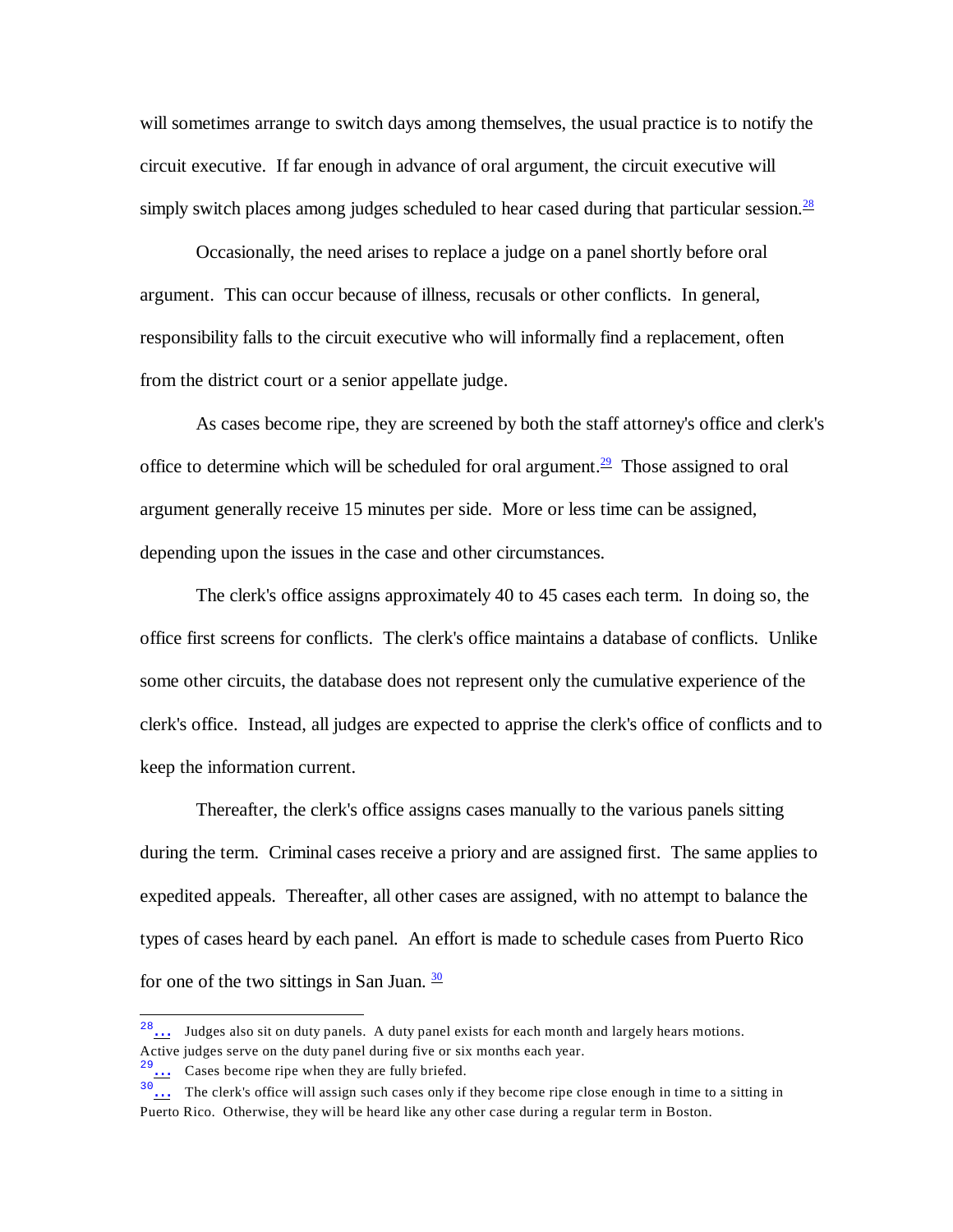will sometimes arrange to switch days among themselves, the usual practice is to notify the circuit executive. If far enough in advance of oral argument, the circuit executive will simply switch places among judges scheduled to hear cased during that particular session.[28]

Occasionally, the need arises to replace a judge on a panel shortly before oral argument. This can occur because of illness, recusals or other conflicts. In general, responsibility falls to the circuit executive who will informally find a replacement, often from the district court or a senior appellate judge.

As cases become ripe, they are screened by both the staff attorney's office and clerk's office to determine which will be scheduled for oral argument.[29] Those assigned to oral argument generally receive 15 minutes per side. More or less time can be assigned, depending upon the issues in the case and other circumstances.

The clerk's office assigns approximately 40 to 45 cases each term. In doing so, the office first screens for conflicts. The clerk's office maintains a database of conflicts. Unlike some other circuits, the database does not represent only the cumulative experience of the clerk's office. Instead, all judges are expected to apprise the clerk's office of conflicts and to keep the information current.

Thereafter, the clerk's office assigns cases manually to the various panels sitting during the term. Criminal cases receive a priory and are assigned first. The same applies to expedited appeals. Thereafter, all other cases are assigned, with no attempt to balance the types of cases heard by each panel. An effort is made to schedule cases from Puerto Rico for one of the two sittings in San Juan. [30]

---

[28] ... Judges also sit on duty panels. A duty panel exists for each month and largely hears motions. Active judges serve on the duty panel during five or six months each year.

[29] ... Cases become ripe when they are fully briefed.

[30] ... The clerk's office will assign such cases only if they become ripe close enough in time to a sitting in Puerto Rico. Otherwise, they will be heard like any other case during a regular term in Boston.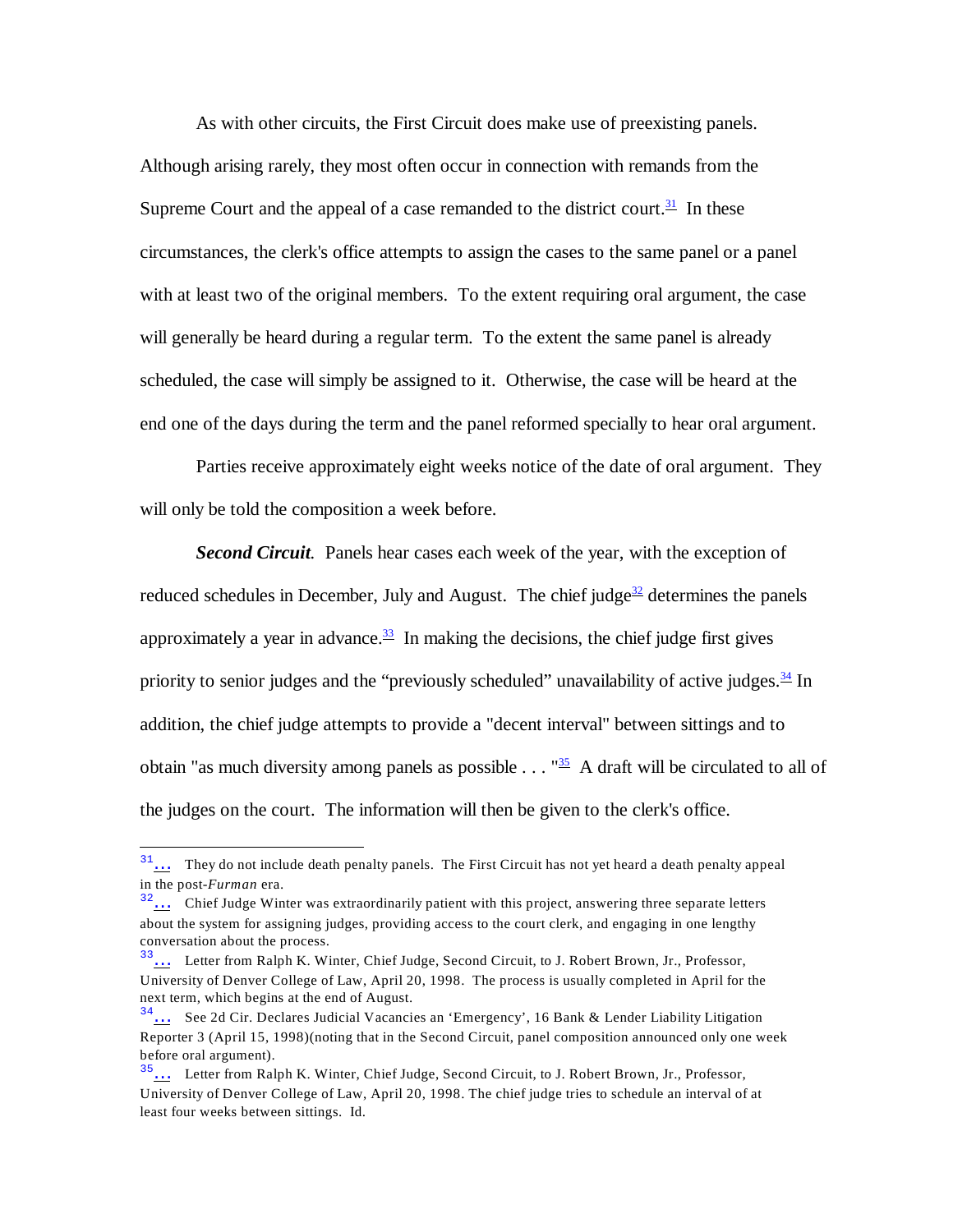As with other circuits, the First Circuit does make use of preexisting panels. Although arising rarely, they most often occur in connection with remands from the Supreme Court and the appeal of a case remanded to the district court.[31] In these circumstances, the clerk's office attempts to assign the cases to the same panel or a panel with at least two of the original members. To the extent requiring oral argument, the case will generally be heard during a regular term. To the extent the same panel is already scheduled, the case will simply be assigned to it. Otherwise, the case will be heard at the end one of the days during the term and the panel reformed specially to hear oral argument.

Parties receive approximately eight weeks notice of the date of oral argument. They will only be told the composition a week before.

***Second Circuit.*** Panels hear cases each week of the year, with the exception of reduced schedules in December, July and August. The chief judge[32] determines the panels approximately a year in advance.[33] In making the decisions, the chief judge first gives priority to senior judges and the "previously scheduled" unavailability of active judges.[34] In addition, the chief judge attempts to provide a "decent interval" between sittings and to obtain "as much diversity among panels as possible . . . "[35] A draft will be circulated to all of the judges on the court. The information will then be given to the clerk's office.

---

[31] They do not include death penalty panels. The First Circuit has not yet heard a death penalty appeal in the post-*Furman* era.

[32] Chief Judge Winter was extraordinarily patient with this project, answering three separate letters about the system for assigning judges, providing access to the court clerk, and engaging in one lengthy conversation about the process.

[33] Letter from Ralph K. Winter, Chief Judge, Second Circuit, to J. Robert Brown, Jr., Professor, University of Denver College of Law, April 20, 1998. The process is usually completed in April for the next term, which begins at the end of August.

[34] See 2d Cir. Declares Judicial Vacancies an 'Emergency', 16 Bank & Lender Liability Litigation Reporter 3 (April 15, 1998)(noting that in the Second Circuit, panel composition announced only one week before oral argument).

[35] Letter from Ralph K. Winter, Chief Judge, Second Circuit, to J. Robert Brown, Jr., Professor, University of Denver College of Law, April 20, 1998. The chief judge tries to schedule an interval of at least four weeks between sittings. Id.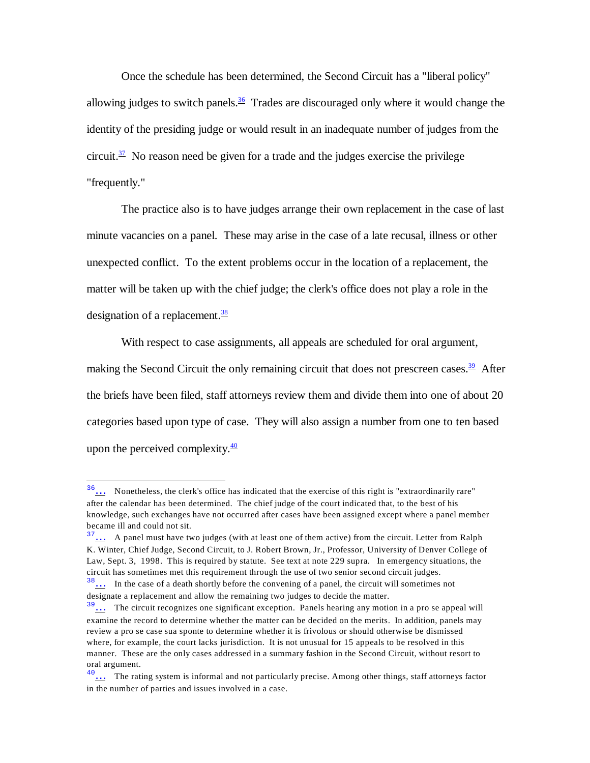Once the schedule has been determined, the Second Circuit has a "liberal policy" allowing judges to switch panels.[36] Trades are discouraged only where it would change the identity of the presiding judge or would result in an inadequate number of judges from the circuit.[37] No reason need be given for a trade and the judges exercise the privilege "frequently."

The practice also is to have judges arrange their own replacement in the case of last minute vacancies on a panel. These may arise in the case of a late recusal, illness or other unexpected conflict. To the extent problems occur in the location of a replacement, the matter will be taken up with the chief judge; the clerk's office does not play a role in the designation of a replacement.[38]

With respect to case assignments, all appeals are scheduled for oral argument, making the Second Circuit the only remaining circuit that does not prescreen cases.[39] After the briefs have been filed, staff attorneys review them and divide them into one of about 20 categories based upon type of case. They will also assign a number from one to ten based upon the perceived complexity.[40]

---

[36]… Nonetheless, the clerk's office has indicated that the exercise of this right is "extraordinarily rare" after the calendar has been determined. The chief judge of the court indicated that, to the best of his knowledge, such exchanges have not occurred after cases have been assigned except where a panel member became ill and could not sit.

[37]… A panel must have two judges (with at least one of them active) from the circuit. Letter from Ralph K. Winter, Chief Judge, Second Circuit, to J. Robert Brown, Jr., Professor, University of Denver College of Law, Sept. 3, 1998. This is required by statute. See text at note 229 supra. In emergency situations, the circuit has sometimes met this requirement through the use of two senior second circuit judges.

[38]… In the case of a death shortly before the convening of a panel, the circuit will sometimes not designate a replacement and allow the remaining two judges to decide the matter.

[39]… The circuit recognizes one significant exception. Panels hearing any motion in a pro se appeal will examine the record to determine whether the matter can be decided on the merits. In addition, panels may review a pro se case sua sponte to determine whether it is frivolous or should otherwise be dismissed where, for example, the court lacks jurisdiction. It is not unusual for 15 appeals to be resolved in this manner. These are the only cases addressed in a summary fashion in the Second Circuit, without resort to oral argument.

[40]… The rating system is informal and not particularly precise. Among other things, staff attorneys factor in the number of parties and issues involved in a case.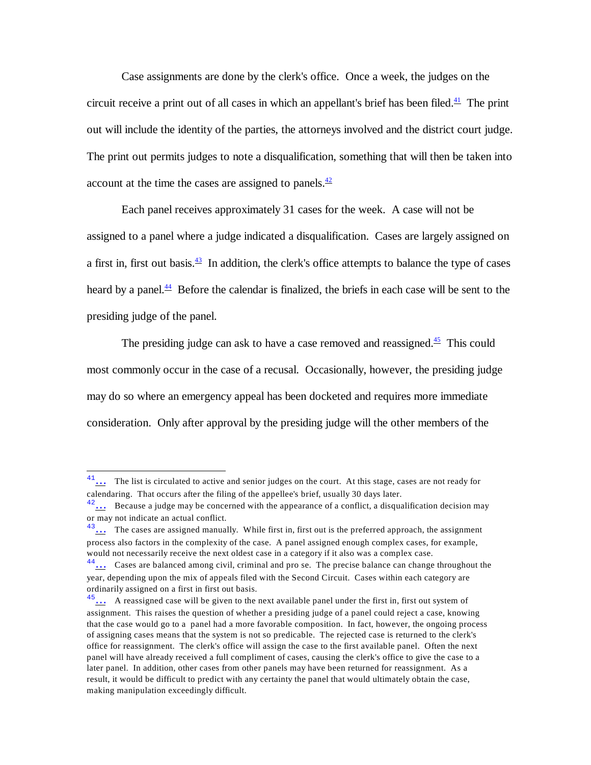Case assignments are done by the clerk's office. Once a week, the judges on the circuit receive a print out of all cases in which an appellant's brief has been filed.[41] The print out will include the identity of the parties, the attorneys involved and the district court judge. The print out permits judges to note a disqualification, something that will then be taken into account at the time the cases are assigned to panels.[42]

Each panel receives approximately 31 cases for the week. A case will not be assigned to a panel where a judge indicated a disqualification. Cases are largely assigned on a first in, first out basis.[43] In addition, the clerk's office attempts to balance the type of cases heard by a panel.[44] Before the calendar is finalized, the briefs in each case will be sent to the presiding judge of the panel.

The presiding judge can ask to have a case removed and reassigned.[45] This could most commonly occur in the case of a recusal. Occasionally, however, the presiding judge may do so where an emergency appeal has been docketed and requires more immediate consideration. Only after approval by the presiding judge will the other members of the

---

[41]... The list is circulated to active and senior judges on the court. At this stage, cases are not ready for calendaring. That occurs after the filing of the appellee's brief, usually 30 days later.

[42]... Because a judge may be concerned with the appearance of a conflict, a disqualification decision may or may not indicate an actual conflict.

[43]... The cases are assigned manually. While first in, first out is the preferred approach, the assignment process also factors in the complexity of the case. A panel assigned enough complex cases, for example, would not necessarily receive the next oldest case in a category if it also was a complex case.

[44]... Cases are balanced among civil, criminal and pro se. The precise balance can change throughout the year, depending upon the mix of appeals filed with the Second Circuit. Cases within each category are ordinarily assigned on a first in first out basis.

[45]... A reassigned case will be given to the next available panel under the first in, first out system of assignment. This raises the question of whether a presiding judge of a panel could reject a case, knowing that the case would go to a panel had a more favorable composition. In fact, however, the ongoing process of assigning cases means that the system is not so predicable. The rejected case is returned to the clerk's office for reassignment. The clerk's office will assign the case to the first available panel. Often the next panel will have already received a full compliment of cases, causing the clerk's office to give the case to a later panel. In addition, other cases from other panels may have been returned for reassignment. As a result, it would be difficult to predict with any certainty the panel that would ultimately obtain the case, making manipulation exceedingly difficult.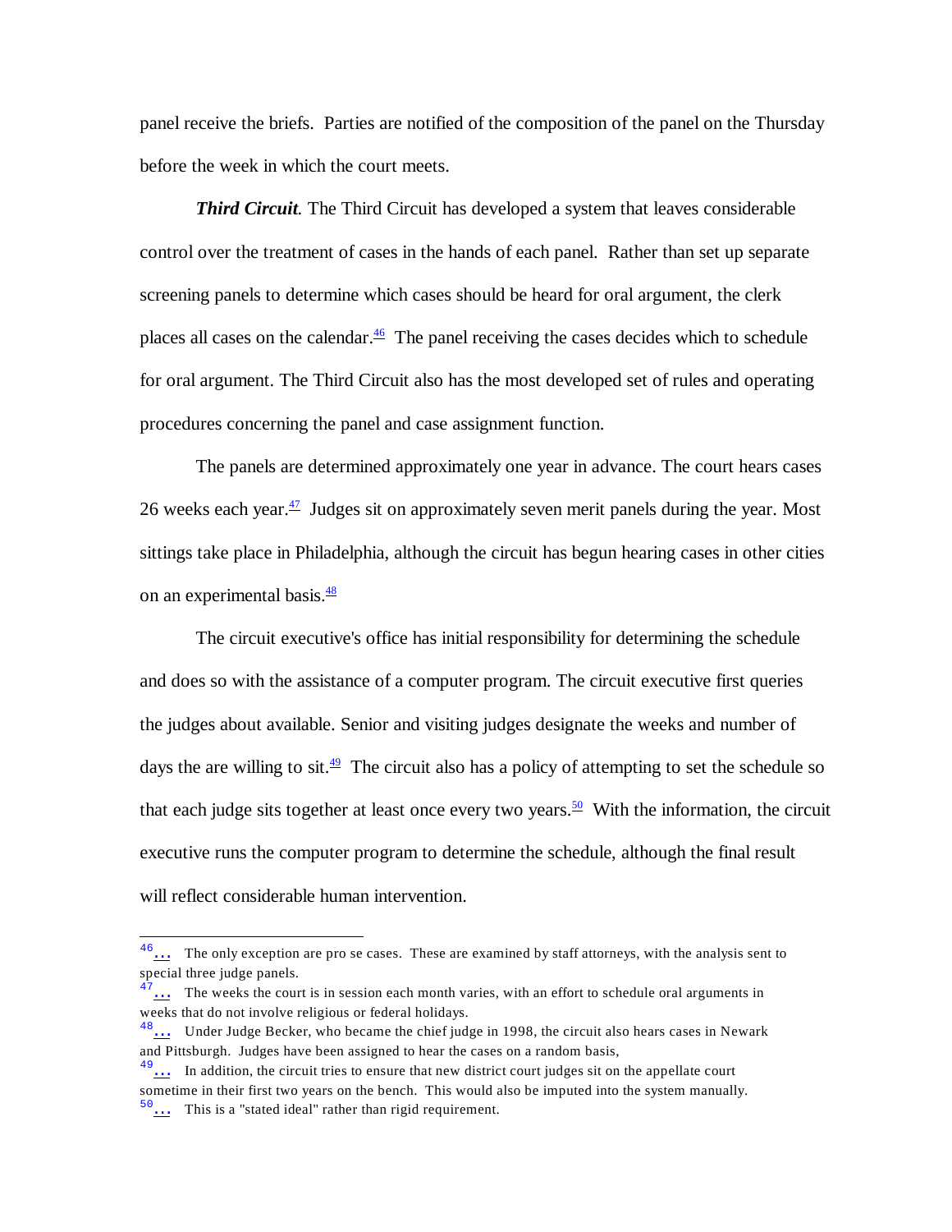panel receive the briefs. Parties are notified of the composition of the panel on the Thursday before the week in which the court meets.

***Third Circuit***. The Third Circuit has developed a system that leaves considerable control over the treatment of cases in the hands of each panel. Rather than set up separate screening panels to determine which cases should be heard for oral argument, the clerk places all cases on the calendar.[46] The panel receiving the cases decides which to schedule for oral argument. The Third Circuit also has the most developed set of rules and operating procedures concerning the panel and case assignment function.

The panels are determined approximately one year in advance. The court hears cases 26 weeks each year.[47] Judges sit on approximately seven merit panels during the year. Most sittings take place in Philadelphia, although the circuit has begun hearing cases in other cities on an experimental basis.[48]

The circuit executive's office has initial responsibility for determining the schedule and does so with the assistance of a computer program. The circuit executive first queries the judges about available. Senior and visiting judges designate the weeks and number of days the are willing to sit.[49] The circuit also has a policy of attempting to set the schedule so that each judge sits together at least once every two years.[50] With the information, the circuit executive runs the computer program to determine the schedule, although the final result will reflect considerable human intervention.

---

[46] The only exception are pro se cases. These are examined by staff attorneys, with the analysis sent to special three judge panels.

[47] The weeks the court is in session each month varies, with an effort to schedule oral arguments in weeks that do not involve religious or federal holidays.

[48] Under Judge Becker, who became the chief judge in 1998, the circuit also hears cases in Newark and Pittsburgh. Judges have been assigned to hear the cases on a random basis,

[49] In addition, the circuit tries to ensure that new district court judges sit on the appellate court sometime in their first two years on the bench. This would also be imputed into the system manually.

[50] This is a "stated ideal" rather than rigid requirement.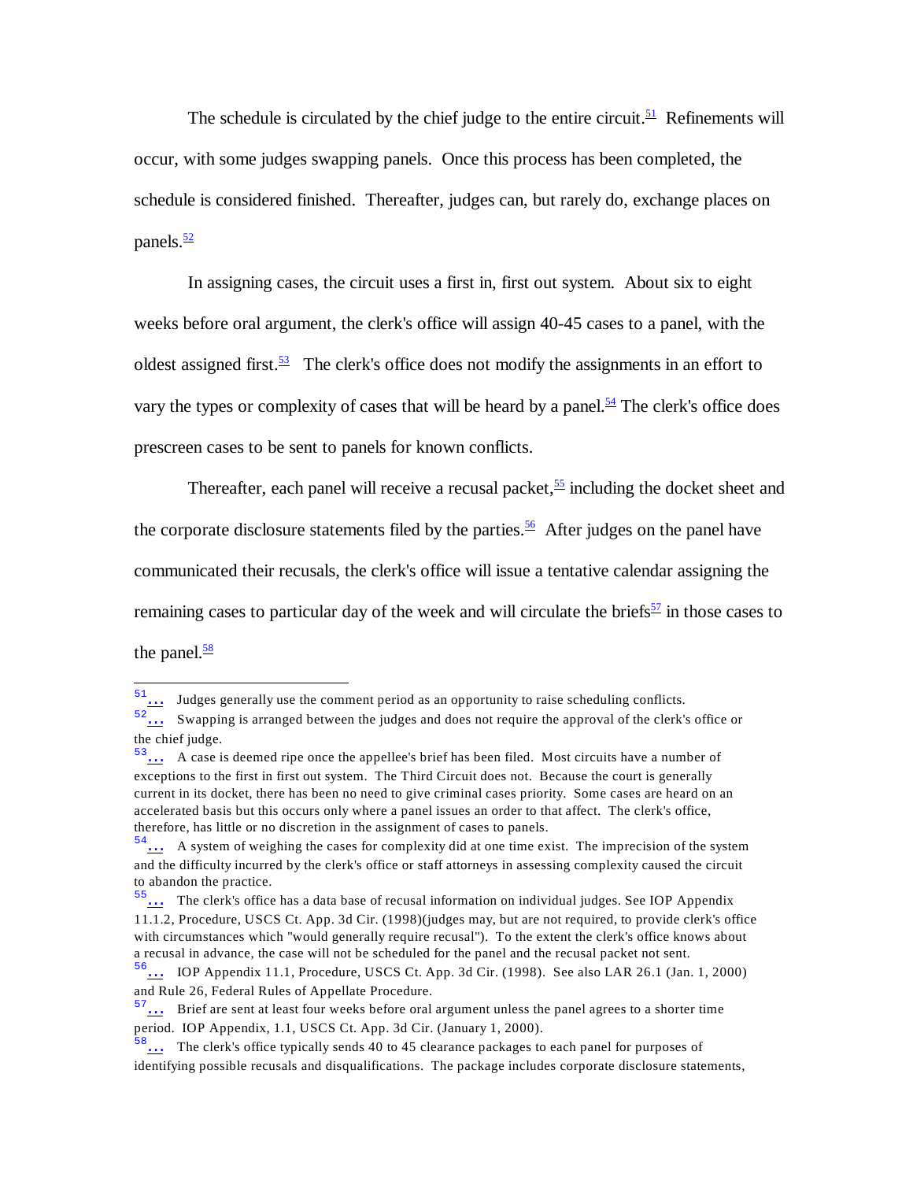The schedule is circulated by the chief judge to the entire circuit.[51] Refinements will occur, with some judges swapping panels. Once this process has been completed, the schedule is considered finished. Thereafter, judges can, but rarely do, exchange places on panels.[52]

In assigning cases, the circuit uses a first in, first out system. About six to eight weeks before oral argument, the clerk's office will assign 40-45 cases to a panel, with the oldest assigned first.[53] The clerk's office does not modify the assignments in an effort to vary the types or complexity of cases that will be heard by a panel.[54] The clerk's office does prescreen cases to be sent to panels for known conflicts.

Thereafter, each panel will receive a recusal packet,[55] including the docket sheet and the corporate disclosure statements filed by the parties.[56] After judges on the panel have communicated their recusals, the clerk's office will issue a tentative calendar assigning the remaining cases to particular day of the week and will circulate the briefs[57] in those cases to the panel.[58]

---

[51] ... Judges generally use the comment period as an opportunity to raise scheduling conflicts.

[52] ... Swapping is arranged between the judges and does not require the approval of the clerk's office or the chief judge.

[53] ... A case is deemed ripe once the appellee's brief has been filed. Most circuits have a number of exceptions to the first in first out system. The Third Circuit does not. Because the court is generally current in its docket, there has been no need to give criminal cases priority. Some cases are heard on an accelerated basis but this occurs only where a panel issues an order to that affect. The clerk's office, therefore, has little or no discretion in the assignment of cases to panels.

[54] ... A system of weighing the cases for complexity did at one time exist. The imprecision of the system and the difficulty incurred by the clerk's office or staff attorneys in assessing complexity caused the circuit to abandon the practice.

[55] ... The clerk's office has a data base of recusal information on individual judges. See IOP Appendix 11.1.2, Procedure, USCS Ct. App. 3d Cir. (1998)(judges may, but are not required, to provide clerk's office with circumstances which "would generally require recusal"). To the extent the clerk's office knows about a recusal in advance, the case will not be scheduled for the panel and the recusal packet not sent.

[56] ... IOP Appendix 11.1, Procedure, USCS Ct. App. 3d Cir. (1998). See also LAR 26.1 (Jan. 1, 2000) and Rule 26, Federal Rules of Appellate Procedure.

[57] ... Brief are sent at least four weeks before oral argument unless the panel agrees to a shorter time period. IOP Appendix, 1.1, USCS Ct. App. 3d Cir. (January 1, 2000).

[58] ... The clerk's office typically sends 40 to 45 clearance packages to each panel for purposes of identifying possible recusals and disqualifications. The package includes corporate disclosure statements,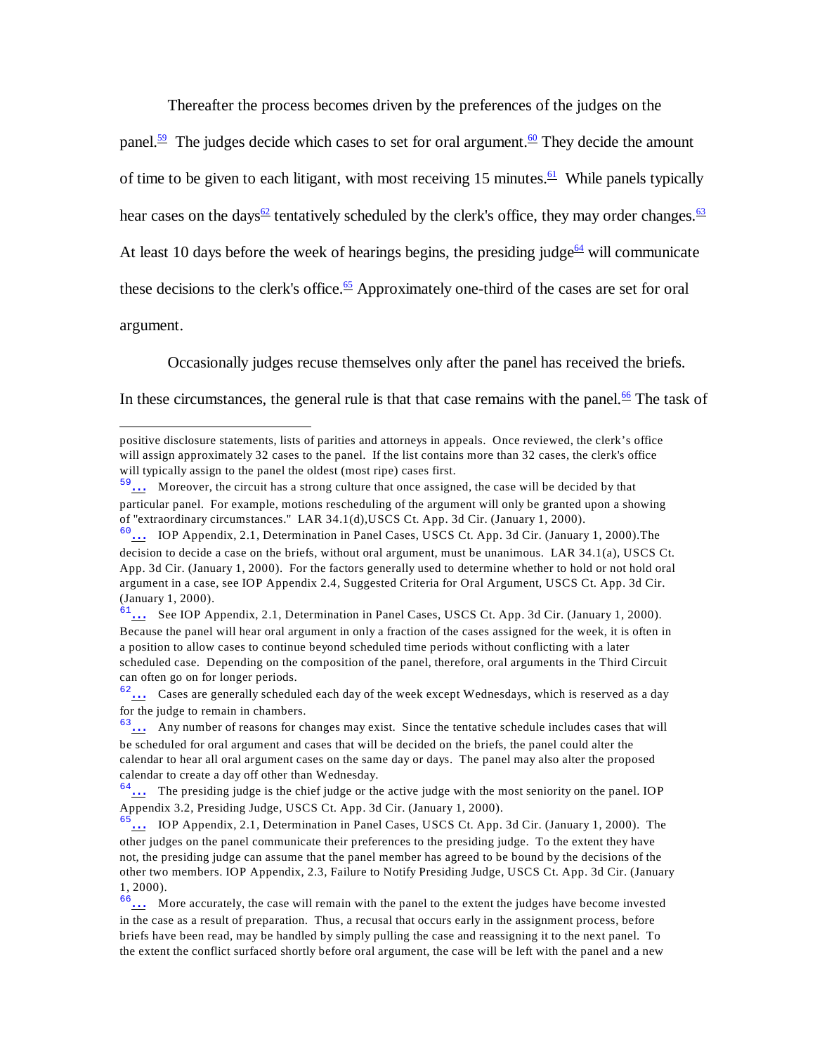Thereafter the process becomes driven by the preferences of the judges on the panel.[59] The judges decide which cases to set for oral argument.[60] They decide the amount of time to be given to each litigant, with most receiving 15 minutes.[61] While panels typically hear cases on the days[62] tentatively scheduled by the clerk's office, they may order changes.[63] At least 10 days before the week of hearings begins, the presiding judge[64] will communicate these decisions to the clerk's office.[65] Approximately one-third of the cases are set for oral argument.

Occasionally judges recuse themselves only after the panel has received the briefs. In these circumstances, the general rule is that that case remains with the panel.[66] The task of

---

positive disclosure statements, lists of parities and attorneys in appeals. Once reviewed, the clerk's office will assign approximately 32 cases to the panel. If the list contains more than 32 cases, the clerk's office will typically assign to the panel the oldest (most ripe) cases first.

[59] ... Moreover, the circuit has a strong culture that once assigned, the case will be decided by that particular panel. For example, motions rescheduling of the argument will only be granted upon a showing of "extraordinary circumstances." LAR 34.1(d),USCS Ct. App. 3d Cir. (January 1, 2000).

[60] ... IOP Appendix, 2.1, Determination in Panel Cases, USCS Ct. App. 3d Cir. (January 1, 2000).The decision to decide a case on the briefs, without oral argument, must be unanimous. LAR 34.1(a), USCS Ct. App. 3d Cir. (January 1, 2000). For the factors generally used to determine whether to hold or not hold oral argument in a case, see IOP Appendix 2.4, Suggested Criteria for Oral Argument, USCS Ct. App. 3d Cir. (January 1, 2000).

[61] ... See IOP Appendix, 2.1, Determination in Panel Cases, USCS Ct. App. 3d Cir. (January 1, 2000). Because the panel will hear oral argument in only a fraction of the cases assigned for the week, it is often in a position to allow cases to continue beyond scheduled time periods without conflicting with a later scheduled case. Depending on the composition of the panel, therefore, oral arguments in the Third Circuit can often go on for longer periods.

[62] ... Cases are generally scheduled each day of the week except Wednesdays, which is reserved as a day for the judge to remain in chambers.

[63] ... Any number of reasons for changes may exist. Since the tentative schedule includes cases that will be scheduled for oral argument and cases that will be decided on the briefs, the panel could alter the calendar to hear all oral argument cases on the same day or days. The panel may also alter the proposed calendar to create a day off other than Wednesday.

[64] ... The presiding judge is the chief judge or the active judge with the most seniority on the panel. IOP Appendix 3.2, Presiding Judge, USCS Ct. App. 3d Cir. (January 1, 2000).

[65] ... IOP Appendix, 2.1, Determination in Panel Cases, USCS Ct. App. 3d Cir. (January 1, 2000). The other judges on the panel communicate their preferences to the presiding judge. To the extent they have not, the presiding judge can assume that the panel member has agreed to be bound by the decisions of the other two members. IOP Appendix, 2.3, Failure to Notify Presiding Judge, USCS Ct. App. 3d Cir. (January 1, 2000).

[66] ... More accurately, the case will remain with the panel to the extent the judges have become invested in the case as a result of preparation. Thus, a recusal that occurs early in the assignment process, before briefs have been read, may be handled by simply pulling the case and reassigning it to the next panel. To the extent the conflict surfaced shortly before oral argument, the case will be left with the panel and a new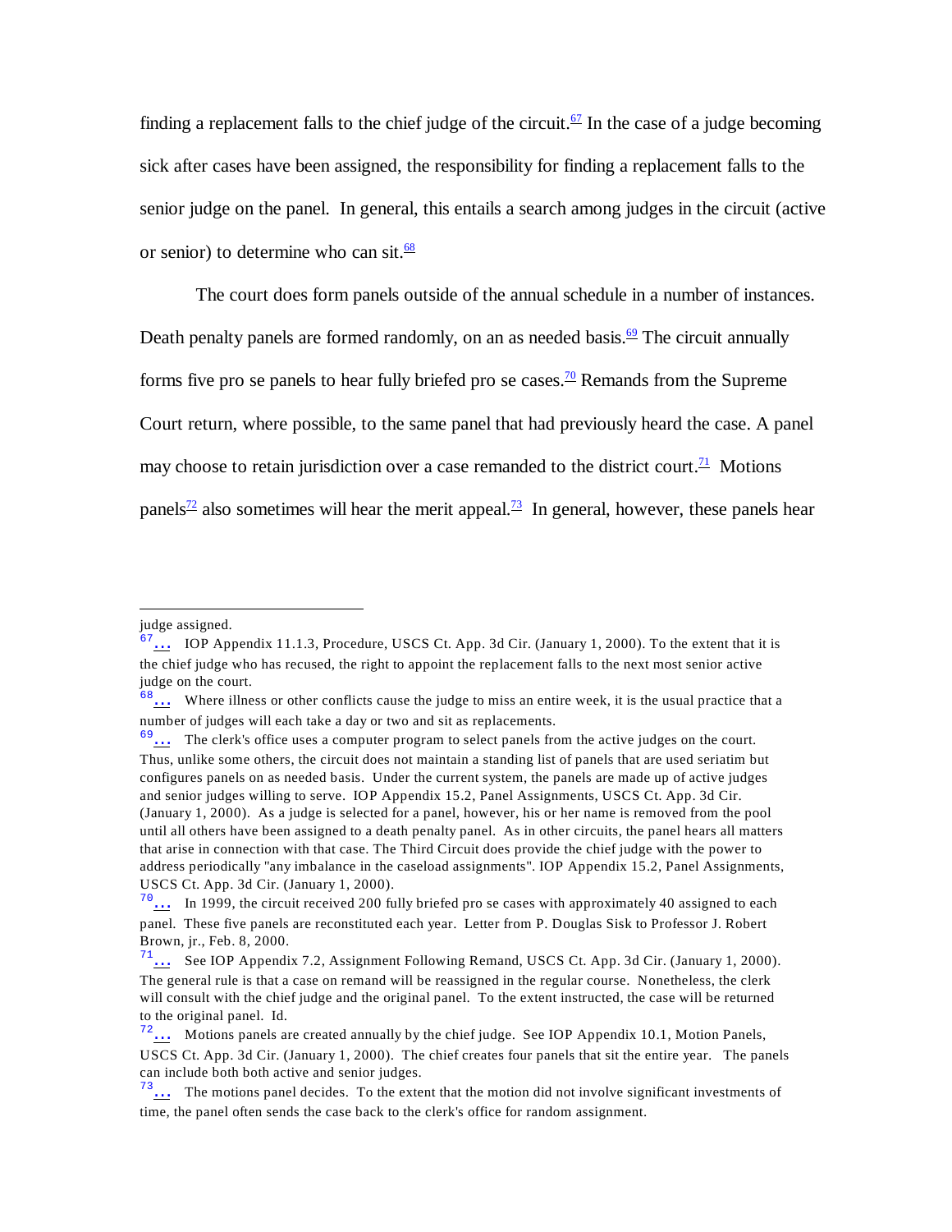finding a replacement falls to the chief judge of the circuit.[67] In the case of a judge becoming sick after cases have been assigned, the responsibility for finding a replacement falls to the senior judge on the panel. In general, this entails a search among judges in the circuit (active or senior) to determine who can sit.[68]

The court does form panels outside of the annual schedule in a number of instances. Death penalty panels are formed randomly, on an as needed basis.[69] The circuit annually forms five pro se panels to hear fully briefed pro se cases.[70] Remands from the Supreme Court return, where possible, to the same panel that had previously heard the case. A panel may choose to retain jurisdiction over a case remanded to the district court.[71] Motions panels[72] also sometimes will hear the merit appeal.[73] In general, however, these panels hear

---

judge assigned.

[67] ... IOP Appendix 11.1.3, Procedure, USCS Ct. App. 3d Cir. (January 1, 2000). To the extent that it is the chief judge who has recused, the right to appoint the replacement falls to the next most senior active judge on the court.

[68] ... Where illness or other conflicts cause the judge to miss an entire week, it is the usual practice that a number of judges will each take a day or two and sit as replacements.

[69] ... The clerk's office uses a computer program to select panels from the active judges on the court. Thus, unlike some others, the circuit does not maintain a standing list of panels that are used seriatim but configures panels on as needed basis. Under the current system, the panels are made up of active judges and senior judges willing to serve. IOP Appendix 15.2, Panel Assignments, USCS Ct. App. 3d Cir. (January 1, 2000). As a judge is selected for a panel, however, his or her name is removed from the pool until all others have been assigned to a death penalty panel. As in other circuits, the panel hears all matters that arise in connection with that case. The Third Circuit does provide the chief judge with the power to address periodically "any imbalance in the caseload assignments". IOP Appendix 15.2, Panel Assignments, USCS Ct. App. 3d Cir. (January 1, 2000).

[70] ... In 1999, the circuit received 200 fully briefed pro se cases with approximately 40 assigned to each panel. These five panels are reconstituted each year. Letter from P. Douglas Sisk to Professor J. Robert Brown, jr., Feb. 8, 2000.

[71] ... See IOP Appendix 7.2, Assignment Following Remand, USCS Ct. App. 3d Cir. (January 1, 2000). The general rule is that a case on remand will be reassigned in the regular course. Nonetheless, the clerk will consult with the chief judge and the original panel. To the extent instructed, the case will be returned to the original panel. Id.

[72] ... Motions panels are created annually by the chief judge. See IOP Appendix 10.1, Motion Panels, USCS Ct. App. 3d Cir. (January 1, 2000). The chief creates four panels that sit the entire year. The panels can include both both active and senior judges.

[73] ... The motions panel decides. To the extent that the motion did not involve significant investments of time, the panel often sends the case back to the clerk's office for random assignment.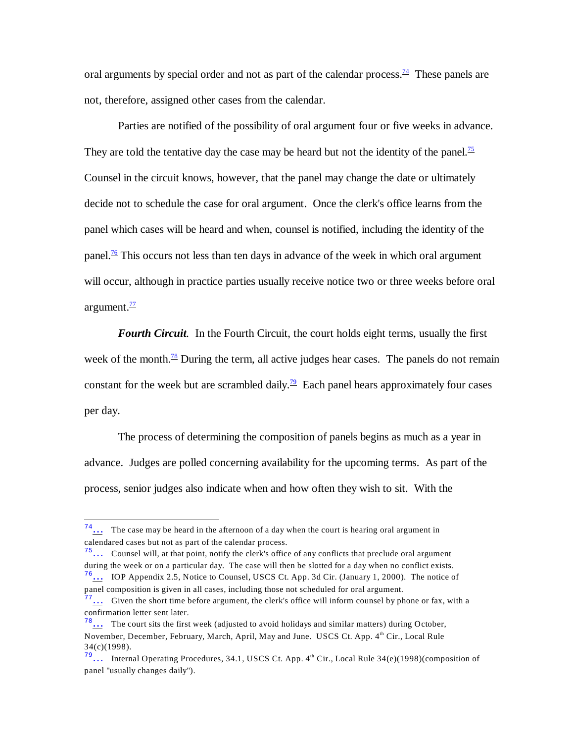oral arguments by special order and not as part of the calendar process.[74] These panels are not, therefore, assigned other cases from the calendar.

Parties are notified of the possibility of oral argument four or five weeks in advance. They are told the tentative day the case may be heard but not the identity of the panel.[75] Counsel in the circuit knows, however, that the panel may change the date or ultimately decide not to schedule the case for oral argument. Once the clerk's office learns from the panel which cases will be heard and when, counsel is notified, including the identity of the panel.[76] This occurs not less than ten days in advance of the week in which oral argument will occur, although in practice parties usually receive notice two or three weeks before oral argument.[77]

***Fourth Circuit.*** In the Fourth Circuit, the court holds eight terms, usually the first week of the month.[78] During the term, all active judges hear cases. The panels do not remain constant for the week but are scrambled daily.[79] Each panel hears approximately four cases per day.

The process of determining the composition of panels begins as much as a year in advance. Judges are polled concerning availability for the upcoming terms. As part of the process, senior judges also indicate when and how often they wish to sit. With the

---

[74] … The case may be heard in the afternoon of a day when the court is hearing oral argument in calendared cases but not as part of the calendar process.

[75] … Counsel will, at that point, notify the clerk's office of any conflicts that preclude oral argument during the week or on a particular day. The case will then be slotted for a day when no conflict exists.

[76] … IOP Appendix 2.5, Notice to Counsel, USCS Ct. App. 3d Cir. (January 1, 2000). The notice of panel composition is given in all cases, including those not scheduled for oral argument.

[77] … Given the short time before argument, the clerk's office will inform counsel by phone or fax, with a confirmation letter sent later.

[78] … The court sits the first week (adjusted to avoid holidays and similar matters) during October, November, December, February, March, April, May and June. USCS Ct. App. 4th Cir., Local Rule 34(c)(1998).

[79] … Internal Operating Procedures, 34.1, USCS Ct. App. 4th Cir., Local Rule 34(e)(1998)(composition of panel "usually changes daily").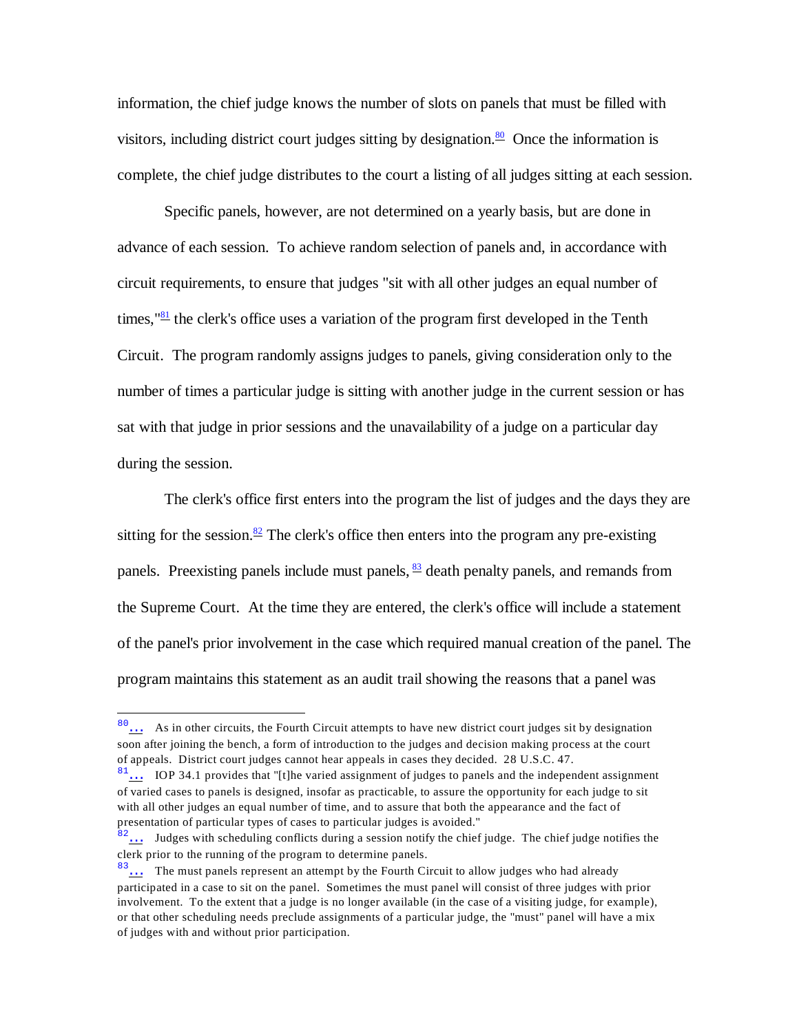information, the chief judge knows the number of slots on panels that must be filled with visitors, including district court judges sitting by designation.[80] Once the information is complete, the chief judge distributes to the court a listing of all judges sitting at each session.

Specific panels, however, are not determined on a yearly basis, but are done in advance of each session. To achieve random selection of panels and, in accordance with circuit requirements, to ensure that judges "sit with all other judges an equal number of times,"[81] the clerk's office uses a variation of the program first developed in the Tenth Circuit. The program randomly assigns judges to panels, giving consideration only to the number of times a particular judge is sitting with another judge in the current session or has sat with that judge in prior sessions and the unavailability of a judge on a particular day during the session.

The clerk's office first enters into the program the list of judges and the days they are sitting for the session.[82] The clerk's office then enters into the program any pre-existing panels. Preexisting panels include must panels, [83] death penalty panels, and remands from the Supreme Court. At the time they are entered, the clerk's office will include a statement of the panel's prior involvement in the case which required manual creation of the panel. The program maintains this statement as an audit trail showing the reasons that a panel was

---

[80] ... As in other circuits, the Fourth Circuit attempts to have new district court judges sit by designation soon after joining the bench, a form of introduction to the judges and decision making process at the court of appeals. District court judges cannot hear appeals in cases they decided. 28 U.S.C. 47.

[81] ... IOP 34.1 provides that "[t]he varied assignment of judges to panels and the independent assignment of varied cases to panels is designed, insofar as practicable, to assure the opportunity for each judge to sit with all other judges an equal number of time, and to assure that both the appearance and the fact of presentation of particular types of cases to particular judges is avoided."

[82] ... Judges with scheduling conflicts during a session notify the chief judge. The chief judge notifies the clerk prior to the running of the program to determine panels.

[83] ... The must panels represent an attempt by the Fourth Circuit to allow judges who had already participated in a case to sit on the panel. Sometimes the must panel will consist of three judges with prior involvement. To the extent that a judge is no longer available (in the case of a visiting judge, for example), or that other scheduling needs preclude assignments of a particular judge, the "must" panel will have a mix of judges with and without prior participation.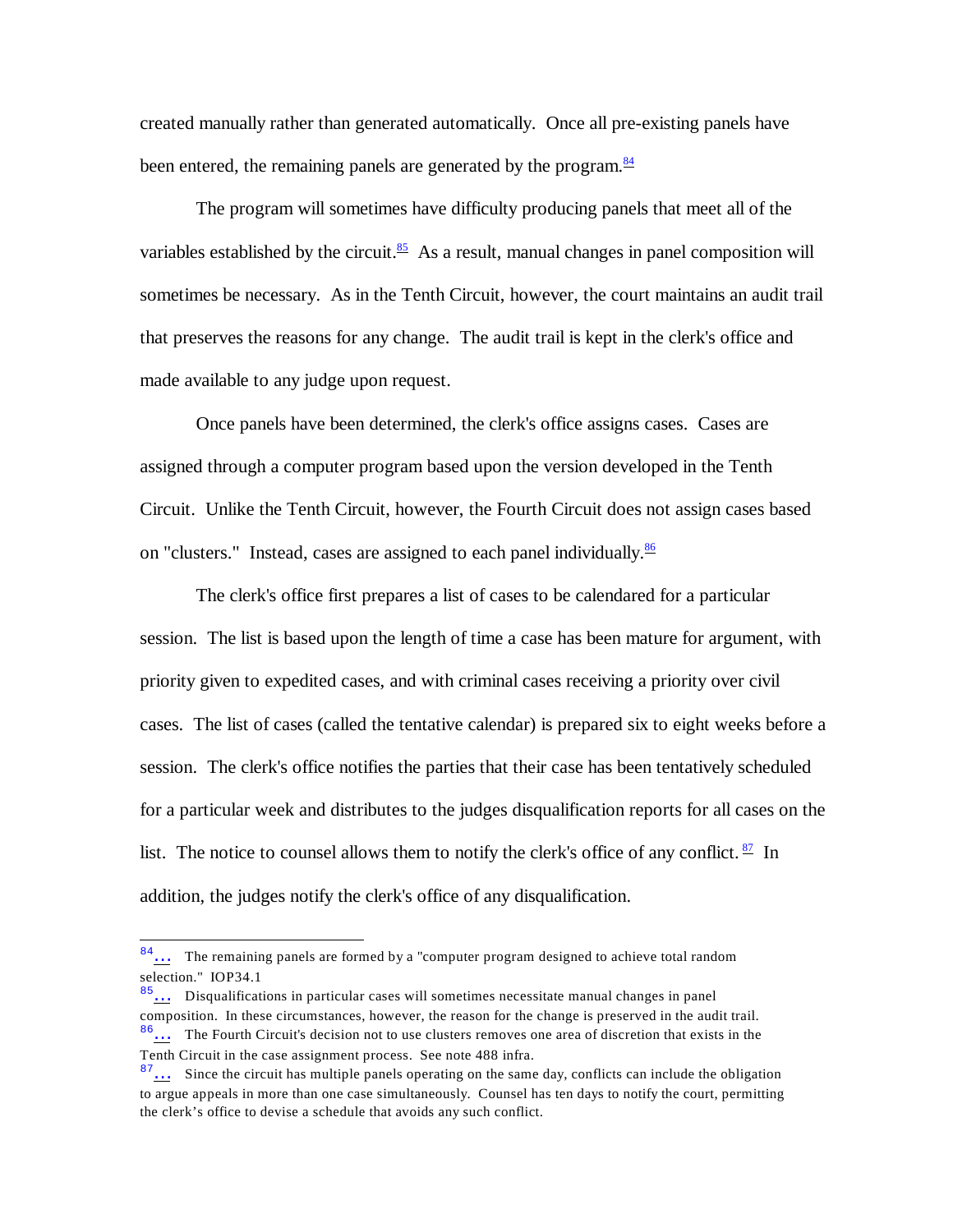created manually rather than generated automatically. Once all pre-existing panels have been entered, the remaining panels are generated by the program.[84]

The program will sometimes have difficulty producing panels that meet all of the variables established by the circuit.[85] As a result, manual changes in panel composition will sometimes be necessary. As in the Tenth Circuit, however, the court maintains an audit trail that preserves the reasons for any change. The audit trail is kept in the clerk's office and made available to any judge upon request.

Once panels have been determined, the clerk's office assigns cases. Cases are assigned through a computer program based upon the version developed in the Tenth Circuit. Unlike the Tenth Circuit, however, the Fourth Circuit does not assign cases based on "clusters." Instead, cases are assigned to each panel individually.[86]

The clerk's office first prepares a list of cases to be calendared for a particular session. The list is based upon the length of time a case has been mature for argument, with priority given to expedited cases, and with criminal cases receiving a priority over civil cases. The list of cases (called the tentative calendar) is prepared six to eight weeks before a session. The clerk's office notifies the parties that their case has been tentatively scheduled for a particular week and distributes to the judges disqualification reports for all cases on the list. The notice to counsel allows them to notify the clerk's office of any conflict.[87] In addition, the judges notify the clerk's office of any disqualification.

---

[84]... The remaining panels are formed by a "computer program designed to achieve total random selection." IOP34.1

[85]... Disqualifications in particular cases will sometimes necessitate manual changes in panel composition. In these circumstances, however, the reason for the change is preserved in the audit trail.

[86]... The Fourth Circuit's decision not to use clusters removes one area of discretion that exists in the Tenth Circuit in the case assignment process. See note 488 infra.

[87]... Since the circuit has multiple panels operating on the same day, conflicts can include the obligation to argue appeals in more than one case simultaneously. Counsel has ten days to notify the court, permitting the clerk's office to devise a schedule that avoids any such conflict.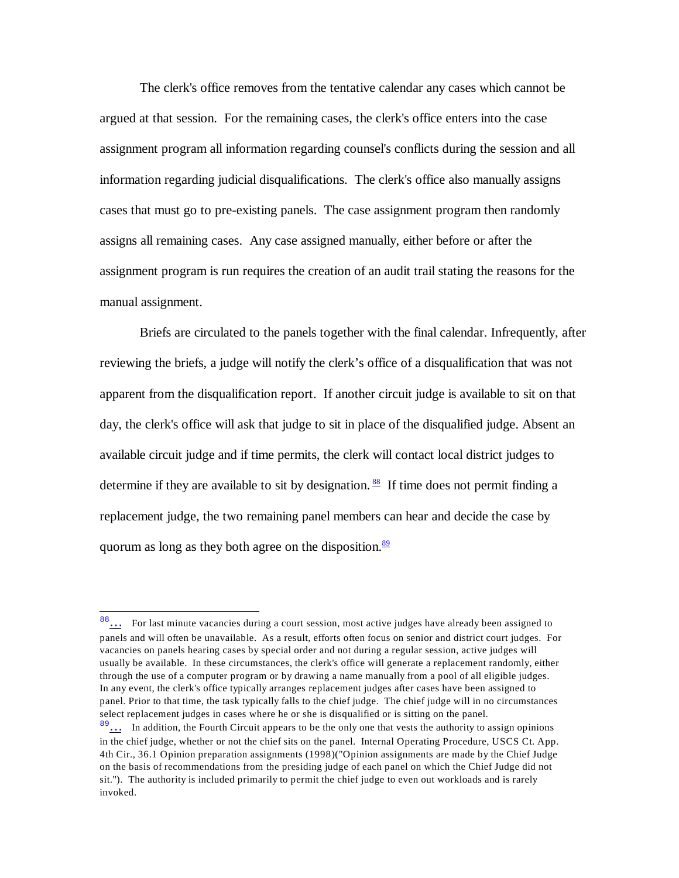The clerk's office removes from the tentative calendar any cases which cannot be argued at that session. For the remaining cases, the clerk's office enters into the case assignment program all information regarding counsel's conflicts during the session and all information regarding judicial disqualifications. The clerk's office also manually assigns cases that must go to pre-existing panels. The case assignment program then randomly assigns all remaining cases. Any case assigned manually, either before or after the assignment program is run requires the creation of an audit trail stating the reasons for the manual assignment.

Briefs are circulated to the panels together with the final calendar. Infrequently, after reviewing the briefs, a judge will notify the clerk's office of a disqualification that was not apparent from the disqualification report. If another circuit judge is available to sit on that day, the clerk's office will ask that judge to sit in place of the disqualified judge. Absent an available circuit judge and if time permits, the clerk will contact local district judges to determine if they are available to sit by designation.[88] If time does not permit finding a replacement judge, the two remaining panel members can hear and decide the case by quorum as long as they both agree on the disposition.[89]

---

[88]... For last minute vacancies during a court session, most active judges have already been assigned to panels and will often be unavailable. As a result, efforts often focus on senior and district court judges. For vacancies on panels hearing cases by special order and not during a regular session, active judges will usually be available. In these circumstances, the clerk's office will generate a replacement randomly, either through the use of a computer program or by drawing a name manually from a pool of all eligible judges. In any event, the clerk's office typically arranges replacement judges after cases have been assigned to panel. Prior to that time, the task typically falls to the chief judge. The chief judge will in no circumstances select replacement judges in cases where he or she is disqualified or is sitting on the panel.

[89]... In addition, the Fourth Circuit appears to be the only one that vests the authority to assign opinions in the chief judge, whether or not the chief sits on the panel. Internal Operating Procedure, USCS Ct. App. 4th Cir., 36.1 Opinion preparation assignments (1998)("Opinion assignments are made by the Chief Judge on the basis of recommendations from the presiding judge of each panel on which the Chief Judge did not sit."). The authority is included primarily to permit the chief judge to even out workloads and is rarely invoked.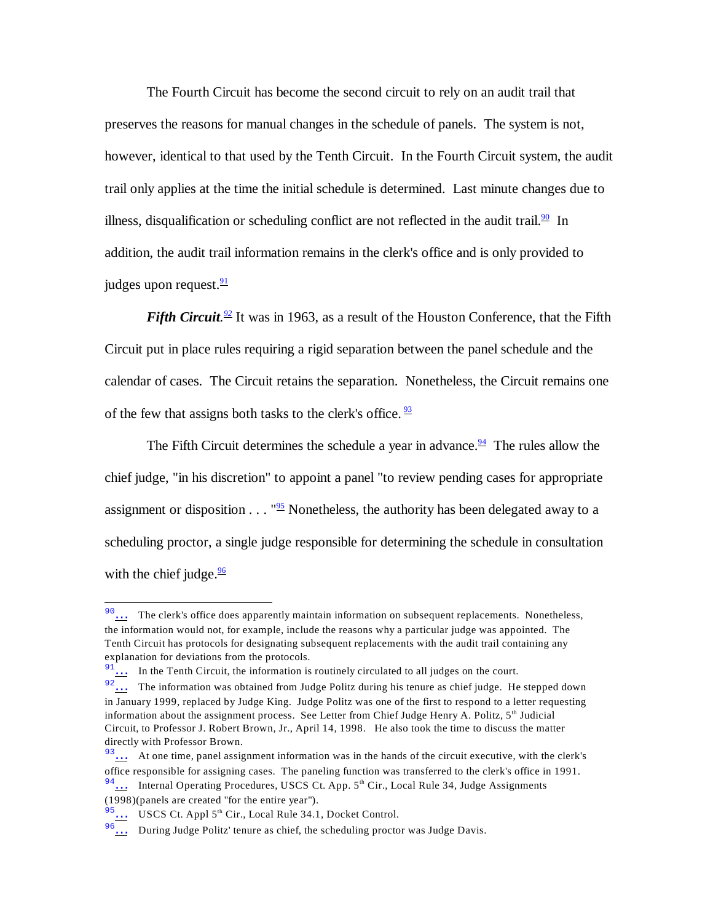The Fourth Circuit has become the second circuit to rely on an audit trail that preserves the reasons for manual changes in the schedule of panels. The system is not, however, identical to that used by the Tenth Circuit. In the Fourth Circuit system, the audit trail only applies at the time the initial schedule is determined. Last minute changes due to illness, disqualification or scheduling conflict are not reflected in the audit trail.[90] In addition, the audit trail information remains in the clerk's office and is only provided to judges upon request.[91]

***Fifth Circuit.***[92] It was in 1963, as a result of the Houston Conference, that the Fifth Circuit put in place rules requiring a rigid separation between the panel schedule and the calendar of cases. The Circuit retains the separation. Nonetheless, the Circuit remains one of the few that assigns both tasks to the clerk's office.[93]

The Fifth Circuit determines the schedule a year in advance.[94] The rules allow the chief judge, "in his discretion" to appoint a panel "to review pending cases for appropriate assignment or disposition . . . "[95] Nonetheless, the authority has been delegated away to a scheduling proctor, a single judge responsible for determining the schedule in consultation with the chief judge.[96]

---

[90] ... The clerk's office does apparently maintain information on subsequent replacements. Nonetheless, the information would not, for example, include the reasons why a particular judge was appointed. The Tenth Circuit has protocols for designating subsequent replacements with the audit trail containing any explanation for deviations from the protocols.

[91] ... In the Tenth Circuit, the information is routinely circulated to all judges on the court.

[92] ... The information was obtained from Judge Politz during his tenure as chief judge. He stepped down in January 1999, replaced by Judge King. Judge Politz was one of the first to respond to a letter requesting information about the assignment process. See Letter from Chief Judge Henry A. Politz, 5th Judicial Circuit, to Professor J. Robert Brown, Jr., April 14, 1998. He also took the time to discuss the matter directly with Professor Brown.

[93] ... At one time, panel assignment information was in the hands of the circuit executive, with the clerk's office responsible for assigning cases. The paneling function was transferred to the clerk's office in 1991.

[94] ... Internal Operating Procedures, USCS Ct. App. 5th Cir., Local Rule 34, Judge Assignments (1998)(panels are created "for the entire year").

[95] ... USCS Ct. Appl 5th Cir., Local Rule 34.1, Docket Control.

[96] ... During Judge Politz' tenure as chief, the scheduling proctor was Judge Davis.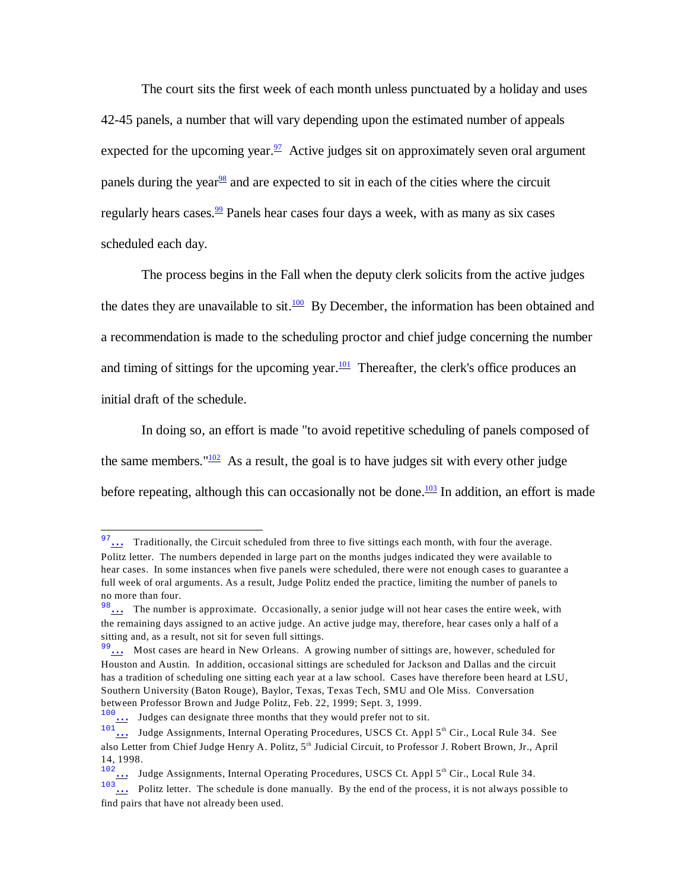The court sits the first week of each month unless punctuated by a holiday and uses 42-45 panels, a number that will vary depending upon the estimated number of appeals expected for the upcoming year.[97] Active judges sit on approximately seven oral argument panels during the year[98] and are expected to sit in each of the cities where the circuit regularly hears cases.[99] Panels hear cases four days a week, with as many as six cases scheduled each day.

The process begins in the Fall when the deputy clerk solicits from the active judges the dates they are unavailable to sit.[100] By December, the information has been obtained and a recommendation is made to the scheduling proctor and chief judge concerning the number and timing of sittings for the upcoming year.[101] Thereafter, the clerk's office produces an initial draft of the schedule.

In doing so, an effort is made "to avoid repetitive scheduling of panels composed of the same members."[102] As a result, the goal is to have judges sit with every other judge before repeating, although this can occasionally not be done.[103] In addition, an effort is made

---

[97] ... Traditionally, the Circuit scheduled from three to five sittings each month, with four the average. Politz letter. The numbers depended in large part on the months judges indicated they were available to hear cases. In some instances when five panels were scheduled, there were not enough cases to guarantee a full week of oral arguments. As a result, Judge Politz ended the practice, limiting the number of panels to no more than four.

[98] ... The number is approximate. Occasionally, a senior judge will not hear cases the entire week, with the remaining days assigned to an active judge. An active judge may, therefore, hear cases only a half of a sitting and, as a result, not sit for seven full sittings.

[99] ... Most cases are heard in New Orleans. A growing number of sittings are, however, scheduled for Houston and Austin. In addition, occasional sittings are scheduled for Jackson and Dallas and the circuit has a tradition of scheduling one sitting each year at a law school. Cases have therefore been heard at LSU, Southern University (Baton Rouge), Baylor, Texas, Texas Tech, SMU and Ole Miss. Conversation between Professor Brown and Judge Politz, Feb. 22, 1999; Sept. 3, 1999.

[100] ... Judges can designate three months that they would prefer not to sit.

[101] ... Judge Assignments, Internal Operating Procedures, USCS Ct. Appl 5th Cir., Local Rule 34. See also Letter from Chief Judge Henry A. Politz, 5th Judicial Circuit, to Professor J. Robert Brown, Jr., April 14, 1998.

[102] ... Judge Assignments, Internal Operating Procedures, USCS Ct. Appl 5th Cir., Local Rule 34.

[103] ... Politz letter. The schedule is done manually. By the end of the process, it is not always possible to find pairs that have not already been used.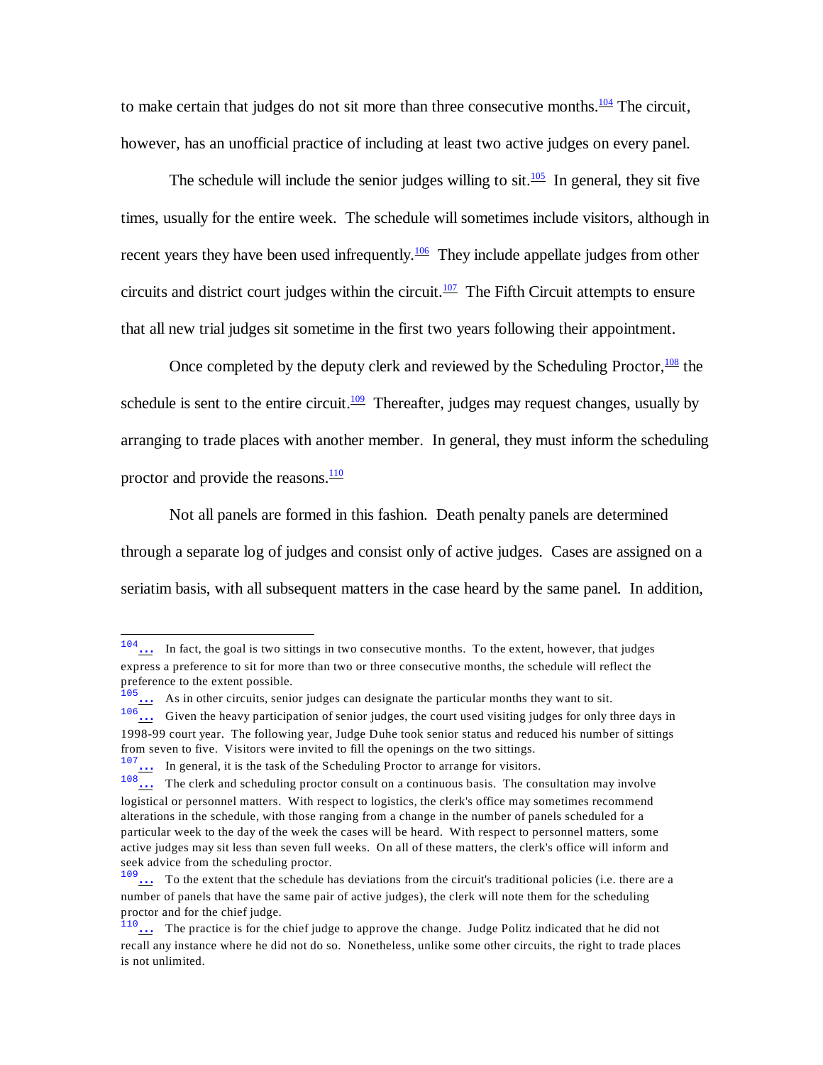to make certain that judges do not sit more than three consecutive months.[104] The circuit, however, has an unofficial practice of including at least two active judges on every panel.

The schedule will include the senior judges willing to sit.[105] In general, they sit five times, usually for the entire week. The schedule will sometimes include visitors, although in recent years they have been used infrequently.[106] They include appellate judges from other circuits and district court judges within the circuit.[107] The Fifth Circuit attempts to ensure that all new trial judges sit sometime in the first two years following their appointment.

Once completed by the deputy clerk and reviewed by the Scheduling Proctor,[108] the schedule is sent to the entire circuit.[109] Thereafter, judges may request changes, usually by arranging to trade places with another member. In general, they must inform the scheduling proctor and provide the reasons.[110]

Not all panels are formed in this fashion. Death penalty panels are determined through a separate log of judges and consist only of active judges. Cases are assigned on a seriatim basis, with all subsequent matters in the case heard by the same panel. In addition,

---

[104] … In fact, the goal is two sittings in two consecutive months. To the extent, however, that judges express a preference to sit for more than two or three consecutive months, the schedule will reflect the preference to the extent possible.

[105] … As in other circuits, senior judges can designate the particular months they want to sit.

[106] … Given the heavy participation of senior judges, the court used visiting judges for only three days in 1998-99 court year. The following year, Judge Duhe took senior status and reduced his number of sittings from seven to five. Visitors were invited to fill the openings on the two sittings.

[107] … In general, it is the task of the Scheduling Proctor to arrange for visitors.

[108] … The clerk and scheduling proctor consult on a continuous basis. The consultation may involve logistical or personnel matters. With respect to logistics, the clerk's office may sometimes recommend alterations in the schedule, with those ranging from a change in the number of panels scheduled for a particular week to the day of the week the cases will be heard. With respect to personnel matters, some active judges may sit less than seven full weeks. On all of these matters, the clerk's office will inform and seek advice from the scheduling proctor.

[109] … To the extent that the schedule has deviations from the circuit's traditional policies (i.e. there are a number of panels that have the same pair of active judges), the clerk will note them for the scheduling proctor and for the chief judge.

[110] … The practice is for the chief judge to approve the change. Judge Politz indicated that he did not recall any instance where he did not do so. Nonetheless, unlike some other circuits, the right to trade places is not unlimited.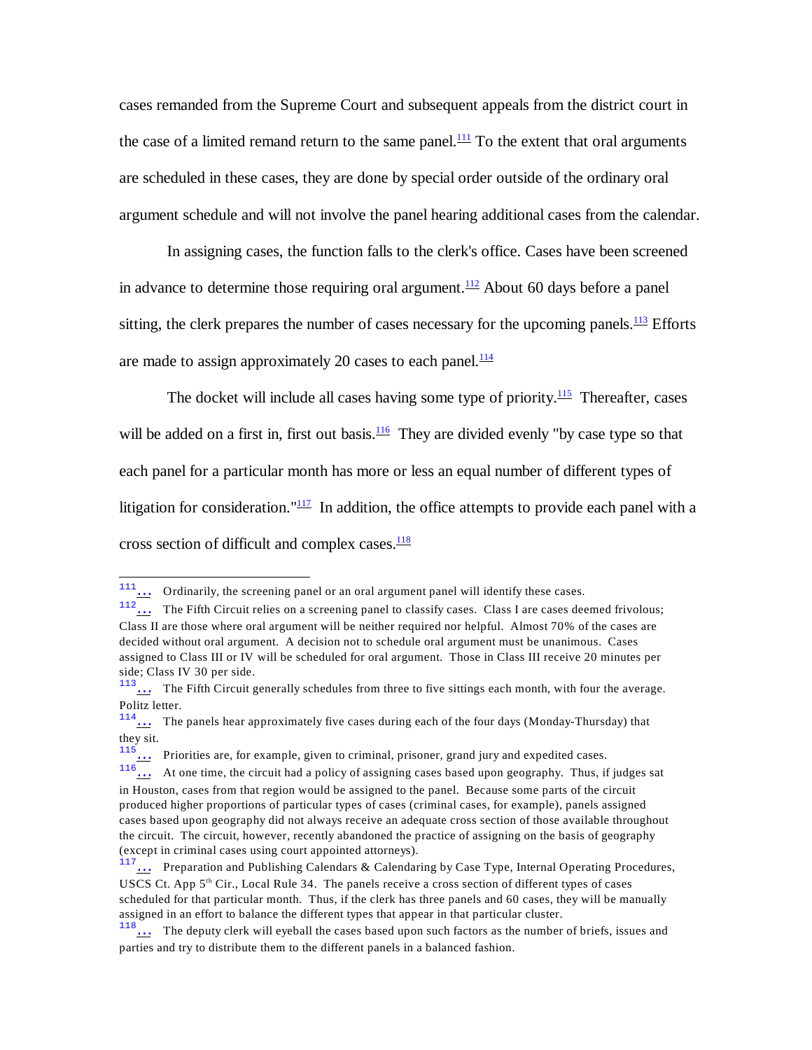cases remanded from the Supreme Court and subsequent appeals from the district court in the case of a limited remand return to the same panel.[111] To the extent that oral arguments are scheduled in these cases, they are done by special order outside of the ordinary oral argument schedule and will not involve the panel hearing additional cases from the calendar.

In assigning cases, the function falls to the clerk's office. Cases have been screened in advance to determine those requiring oral argument.[112] About 60 days before a panel sitting, the clerk prepares the number of cases necessary for the upcoming panels.[113] Efforts are made to assign approximately 20 cases to each panel.[114]

The docket will include all cases having some type of priority.[115] Thereafter, cases will be added on a first in, first out basis.[116] They are divided evenly "by case type so that each panel for a particular month has more or less an equal number of different types of litigation for consideration."[117] In addition, the office attempts to provide each panel with a cross section of difficult and complex cases.[118]

---

[111] ... Ordinarily, the screening panel or an oral argument panel will identify these cases.

[112] ... The Fifth Circuit relies on a screening panel to classify cases. Class I are cases deemed frivolous; Class II are those where oral argument will be neither required nor helpful. Almost 70% of the cases are decided without oral argument. A decision not to schedule oral argument must be unanimous. Cases assigned to Class III or IV will be scheduled for oral argument. Those in Class III receive 20 minutes per side; Class IV 30 per side.

[113] ... The Fifth Circuit generally schedules from three to five sittings each month, with four the average. Politz letter.

[114] ... The panels hear approximately five cases during each of the four days (Monday-Thursday) that they sit.

[115] ... Priorities are, for example, given to criminal, prisoner, grand jury and expedited cases.

[116] ... At one time, the circuit had a policy of assigning cases based upon geography. Thus, if judges sat in Houston, cases from that region would be assigned to the panel. Because some parts of the circuit produced higher proportions of particular types of cases (criminal cases, for example), panels assigned cases based upon geography did not always receive an adequate cross section of those available throughout the circuit. The circuit, however, recently abandoned the practice of assigning on the basis of geography (except in criminal cases using court appointed attorneys).

[117] ... Preparation and Publishing Calendars & Calendaring by Case Type, Internal Operating Procedures, USCS Ct. App 5th Cir., Local Rule 34. The panels receive a cross section of different types of cases scheduled for that particular month. Thus, if the clerk has three panels and 60 cases, they will be manually assigned in an effort to balance the different types that appear in that particular cluster.

[118] ... The deputy clerk will eyeball the cases based upon such factors as the number of briefs, issues and parties and try to distribute them to the different panels in a balanced fashion.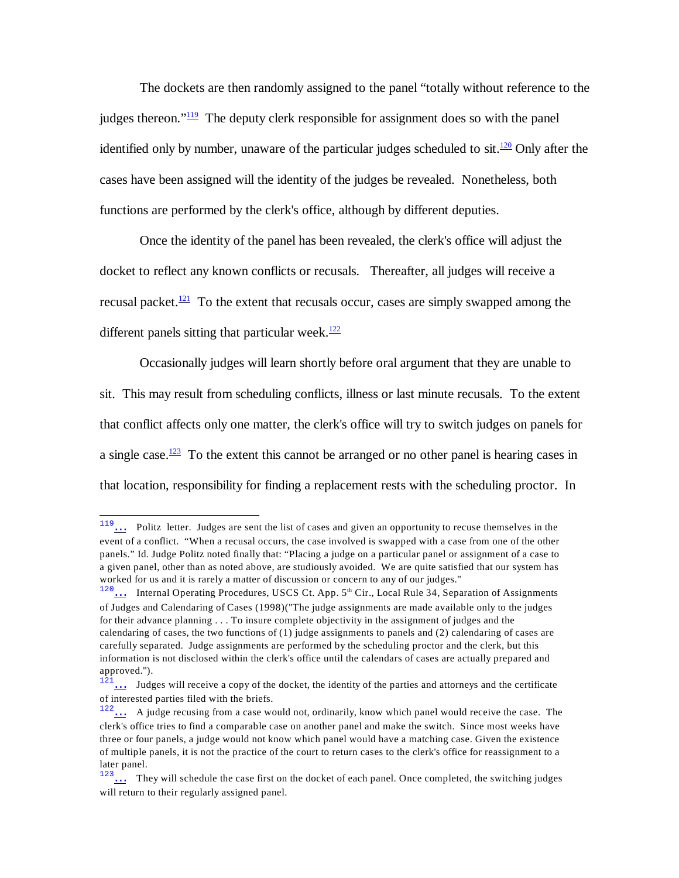The dockets are then randomly assigned to the panel "totally without reference to the judges thereon."[119] The deputy clerk responsible for assignment does so with the panel identified only by number, unaware of the particular judges scheduled to sit.[120] Only after the cases have been assigned will the identity of the judges be revealed. Nonetheless, both functions are performed by the clerk's office, although by different deputies.

Once the identity of the panel has been revealed, the clerk's office will adjust the docket to reflect any known conflicts or recusals. Thereafter, all judges will receive a recusal packet.[121] To the extent that recusals occur, cases are simply swapped among the different panels sitting that particular week.[122]

Occasionally judges will learn shortly before oral argument that they are unable to sit. This may result from scheduling conflicts, illness or last minute recusals. To the extent that conflict affects only one matter, the clerk's office will try to switch judges on panels for a single case.[123] To the extent this cannot be arranged or no other panel is hearing cases in that location, responsibility for finding a replacement rests with the scheduling proctor. In

---

[119] ... Politz letter. Judges are sent the list of cases and given an opportunity to recuse themselves in the event of a conflict. "When a recusal occurs, the case involved is swapped with a case from one of the other panels." Id. Judge Politz noted finally that: "Placing a judge on a particular panel or assignment of a case to a given panel, other than as noted above, are studiously avoided. We are quite satisfied that our system has worked for us and it is rarely a matter of discussion or concern to any of our judges."

[120] ... Internal Operating Procedures, USCS Ct. App. 5th Cir., Local Rule 34, Separation of Assignments of Judges and Calendaring of Cases (1998)("The judge assignments are made available only to the judges for their advance planning . . . To insure complete objectivity in the assignment of judges and the calendaring of cases, the two functions of (1) judge assignments to panels and (2) calendaring of cases are carefully separated. Judge assignments are performed by the scheduling proctor and the clerk, but this information is not disclosed within the clerk's office until the calendars of cases are actually prepared and approved.").

[121] ... Judges will receive a copy of the docket, the identity of the parties and attorneys and the certificate of interested parties filed with the briefs.

[122] ... A judge recusing from a case would not, ordinarily, know which panel would receive the case. The clerk's office tries to find a comparable case on another panel and make the switch. Since most weeks have three or four panels, a judge would not know which panel would have a matching case. Given the existence of multiple panels, it is not the practice of the court to return cases to the clerk's office for reassignment to a later panel.

[123] ... They will schedule the case first on the docket of each panel. Once completed, the switching judges will return to their regularly assigned panel.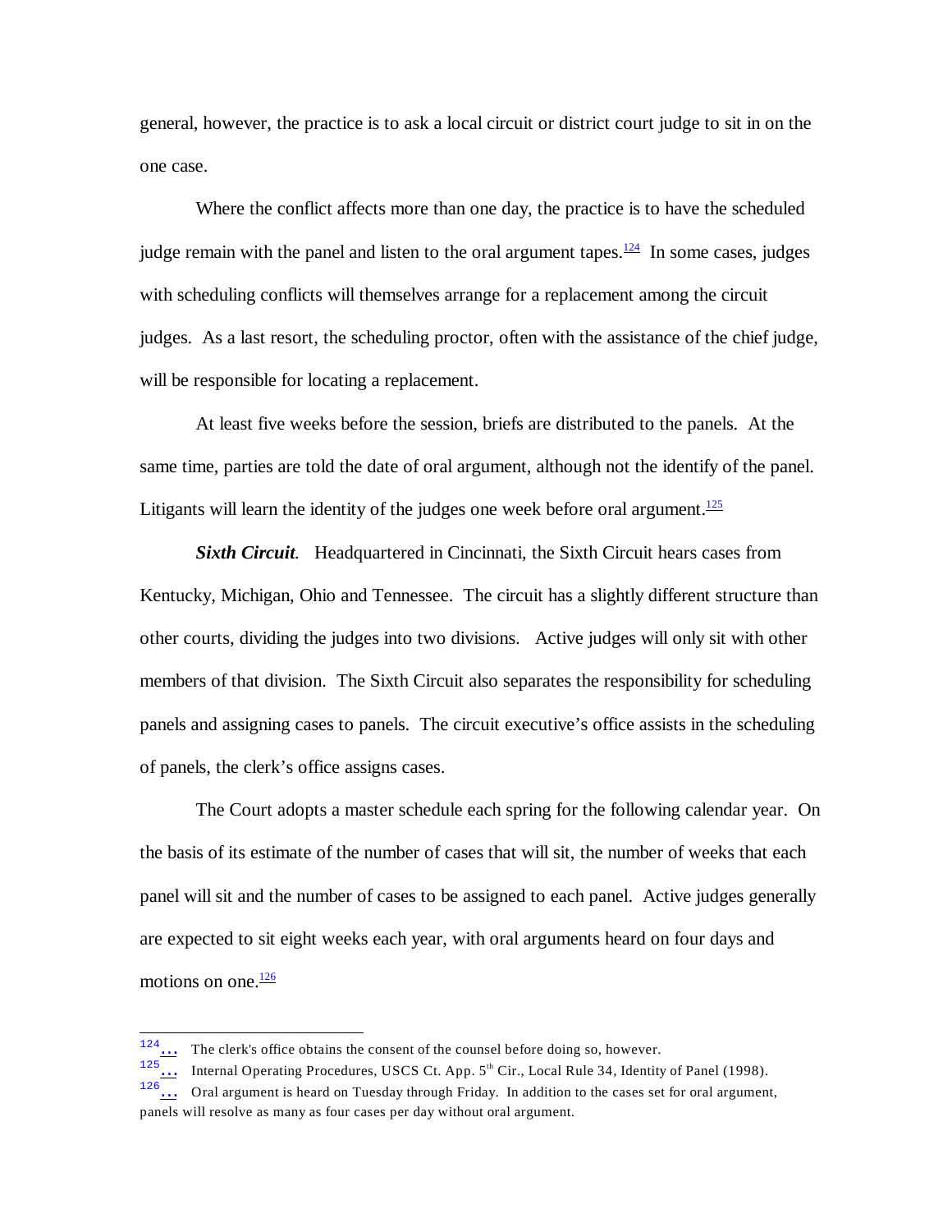general, however, the practice is to ask a local circuit or district court judge to sit in on the one case.

Where the conflict affects more than one day, the practice is to have the scheduled judge remain with the panel and listen to the oral argument tapes.[124] In some cases, judges with scheduling conflicts will themselves arrange for a replacement among the circuit judges. As a last resort, the scheduling proctor, often with the assistance of the chief judge, will be responsible for locating a replacement.

At least five weeks before the session, briefs are distributed to the panels. At the same time, parties are told the date of oral argument, although not the identify of the panel. Litigants will learn the identity of the judges one week before oral argument.[125]

***Sixth Circuit.*** Headquartered in Cincinnati, the Sixth Circuit hears cases from Kentucky, Michigan, Ohio and Tennessee. The circuit has a slightly different structure than other courts, dividing the judges into two divisions. Active judges will only sit with other members of that division. The Sixth Circuit also separates the responsibility for scheduling panels and assigning cases to panels. The circuit executive's office assists in the scheduling of panels, the clerk's office assigns cases.

The Court adopts a master schedule each spring for the following calendar year. On the basis of its estimate of the number of cases that will sit, the number of weeks that each panel will sit and the number of cases to be assigned to each panel. Active judges generally are expected to sit eight weeks each year, with oral arguments heard on four days and motions on one.[126]

---

[124] The clerk's office obtains the consent of the counsel before doing so, however.

[125] Internal Operating Procedures, USCS Ct. App. 5th Cir., Local Rule 34, Identity of Panel (1998).

[126] Oral argument is heard on Tuesday through Friday. In addition to the cases set for oral argument, panels will resolve as many as four cases per day without oral argument.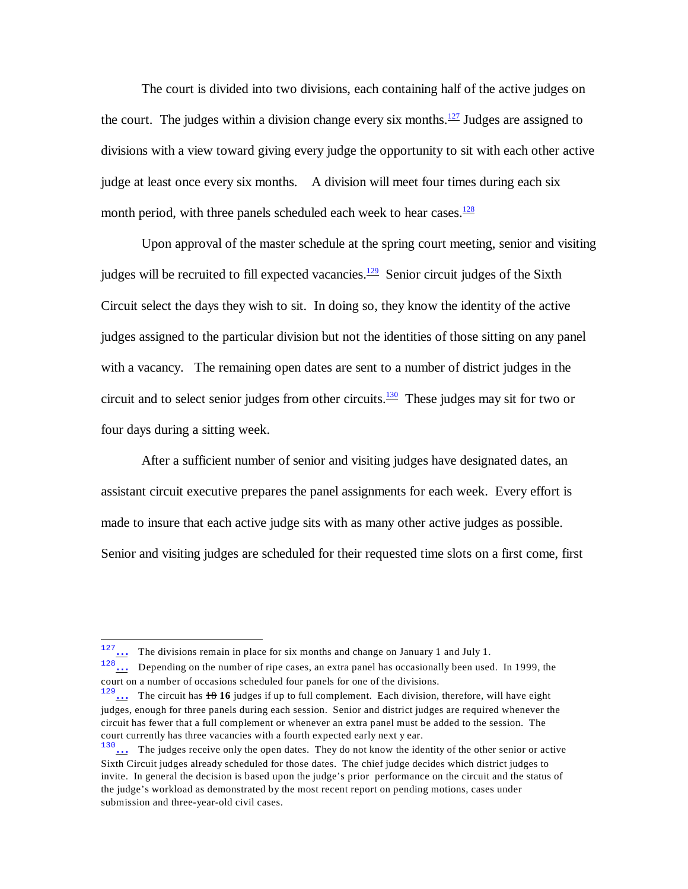The court is divided into two divisions, each containing half of the active judges on the court. The judges within a division change every six months.[127] Judges are assigned to divisions with a view toward giving every judge the opportunity to sit with each other active judge at least once every six months. A division will meet four times during each six month period, with three panels scheduled each week to hear cases.[128]

Upon approval of the master schedule at the spring court meeting, senior and visiting judges will be recruited to fill expected vacancies.[129] Senior circuit judges of the Sixth Circuit select the days they wish to sit. In doing so, they know the identity of the active judges assigned to the particular division but not the identities of those sitting on any panel with a vacancy. The remaining open dates are sent to a number of district judges in the circuit and to select senior judges from other circuits.[130] These judges may sit for two or four days during a sitting week.

After a sufficient number of senior and visiting judges have designated dates, an assistant circuit executive prepares the panel assignments for each week. Every effort is made to insure that each active judge sits with as many other active judges as possible. Senior and visiting judges are scheduled for their requested time slots on a first come, first

---

[127] … The divisions remain in place for six months and change on January 1 and July 1.

[128] … Depending on the number of ripe cases, an extra panel has occasionally been used. In 1999, the court on a number of occasions scheduled four panels for one of the divisions.

[129] … The circuit has ~~18~~ **16** judges if up to full complement. Each division, therefore, will have eight judges, enough for three panels during each session. Senior and district judges are required whenever the circuit has fewer that a full complement or whenever an extra panel must be added to the session. The court currently has three vacancies with a fourth expected early next y ear.

[130] … The judges receive only the open dates. They do not know the identity of the other senior or active Sixth Circuit judges already scheduled for those dates. The chief judge decides which district judges to invite. In general the decision is based upon the judge's prior performance on the circuit and the status of the judge's workload as demonstrated by the most recent report on pending motions, cases under submission and three-year-old civil cases.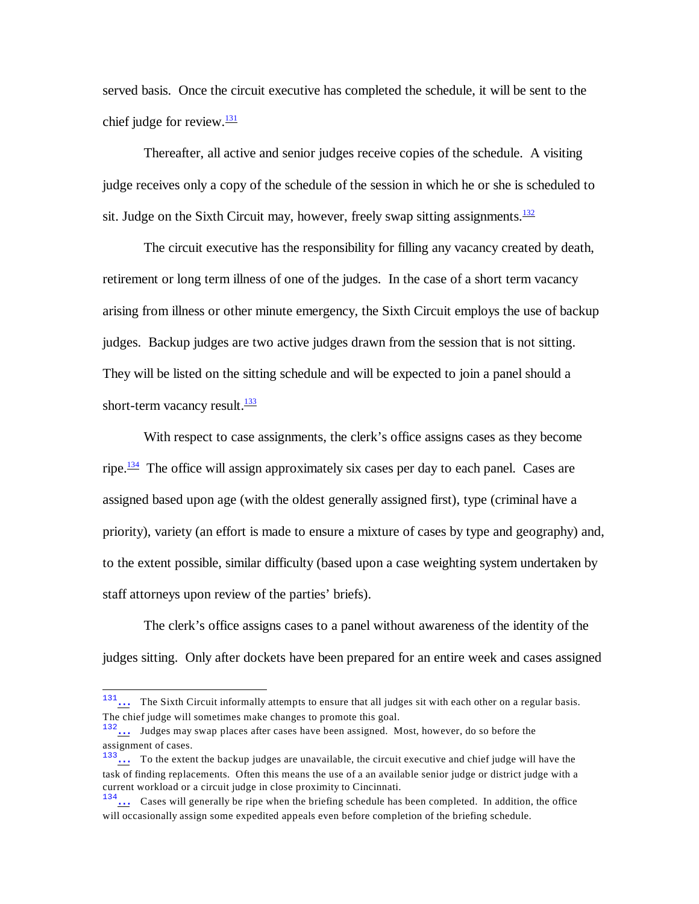served basis. Once the circuit executive has completed the schedule, it will be sent to the chief judge for review.[131]

Thereafter, all active and senior judges receive copies of the schedule. A visiting judge receives only a copy of the schedule of the session in which he or she is scheduled to sit. Judge on the Sixth Circuit may, however, freely swap sitting assignments.[132]

The circuit executive has the responsibility for filling any vacancy created by death, retirement or long term illness of one of the judges. In the case of a short term vacancy arising from illness or other minute emergency, the Sixth Circuit employs the use of backup judges. Backup judges are two active judges drawn from the session that is not sitting. They will be listed on the sitting schedule and will be expected to join a panel should a short-term vacancy result.[133]

With respect to case assignments, the clerk's office assigns cases as they become ripe.[134] The office will assign approximately six cases per day to each panel. Cases are assigned based upon age (with the oldest generally assigned first), type (criminal have a priority), variety (an effort is made to ensure a mixture of cases by type and geography) and, to the extent possible, similar difficulty (based upon a case weighting system undertaken by staff attorneys upon review of the parties' briefs).

The clerk's office assigns cases to a panel without awareness of the identity of the judges sitting. Only after dockets have been prepared for an entire week and cases assigned

---

[131] … The Sixth Circuit informally attempts to ensure that all judges sit with each other on a regular basis. The chief judge will sometimes make changes to promote this goal.

[132] … Judges may swap places after cases have been assigned. Most, however, do so before the assignment of cases.

[133] … To the extent the backup judges are unavailable, the circuit executive and chief judge will have the task of finding replacements. Often this means the use of a an available senior judge or district judge with a current workload or a circuit judge in close proximity to Cincinnati.

[134] … Cases will generally be ripe when the briefing schedule has been completed. In addition, the office will occasionally assign some expedited appeals even before completion of the briefing schedule.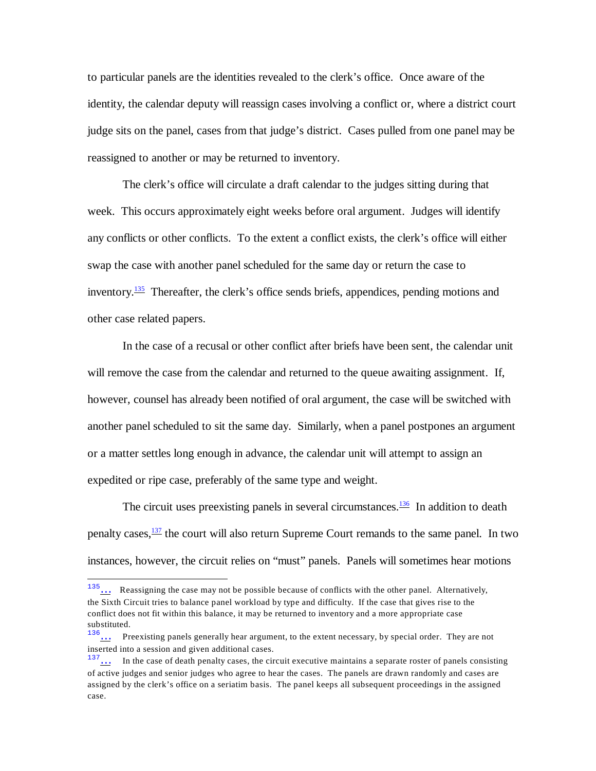to particular panels are the identities revealed to the clerk's office. Once aware of the identity, the calendar deputy will reassign cases involving a conflict or, where a district court judge sits on the panel, cases from that judge's district. Cases pulled from one panel may be reassigned to another or may be returned to inventory.

The clerk's office will circulate a draft calendar to the judges sitting during that week. This occurs approximately eight weeks before oral argument. Judges will identify any conflicts or other conflicts. To the extent a conflict exists, the clerk's office will either swap the case with another panel scheduled for the same day or return the case to inventory.[135] Thereafter, the clerk's office sends briefs, appendices, pending motions and other case related papers.

In the case of a recusal or other conflict after briefs have been sent, the calendar unit will remove the case from the calendar and returned to the queue awaiting assignment. If, however, counsel has already been notified of oral argument, the case will be switched with another panel scheduled to sit the same day. Similarly, when a panel postpones an argument or a matter settles long enough in advance, the calendar unit will attempt to assign an expedited or ripe case, preferably of the same type and weight.

The circuit uses preexisting panels in several circumstances.[136] In addition to death penalty cases,[137] the court will also return Supreme Court remands to the same panel. In two instances, however, the circuit relies on "must" panels. Panels will sometimes hear motions

---

[135] … Reassigning the case may not be possible because of conflicts with the other panel. Alternatively, the Sixth Circuit tries to balance panel workload by type and difficulty. If the case that gives rise to the conflict does not fit within this balance, it may be returned to inventory and a more appropriate case substituted.

[136] … Preexisting panels generally hear argument, to the extent necessary, by special order. They are not inserted into a session and given additional cases.

[137] … In the case of death penalty cases, the circuit executive maintains a separate roster of panels consisting of active judges and senior judges who agree to hear the cases. The panels are drawn randomly and cases are assigned by the clerk's office on a seriatim basis. The panel keeps all subsequent proceedings in the assigned case.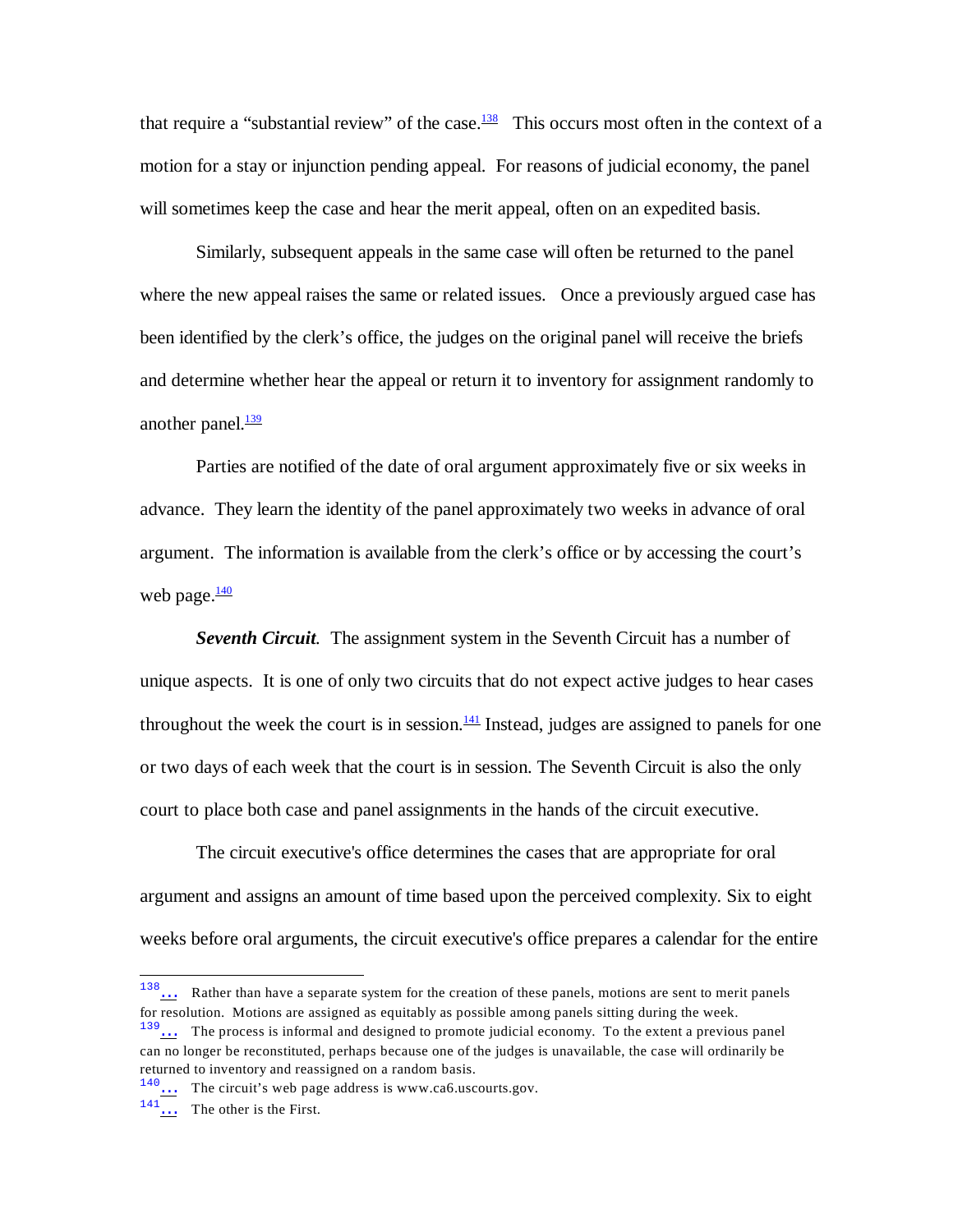that require a "substantial review" of the case.[138] This occurs most often in the context of a motion for a stay or injunction pending appeal. For reasons of judicial economy, the panel will sometimes keep the case and hear the merit appeal, often on an expedited basis.

Similarly, subsequent appeals in the same case will often be returned to the panel where the new appeal raises the same or related issues. Once a previously argued case has been identified by the clerk's office, the judges on the original panel will receive the briefs and determine whether hear the appeal or return it to inventory for assignment randomly to another panel.[139]

Parties are notified of the date of oral argument approximately five or six weeks in advance. They learn the identity of the panel approximately two weeks in advance of oral argument. The information is available from the clerk's office or by accessing the court's web page.[140]

***Seventh Circuit.*** The assignment system in the Seventh Circuit has a number of unique aspects. It is one of only two circuits that do not expect active judges to hear cases throughout the week the court is in session.[141] Instead, judges are assigned to panels for one or two days of each week that the court is in session. The Seventh Circuit is also the only court to place both case and panel assignments in the hands of the circuit executive.

The circuit executive's office determines the cases that are appropriate for oral argument and assigns an amount of time based upon the perceived complexity. Six to eight weeks before oral arguments, the circuit executive's office prepares a calendar for the entire

---

[138] ... Rather than have a separate system for the creation of these panels, motions are sent to merit panels for resolution. Motions are assigned as equitably as possible among panels sitting during the week.

[139] ... The process is informal and designed to promote judicial economy. To the extent a previous panel can no longer be reconstituted, perhaps because one of the judges is unavailable, the case will ordinarily be returned to inventory and reassigned on a random basis.

[140] ... The circuit's web page address is www.ca6.uscourts.gov.

[141] ... The other is the First.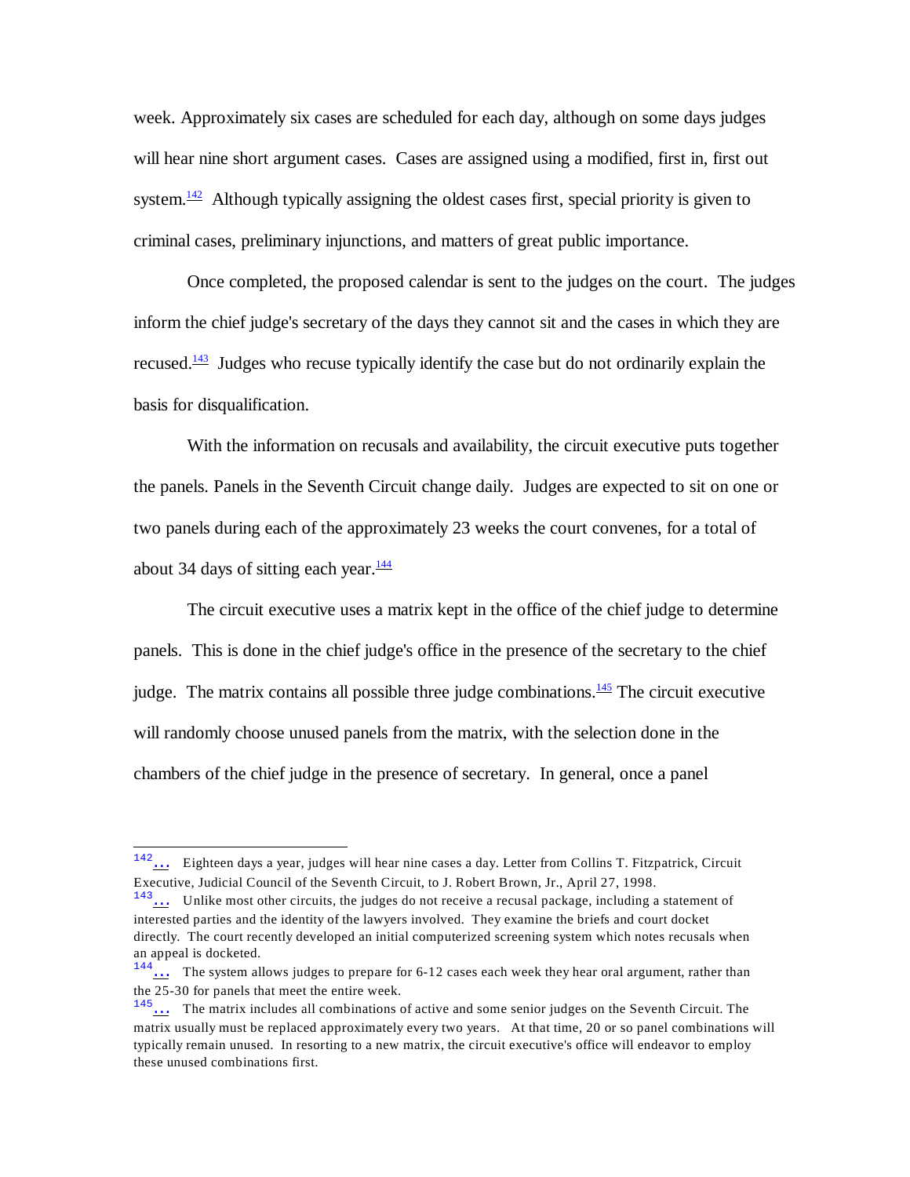week. Approximately six cases are scheduled for each day, although on some days judges will hear nine short argument cases. Cases are assigned using a modified, first in, first out system.[142] Although typically assigning the oldest cases first, special priority is given to criminal cases, preliminary injunctions, and matters of great public importance.

Once completed, the proposed calendar is sent to the judges on the court. The judges inform the chief judge's secretary of the days they cannot sit and the cases in which they are recused.[143] Judges who recuse typically identify the case but do not ordinarily explain the basis for disqualification.

With the information on recusals and availability, the circuit executive puts together the panels. Panels in the Seventh Circuit change daily. Judges are expected to sit on one or two panels during each of the approximately 23 weeks the court convenes, for a total of about 34 days of sitting each year.[144]

The circuit executive uses a matrix kept in the office of the chief judge to determine panels. This is done in the chief judge's office in the presence of the secretary to the chief judge. The matrix contains all possible three judge combinations.[145] The circuit executive will randomly choose unused panels from the matrix, with the selection done in the chambers of the chief judge in the presence of secretary. In general, once a panel

---

[142]... Eighteen days a year, judges will hear nine cases a day. Letter from Collins T. Fitzpatrick, Circuit Executive, Judicial Council of the Seventh Circuit, to J. Robert Brown, Jr., April 27, 1998.

[143]... Unlike most other circuits, the judges do not receive a recusal package, including a statement of interested parties and the identity of the lawyers involved. They examine the briefs and court docket directly. The court recently developed an initial computerized screening system which notes recusals when an appeal is docketed.

[144]... The system allows judges to prepare for 6-12 cases each week they hear oral argument, rather than the 25-30 for panels that meet the entire week.

[145]... The matrix includes all combinations of active and some senior judges on the Seventh Circuit. The matrix usually must be replaced approximately every two years. At that time, 20 or so panel combinations will typically remain unused. In resorting to a new matrix, the circuit executive's office will endeavor to employ these unused combinations first.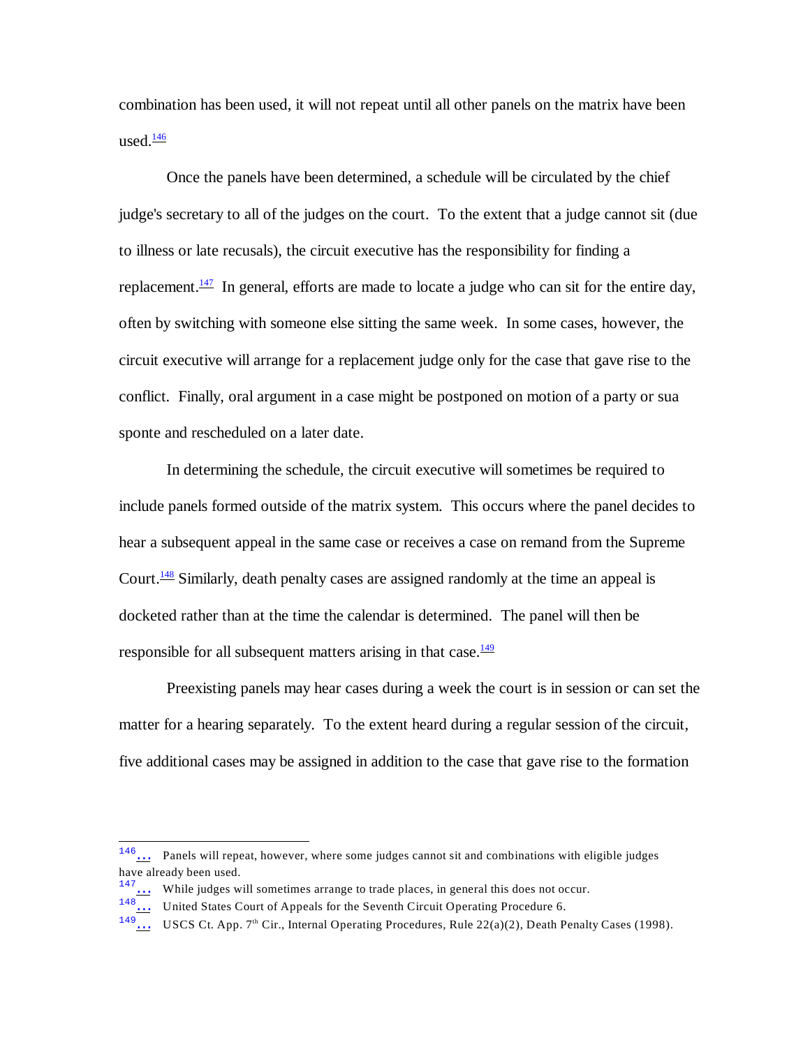combination has been used, it will not repeat until all other panels on the matrix have been used.[146]

Once the panels have been determined, a schedule will be circulated by the chief judge's secretary to all of the judges on the court. To the extent that a judge cannot sit (due to illness or late recusals), the circuit executive has the responsibility for finding a replacement.[147] In general, efforts are made to locate a judge who can sit for the entire day, often by switching with someone else sitting the same week. In some cases, however, the circuit executive will arrange for a replacement judge only for the case that gave rise to the conflict. Finally, oral argument in a case might be postponed on motion of a party or sua sponte and rescheduled on a later date.

In determining the schedule, the circuit executive will sometimes be required to include panels formed outside of the matrix system. This occurs where the panel decides to hear a subsequent appeal in the same case or receives a case on remand from the Supreme Court.[148] Similarly, death penalty cases are assigned randomly at the time an appeal is docketed rather than at the time the calendar is determined. The panel will then be responsible for all subsequent matters arising in that case.[149]

Preexisting panels may hear cases during a week the court is in session or can set the matter for a hearing separately. To the extent heard during a regular session of the circuit, five additional cases may be assigned in addition to the case that gave rise to the formation

---

[146] ... Panels will repeat, however, where some judges cannot sit and combinations with eligible judges have already been used.

[147] ... While judges will sometimes arrange to trade places, in general this does not occur.

[148] ... United States Court of Appeals for the Seventh Circuit Operating Procedure 6.

[149] ... USCS Ct. App. 7th Cir., Internal Operating Procedures, Rule 22(a)(2), Death Penalty Cases (1998).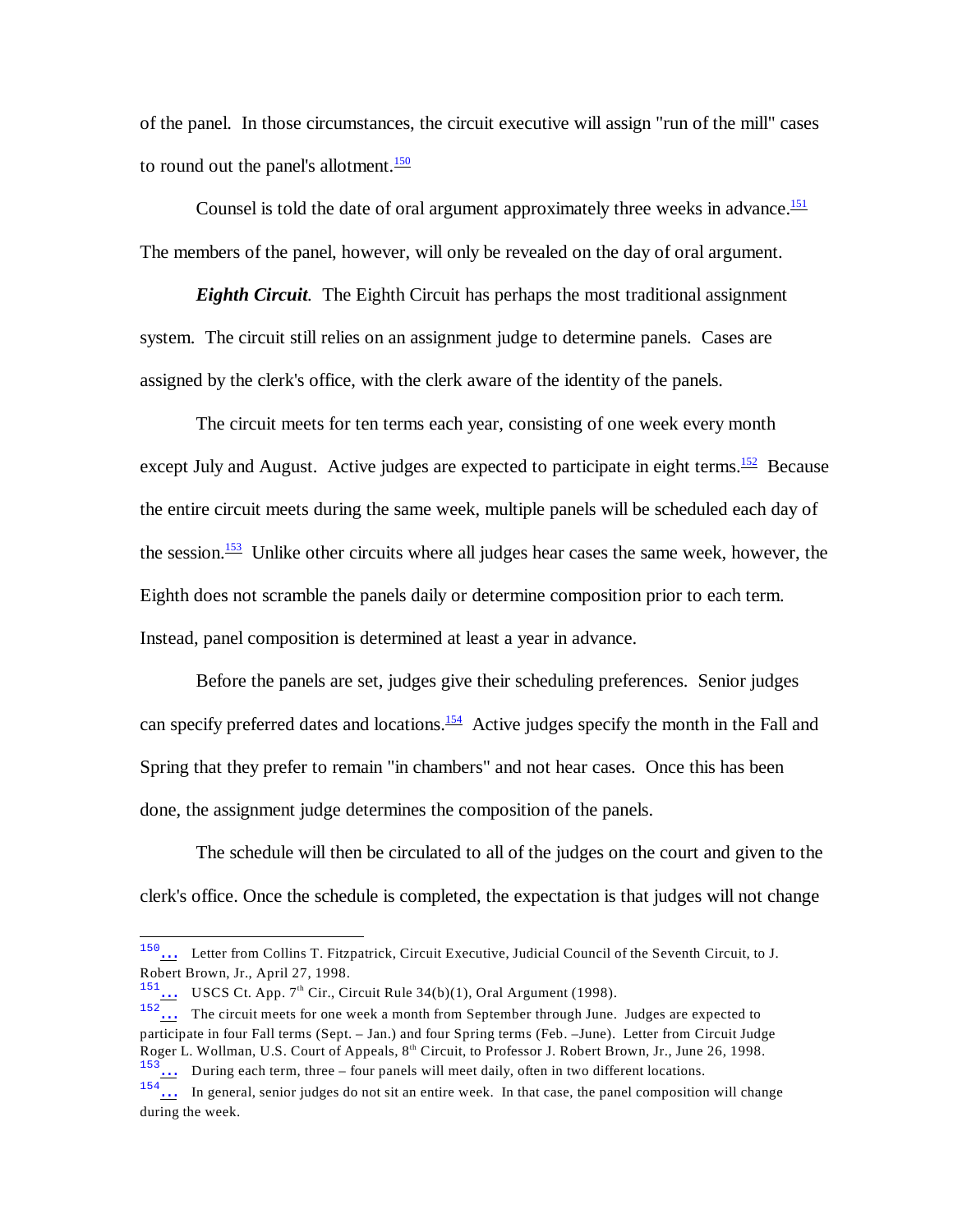of the panel. In those circumstances, the circuit executive will assign "run of the mill" cases to round out the panel's allotment.[150]

Counsel is told the date of oral argument approximately three weeks in advance.[151] The members of the panel, however, will only be revealed on the day of oral argument.

***Eighth Circuit***. The Eighth Circuit has perhaps the most traditional assignment system. The circuit still relies on an assignment judge to determine panels. Cases are assigned by the clerk's office, with the clerk aware of the identity of the panels.

The circuit meets for ten terms each year, consisting of one week every month except July and August. Active judges are expected to participate in eight terms.[152] Because the entire circuit meets during the same week, multiple panels will be scheduled each day of the session.[153] Unlike other circuits where all judges hear cases the same week, however, the Eighth does not scramble the panels daily or determine composition prior to each term. Instead, panel composition is determined at least a year in advance.

Before the panels are set, judges give their scheduling preferences. Senior judges can specify preferred dates and locations.[154] Active judges specify the month in the Fall and Spring that they prefer to remain "in chambers" and not hear cases. Once this has been done, the assignment judge determines the composition of the panels.

The schedule will then be circulated to all of the judges on the court and given to the clerk's office. Once the schedule is completed, the expectation is that judges will not change

---

[150] ... Letter from Collins T. Fitzpatrick, Circuit Executive, Judicial Council of the Seventh Circuit, to J. Robert Brown, Jr., April 27, 1998.

[151] ... USCS Ct. App. 7th Cir., Circuit Rule 34(b)(1), Oral Argument (1998).

[152] ... The circuit meets for one week a month from September through June. Judges are expected to participate in four Fall terms (Sept. – Jan.) and four Spring terms (Feb. –June). Letter from Circuit Judge Roger L. Wollman, U.S. Court of Appeals, 8th Circuit, to Professor J. Robert Brown, Jr., June 26, 1998.

[153] ... During each term, three – four panels will meet daily, often in two different locations.

[154] ... In general, senior judges do not sit an entire week. In that case, the panel composition will change during the week.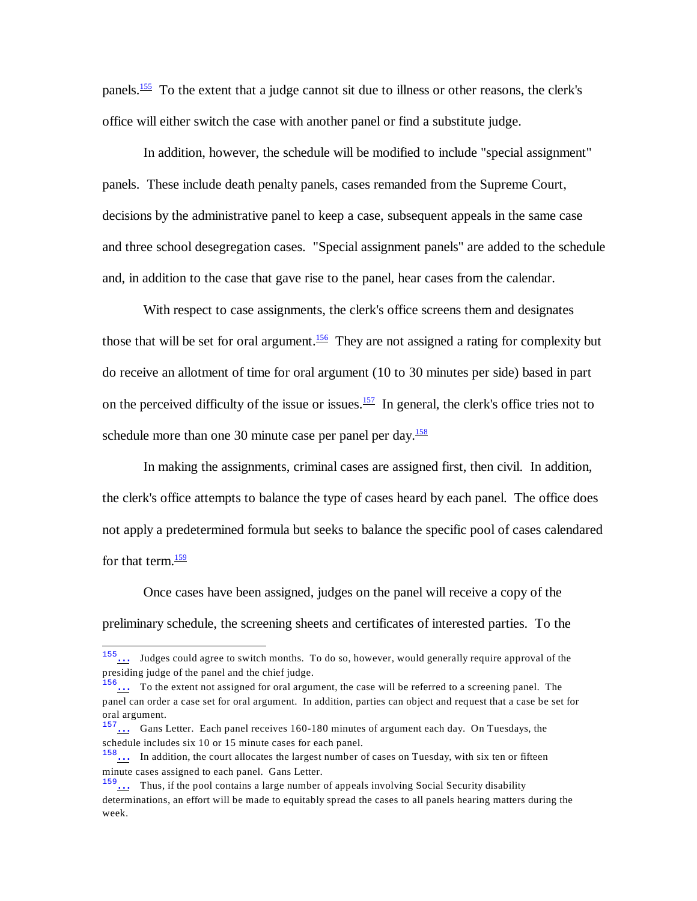panels.[155] To the extent that a judge cannot sit due to illness or other reasons, the clerk's office will either switch the case with another panel or find a substitute judge.

In addition, however, the schedule will be modified to include "special assignment" panels. These include death penalty panels, cases remanded from the Supreme Court, decisions by the administrative panel to keep a case, subsequent appeals in the same case and three school desegregation cases. "Special assignment panels" are added to the schedule and, in addition to the case that gave rise to the panel, hear cases from the calendar.

With respect to case assignments, the clerk's office screens them and designates those that will be set for oral argument.[156] They are not assigned a rating for complexity but do receive an allotment of time for oral argument (10 to 30 minutes per side) based in part on the perceived difficulty of the issue or issues.[157] In general, the clerk's office tries not to schedule more than one 30 minute case per panel per day.[158]

In making the assignments, criminal cases are assigned first, then civil. In addition, the clerk's office attempts to balance the type of cases heard by each panel. The office does not apply a predetermined formula but seeks to balance the specific pool of cases calendared for that term.[159]

Once cases have been assigned, judges on the panel will receive a copy of the preliminary schedule, the screening sheets and certificates of interested parties. To the

---

[155] ... Judges could agree to switch months. To do so, however, would generally require approval of the presiding judge of the panel and the chief judge.

[156] ... To the extent not assigned for oral argument, the case will be referred to a screening panel. The panel can order a case set for oral argument. In addition, parties can object and request that a case be set for oral argument.

[157] ... Gans Letter. Each panel receives 160-180 minutes of argument each day. On Tuesdays, the schedule includes six 10 or 15 minute cases for each panel.

[158] ... In addition, the court allocates the largest number of cases on Tuesday, with six ten or fifteen minute cases assigned to each panel. Gans Letter.

[159] ... Thus, if the pool contains a large number of appeals involving Social Security disability determinations, an effort will be made to equitably spread the cases to all panels hearing matters during the week.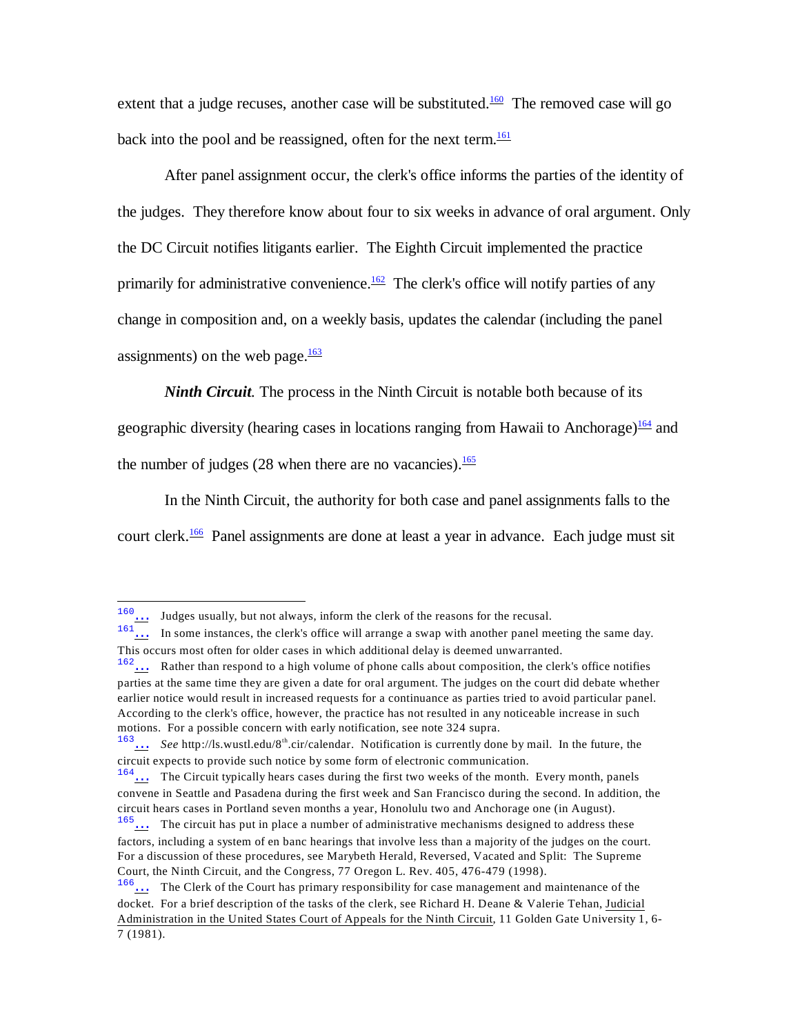extent that a judge recuses, another case will be substituted.[160] The removed case will go back into the pool and be reassigned, often for the next term.[161]

After panel assignment occur, the clerk's office informs the parties of the identity of the judges. They therefore know about four to six weeks in advance of oral argument. Only the DC Circuit notifies litigants earlier. The Eighth Circuit implemented the practice primarily for administrative convenience.[162] The clerk's office will notify parties of any change in composition and, on a weekly basis, updates the calendar (including the panel assignments) on the web page.[163]

***Ninth Circuit.*** The process in the Ninth Circuit is notable both because of its geographic diversity (hearing cases in locations ranging from Hawaii to Anchorage)[164] and the number of judges (28 when there are no vacancies).[165]

In the Ninth Circuit, the authority for both case and panel assignments falls to the court clerk.[166] Panel assignments are done at least a year in advance. Each judge must sit

---

[160]… Judges usually, but not always, inform the clerk of the reasons for the recusal.

[161]… In some instances, the clerk's office will arrange a swap with another panel meeting the same day. This occurs most often for older cases in which additional delay is deemed unwarranted.

[162]… Rather than respond to a high volume of phone calls about composition, the clerk's office notifies parties at the same time they are given a date for oral argument. The judges on the court did debate whether earlier notice would result in increased requests for a continuance as parties tried to avoid particular panel. According to the clerk's office, however, the practice has not resulted in any noticeable increase in such motions. For a possible concern with early notification, see note 324 supra.

[163]… *See* http://ls.wustl.edu/8th.cir/calendar. Notification is currently done by mail. In the future, the circuit expects to provide such notice by some form of electronic communication.

[164]… The Circuit typically hears cases during the first two weeks of the month. Every month, panels convene in Seattle and Pasadena during the first week and San Francisco during the second. In addition, the circuit hears cases in Portland seven months a year, Honolulu two and Anchorage one (in August).

[165]… The circuit has put in place a number of administrative mechanisms designed to address these factors, including a system of en banc hearings that involve less than a majority of the judges on the court. For a discussion of these procedures, see Marybeth Herald, Reversed, Vacated and Split: The Supreme Court, the Ninth Circuit, and the Congress, 77 Oregon L. Rev. 405, 476-479 (1998).

[166]… The Clerk of the Court has primary responsibility for case management and maintenance of the docket. For a brief description of the tasks of the clerk, see Richard H. Deane & Valerie Tehan, Judicial Administration in the United States Court of Appeals for the Ninth Circuit, 11 Golden Gate University 1, 6-7 (1981).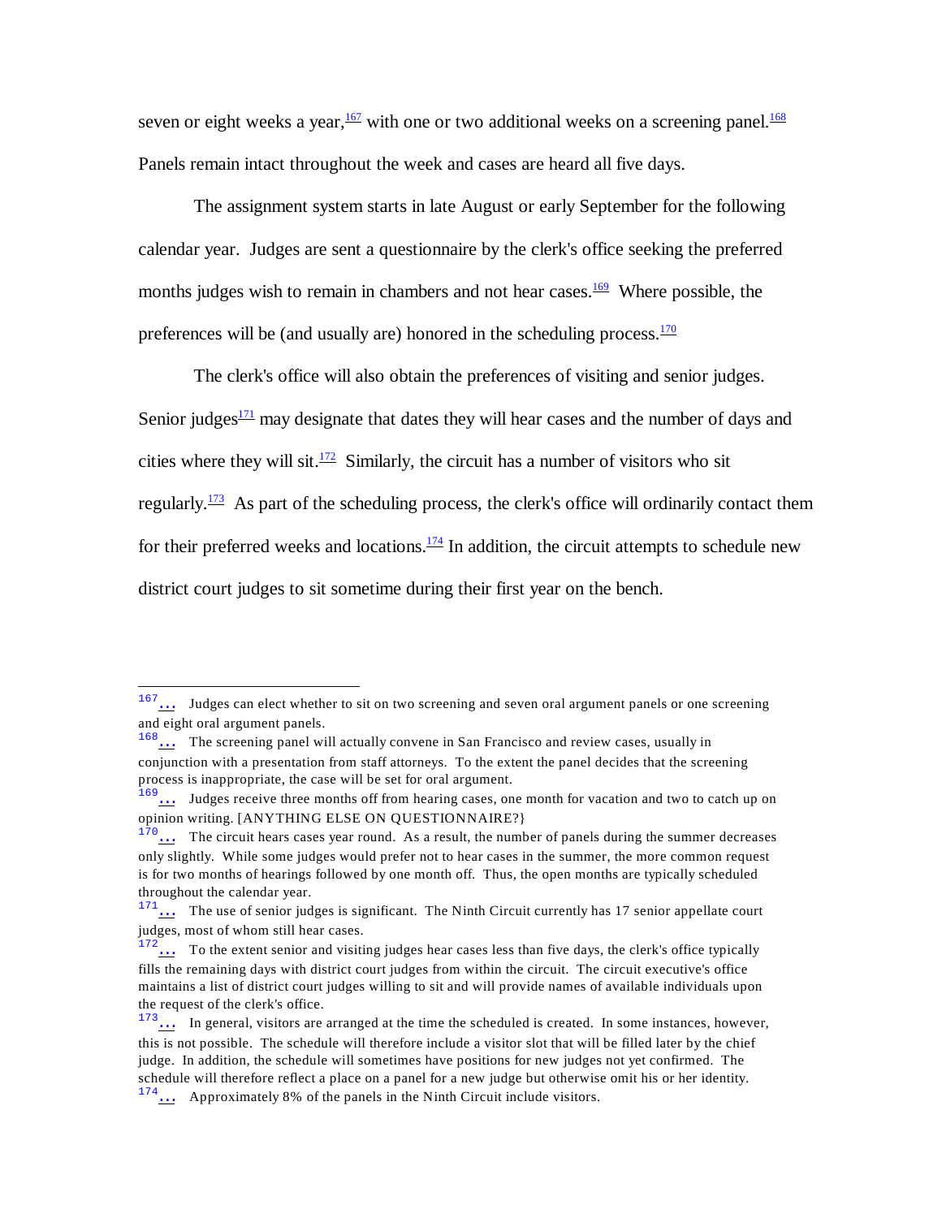seven or eight weeks a year,[167] with one or two additional weeks on a screening panel.[168] Panels remain intact throughout the week and cases are heard all five days.

The assignment system starts in late August or early September for the following calendar year. Judges are sent a questionnaire by the clerk's office seeking the preferred months judges wish to remain in chambers and not hear cases.[169] Where possible, the preferences will be (and usually are) honored in the scheduling process.[170]

The clerk's office will also obtain the preferences of visiting and senior judges. Senior judges[171] may designate that dates they will hear cases and the number of days and cities where they will sit.[172] Similarly, the circuit has a number of visitors who sit regularly.[173] As part of the scheduling process, the clerk's office will ordinarily contact them for their preferred weeks and locations.[174] In addition, the circuit attempts to schedule new district court judges to sit sometime during their first year on the bench.

---

[167] ... Judges can elect whether to sit on two screening and seven oral argument panels or one screening and eight oral argument panels.

[168] ... The screening panel will actually convene in San Francisco and review cases, usually in conjunction with a presentation from staff attorneys. To the extent the panel decides that the screening process is inappropriate, the case will be set for oral argument.

[169] ... Judges receive three months off from hearing cases, one month for vacation and two to catch up on opinion writing. [ANYTHING ELSE ON QUESTIONNAIRE?}

[170] ... The circuit hears cases year round. As a result, the number of panels during the summer decreases only slightly. While some judges would prefer not to hear cases in the summer, the more common request is for two months of hearings followed by one month off. Thus, the open months are typically scheduled throughout the calendar year.

[171] ... The use of senior judges is significant. The Ninth Circuit currently has 17 senior appellate court judges, most of whom still hear cases.

[172] ... To the extent senior and visiting judges hear cases less than five days, the clerk's office typically fills the remaining days with district court judges from within the circuit. The circuit executive's office maintains a list of district court judges willing to sit and will provide names of available individuals upon the request of the clerk's office.

[173] ... In general, visitors are arranged at the time the scheduled is created. In some instances, however, this is not possible. The schedule will therefore include a visitor slot that will be filled later by the chief judge. In addition, the schedule will sometimes have positions for new judges not yet confirmed. The schedule will therefore reflect a place on a panel for a new judge but otherwise omit his or her identity.

[174] ... Approximately 8% of the panels in the Ninth Circuit include visitors.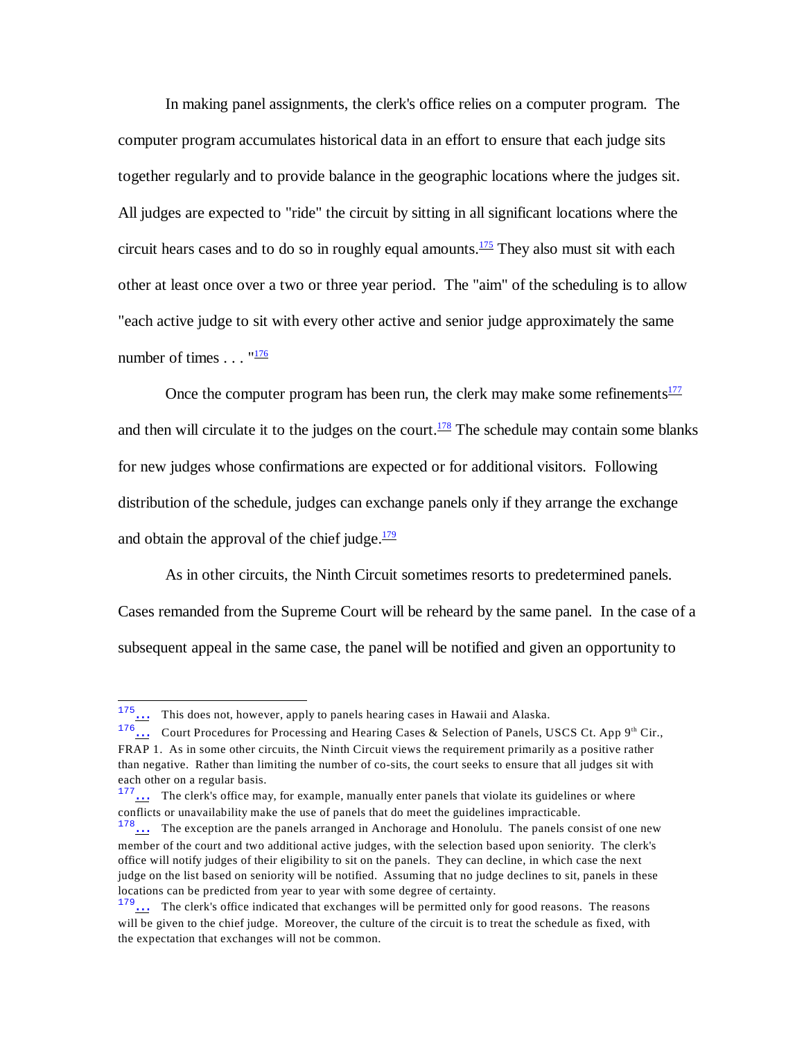In making panel assignments, the clerk's office relies on a computer program. The computer program accumulates historical data in an effort to ensure that each judge sits together regularly and to provide balance in the geographic locations where the judges sit. All judges are expected to "ride" the circuit by sitting in all significant locations where the circuit hears cases and to do so in roughly equal amounts.[175] They also must sit with each other at least once over a two or three year period. The "aim" of the scheduling is to allow "each active judge to sit with every other active and senior judge approximately the same number of times . . . "[176]

Once the computer program has been run, the clerk may make some refinements[177] and then will circulate it to the judges on the court.[178] The schedule may contain some blanks for new judges whose confirmations are expected or for additional visitors. Following distribution of the schedule, judges can exchange panels only if they arrange the exchange and obtain the approval of the chief judge.[179]

As in other circuits, the Ninth Circuit sometimes resorts to predetermined panels. Cases remanded from the Supreme Court will be reheard by the same panel. In the case of a subsequent appeal in the same case, the panel will be notified and given an opportunity to

---

[175] ... This does not, however, apply to panels hearing cases in Hawaii and Alaska.

[176] ... Court Procedures for Processing and Hearing Cases & Selection of Panels, USCS Ct. App 9th Cir., FRAP 1. As in some other circuits, the Ninth Circuit views the requirement primarily as a positive rather than negative. Rather than limiting the number of co-sits, the court seeks to ensure that all judges sit with each other on a regular basis.

[177] ... The clerk's office may, for example, manually enter panels that violate its guidelines or where conflicts or unavailability make the use of panels that do meet the guidelines impracticable.

[178] ... The exception are the panels arranged in Anchorage and Honolulu. The panels consist of one new member of the court and two additional active judges, with the selection based upon seniority. The clerk's office will notify judges of their eligibility to sit on the panels. They can decline, in which case the next judge on the list based on seniority will be notified. Assuming that no judge declines to sit, panels in these locations can be predicted from year to year with some degree of certainty.

[179] ... The clerk's office indicated that exchanges will be permitted only for good reasons. The reasons will be given to the chief judge. Moreover, the culture of the circuit is to treat the schedule as fixed, with the expectation that exchanges will not be common.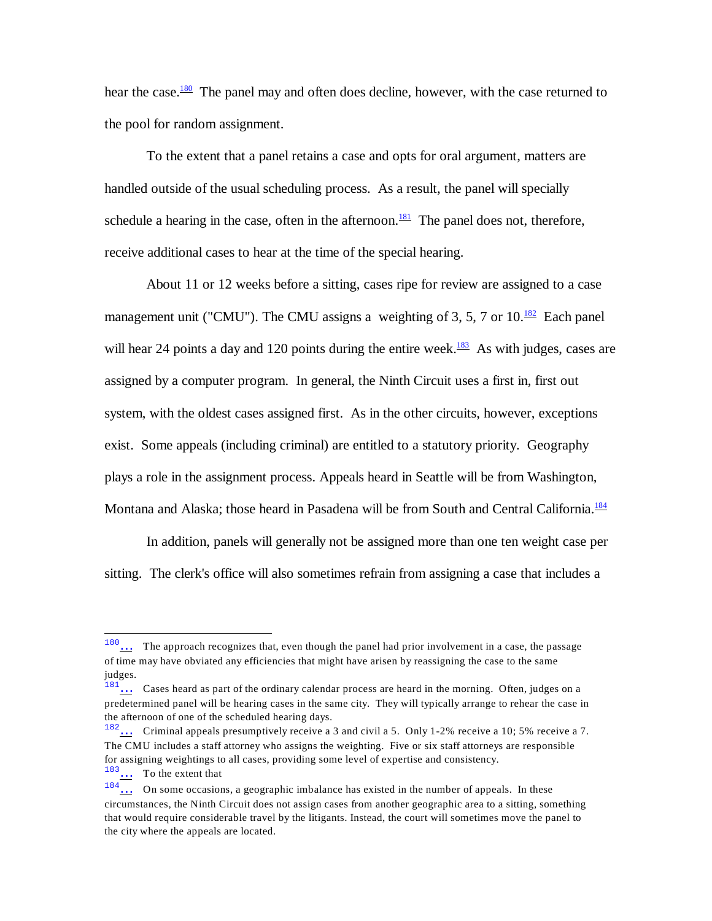hear the case.[180] The panel may and often does decline, however, with the case returned to the pool for random assignment.

To the extent that a panel retains a case and opts for oral argument, matters are handled outside of the usual scheduling process. As a result, the panel will specially schedule a hearing in the case, often in the afternoon.[181] The panel does not, therefore, receive additional cases to hear at the time of the special hearing.

About 11 or 12 weeks before a sitting, cases ripe for review are assigned to a case management unit ("CMU"). The CMU assigns a weighting of 3, 5, 7 or 10.[182] Each panel will hear 24 points a day and 120 points during the entire week.[183] As with judges, cases are assigned by a computer program. In general, the Ninth Circuit uses a first in, first out system, with the oldest cases assigned first. As in the other circuits, however, exceptions exist. Some appeals (including criminal) are entitled to a statutory priority. Geography plays a role in the assignment process. Appeals heard in Seattle will be from Washington, Montana and Alaska; those heard in Pasadena will be from South and Central California.[184]

In addition, panels will generally not be assigned more than one ten weight case per sitting. The clerk's office will also sometimes refrain from assigning a case that includes a

---

[180] … The approach recognizes that, even though the panel had prior involvement in a case, the passage of time may have obviated any efficiencies that might have arisen by reassigning the case to the same judges.

[181] … Cases heard as part of the ordinary calendar process are heard in the morning. Often, judges on a predetermined panel will be hearing cases in the same city. They will typically arrange to rehear the case in the afternoon of one of the scheduled hearing days.

[182] … Criminal appeals presumptively receive a 3 and civil a 5. Only 1-2% receive a 10; 5% receive a 7. The CMU includes a staff attorney who assigns the weighting. Five or six staff attorneys are responsible for assigning weightings to all cases, providing some level of expertise and consistency.

[183] … To the extent that

[184] … On some occasions, a geographic imbalance has existed in the number of appeals. In these circumstances, the Ninth Circuit does not assign cases from another geographic area to a sitting, something that would require considerable travel by the litigants. Instead, the court will sometimes move the panel to the city where the appeals are located.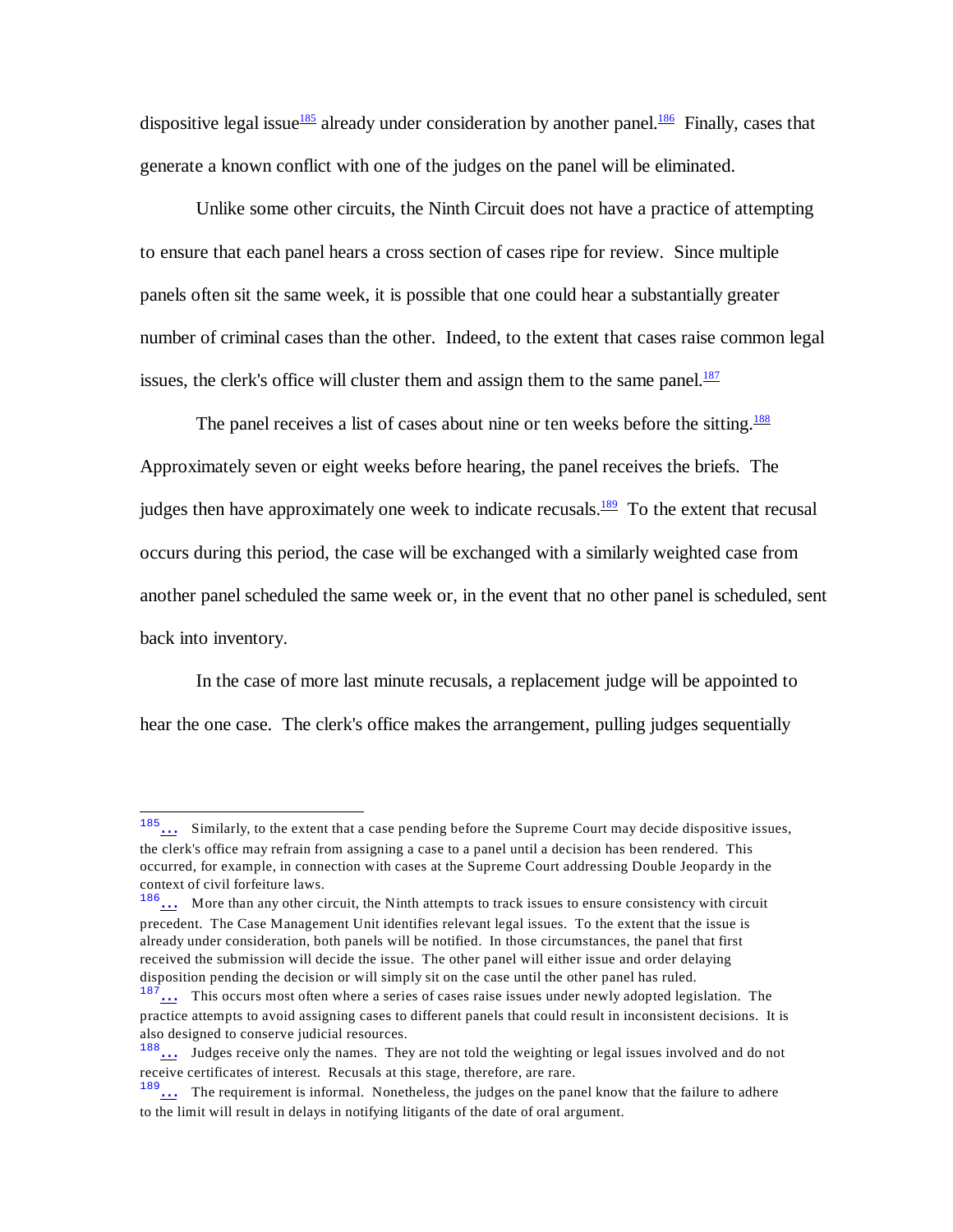dispositive legal issue[185] already under consideration by another panel.[186] Finally, cases that generate a known conflict with one of the judges on the panel will be eliminated.

Unlike some other circuits, the Ninth Circuit does not have a practice of attempting to ensure that each panel hears a cross section of cases ripe for review. Since multiple panels often sit the same week, it is possible that one could hear a substantially greater number of criminal cases than the other. Indeed, to the extent that cases raise common legal issues, the clerk's office will cluster them and assign them to the same panel.[187]

The panel receives a list of cases about nine or ten weeks before the sitting.[188] Approximately seven or eight weeks before hearing, the panel receives the briefs. The judges then have approximately one week to indicate recusals.[189] To the extent that recusal occurs during this period, the case will be exchanged with a similarly weighted case from another panel scheduled the same week or, in the event that no other panel is scheduled, sent back into inventory.

In the case of more last minute recusals, a replacement judge will be appointed to hear the one case. The clerk's office makes the arrangement, pulling judges sequentially

---

[185] ... Similarly, to the extent that a case pending before the Supreme Court may decide dispositive issues, the clerk's office may refrain from assigning a case to a panel until a decision has been rendered. This occurred, for example, in connection with cases at the Supreme Court addressing Double Jeopardy in the context of civil forfeiture laws.

[186] ... More than any other circuit, the Ninth attempts to track issues to ensure consistency with circuit precedent. The Case Management Unit identifies relevant legal issues. To the extent that the issue is already under consideration, both panels will be notified. In those circumstances, the panel that first received the submission will decide the issue. The other panel will either issue and order delaying disposition pending the decision or will simply sit on the case until the other panel has ruled.

[187] ... This occurs most often where a series of cases raise issues under newly adopted legislation. The practice attempts to avoid assigning cases to different panels that could result in inconsistent decisions. It is also designed to conserve judicial resources.

[188] ... Judges receive only the names. They are not told the weighting or legal issues involved and do not receive certificates of interest. Recusals at this stage, therefore, are rare.

[189] ... The requirement is informal. Nonetheless, the judges on the panel know that the failure to adhere to the limit will result in delays in notifying litigants of the date of oral argument.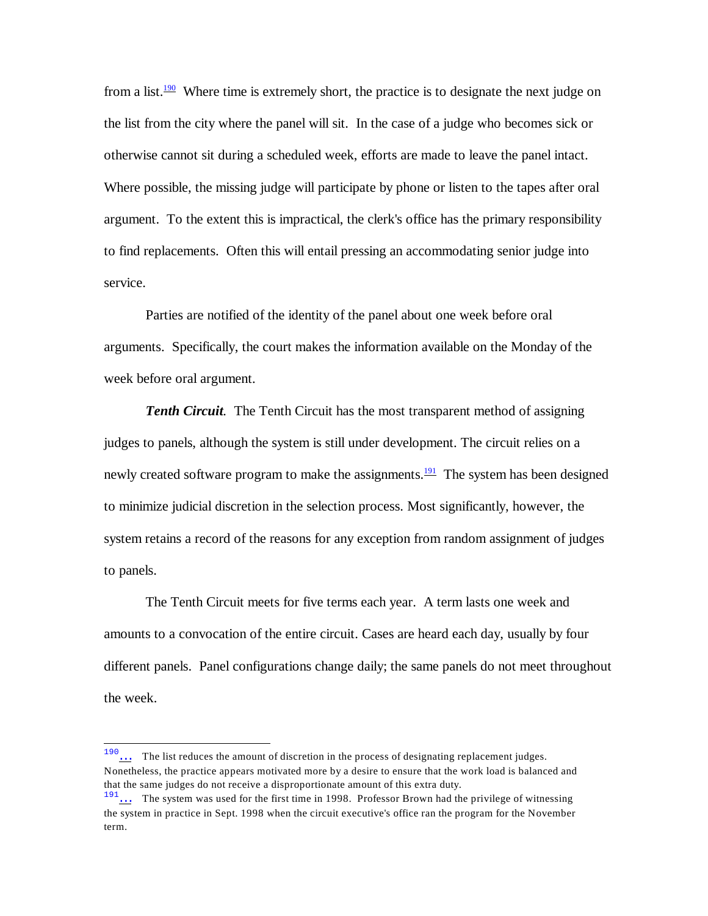from a list.[190] Where time is extremely short, the practice is to designate the next judge on the list from the city where the panel will sit. In the case of a judge who becomes sick or otherwise cannot sit during a scheduled week, efforts are made to leave the panel intact. Where possible, the missing judge will participate by phone or listen to the tapes after oral argument. To the extent this is impractical, the clerk's office has the primary responsibility to find replacements. Often this will entail pressing an accommodating senior judge into service.

Parties are notified of the identity of the panel about one week before oral arguments. Specifically, the court makes the information available on the Monday of the week before oral argument.

***Tenth Circuit.*** The Tenth Circuit has the most transparent method of assigning judges to panels, although the system is still under development. The circuit relies on a newly created software program to make the assignments.[191] The system has been designed to minimize judicial discretion in the selection process. Most significantly, however, the system retains a record of the reasons for any exception from random assignment of judges to panels.

The Tenth Circuit meets for five terms each year. A term lasts one week and amounts to a convocation of the entire circuit. Cases are heard each day, usually by four different panels. Panel configurations change daily; the same panels do not meet throughout the week.

---

[190] ... The list reduces the amount of discretion in the process of designating replacement judges. Nonetheless, the practice appears motivated more by a desire to ensure that the work load is balanced and that the same judges do not receive a disproportionate amount of this extra duty.

[191] ... The system was used for the first time in 1998. Professor Brown had the privilege of witnessing the system in practice in Sept. 1998 when the circuit executive's office ran the program for the November term.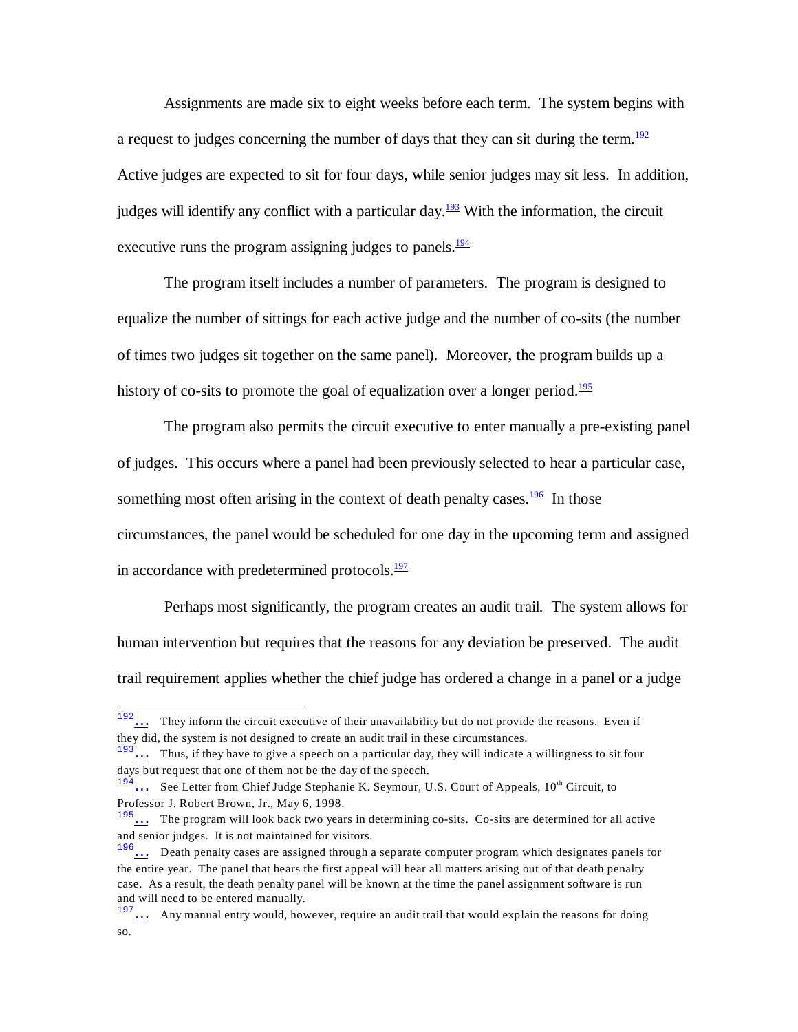Assignments are made six to eight weeks before each term. The system begins with a request to judges concerning the number of days that they can sit during the term.[192] Active judges are expected to sit for four days, while senior judges may sit less. In addition, judges will identify any conflict with a particular day.[193] With the information, the circuit executive runs the program assigning judges to panels.[194]

The program itself includes a number of parameters. The program is designed to equalize the number of sittings for each active judge and the number of co-sits (the number of times two judges sit together on the same panel). Moreover, the program builds up a history of co-sits to promote the goal of equalization over a longer period.[195]

The program also permits the circuit executive to enter manually a pre-existing panel of judges. This occurs where a panel had been previously selected to hear a particular case, something most often arising in the context of death penalty cases.[196] In those circumstances, the panel would be scheduled for one day in the upcoming term and assigned in accordance with predetermined protocols.[197]

Perhaps most significantly, the program creates an audit trail. The system allows for human intervention but requires that the reasons for any deviation be preserved. The audit trail requirement applies whether the chief judge has ordered a change in a panel or a judge

---

[192] … They inform the circuit executive of their unavailability but do not provide the reasons. Even if they did, the system is not designed to create an audit trail in these circumstances.

[193] … Thus, if they have to give a speech on a particular day, they will indicate a willingness to sit four days but request that one of them not be the day of the speech.

[194] … See Letter from Chief Judge Stephanie K. Seymour, U.S. Court of Appeals, 10th Circuit, to Professor J. Robert Brown, Jr., May 6, 1998.

[195] … The program will look back two years in determining co-sits. Co-sits are determined for all active and senior judges. It is not maintained for visitors.

[196] … Death penalty cases are assigned through a separate computer program which designates panels for the entire year. The panel that hears the first appeal will hear all matters arising out of that death penalty case. As a result, the death penalty panel will be known at the time the panel assignment software is run and will need to be entered manually.

[197] … Any manual entry would, however, require an audit trail that would explain the reasons for doing so.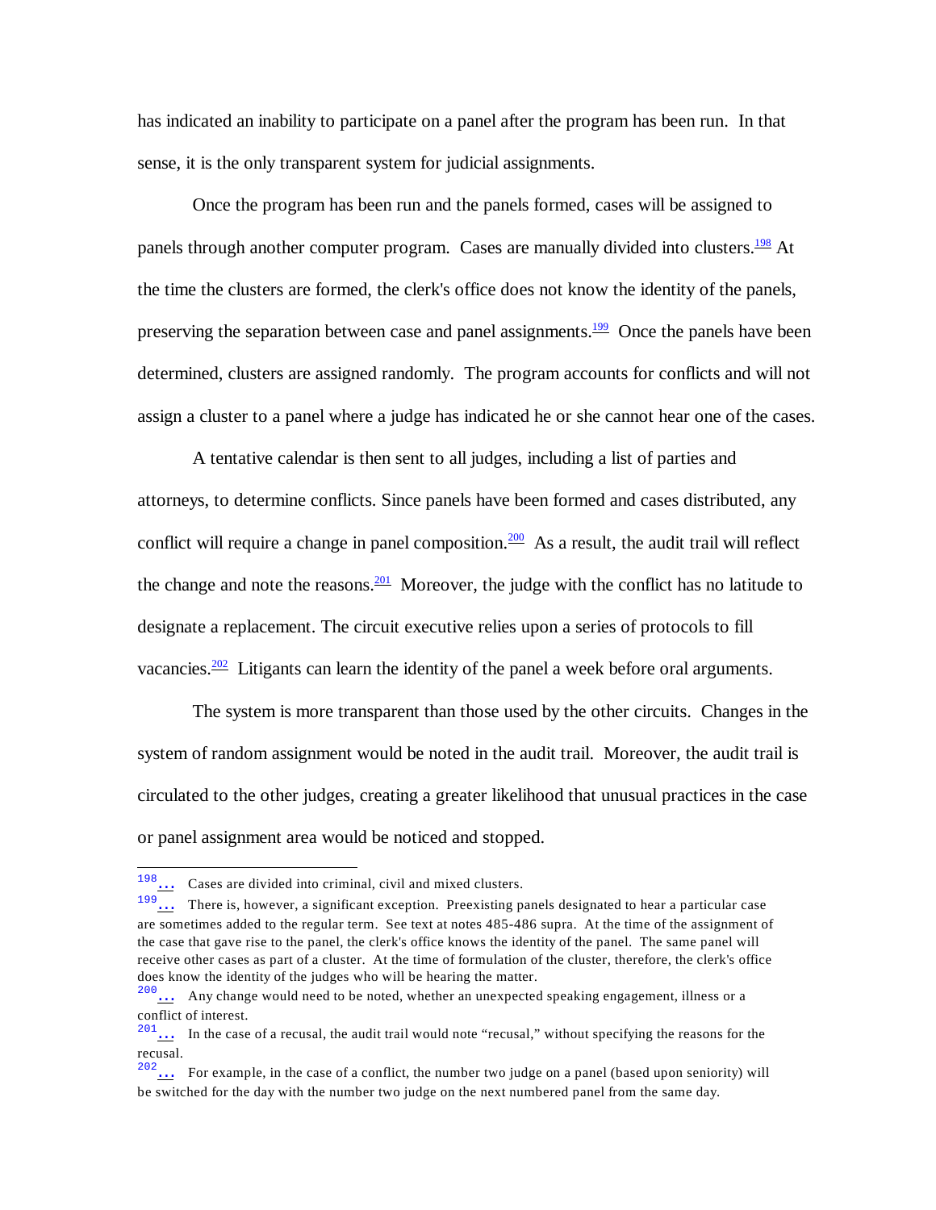has indicated an inability to participate on a panel after the program has been run. In that sense, it is the only transparent system for judicial assignments.

Once the program has been run and the panels formed, cases will be assigned to panels through another computer program. Cases are manually divided into clusters.[198] At the time the clusters are formed, the clerk's office does not know the identity of the panels, preserving the separation between case and panel assignments.[199] Once the panels have been determined, clusters are assigned randomly. The program accounts for conflicts and will not assign a cluster to a panel where a judge has indicated he or she cannot hear one of the cases.

A tentative calendar is then sent to all judges, including a list of parties and attorneys, to determine conflicts. Since panels have been formed and cases distributed, any conflict will require a change in panel composition.[200] As a result, the audit trail will reflect the change and note the reasons.[201] Moreover, the judge with the conflict has no latitude to designate a replacement. The circuit executive relies upon a series of protocols to fill vacancies.[202] Litigants can learn the identity of the panel a week before oral arguments.

The system is more transparent than those used by the other circuits. Changes in the system of random assignment would be noted in the audit trail. Moreover, the audit trail is circulated to the other judges, creating a greater likelihood that unusual practices in the case or panel assignment area would be noticed and stopped.

---

[198] Cases are divided into criminal, civil and mixed clusters.

[199] There is, however, a significant exception. Preexisting panels designated to hear a particular case are sometimes added to the regular term. See text at notes 485-486 supra. At the time of the assignment of the case that gave rise to the panel, the clerk's office knows the identity of the panel. The same panel will receive other cases as part of a cluster. At the time of formulation of the cluster, therefore, the clerk's office does know the identity of the judges who will be hearing the matter.

[200] Any change would need to be noted, whether an unexpected speaking engagement, illness or a conflict of interest.

[201] In the case of a recusal, the audit trail would note "recusal," without specifying the reasons for the recusal.

[202] For example, in the case of a conflict, the number two judge on a panel (based upon seniority) will be switched for the day with the number two judge on the next numbered panel from the same day.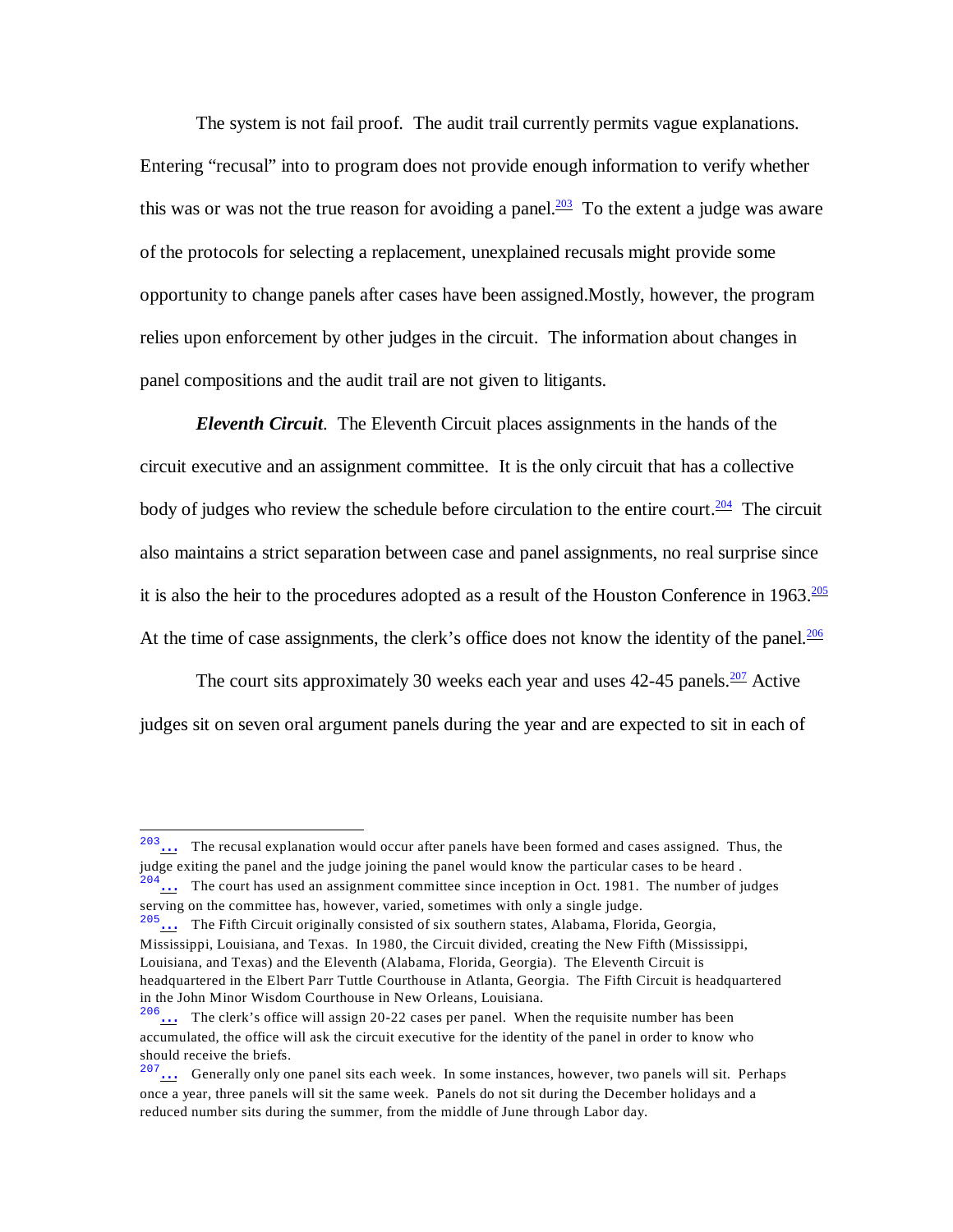The system is not fail proof. The audit trail currently permits vague explanations. Entering "recusal" into to program does not provide enough information to verify whether this was or was not the true reason for avoiding a panel.[203] To the extent a judge was aware of the protocols for selecting a replacement, unexplained recusals might provide some opportunity to change panels after cases have been assigned.Mostly, however, the program relies upon enforcement by other judges in the circuit. The information about changes in panel compositions and the audit trail are not given to litigants.

***Eleventh Circuit***. The Eleventh Circuit places assignments in the hands of the circuit executive and an assignment committee. It is the only circuit that has a collective body of judges who review the schedule before circulation to the entire court.[204] The circuit also maintains a strict separation between case and panel assignments, no real surprise since it is also the heir to the procedures adopted as a result of the Houston Conference in 1963.[205] At the time of case assignments, the clerk's office does not know the identity of the panel.[206]

The court sits approximately 30 weeks each year and uses 42-45 panels.[207] Active judges sit on seven oral argument panels during the year and are expected to sit in each of

---

[203]… The recusal explanation would occur after panels have been formed and cases assigned. Thus, the judge exiting the panel and the judge joining the panel would know the particular cases to be heard .

[204]… The court has used an assignment committee since inception in Oct. 1981. The number of judges serving on the committee has, however, varied, sometimes with only a single judge.

[205]… The Fifth Circuit originally consisted of six southern states, Alabama, Florida, Georgia, Mississippi, Louisiana, and Texas. In 1980, the Circuit divided, creating the New Fifth (Mississippi, Louisiana, and Texas) and the Eleventh (Alabama, Florida, Georgia). The Eleventh Circuit is headquartered in the Elbert Parr Tuttle Courthouse in Atlanta, Georgia. The Fifth Circuit is headquartered in the John Minor Wisdom Courthouse in New Orleans, Louisiana.

[206]… The clerk's office will assign 20-22 cases per panel. When the requisite number has been accumulated, the office will ask the circuit executive for the identity of the panel in order to know who should receive the briefs.

[207]… Generally only one panel sits each week. In some instances, however, two panels will sit. Perhaps once a year, three panels will sit the same week. Panels do not sit during the December holidays and a reduced number sits during the summer, from the middle of June through Labor day.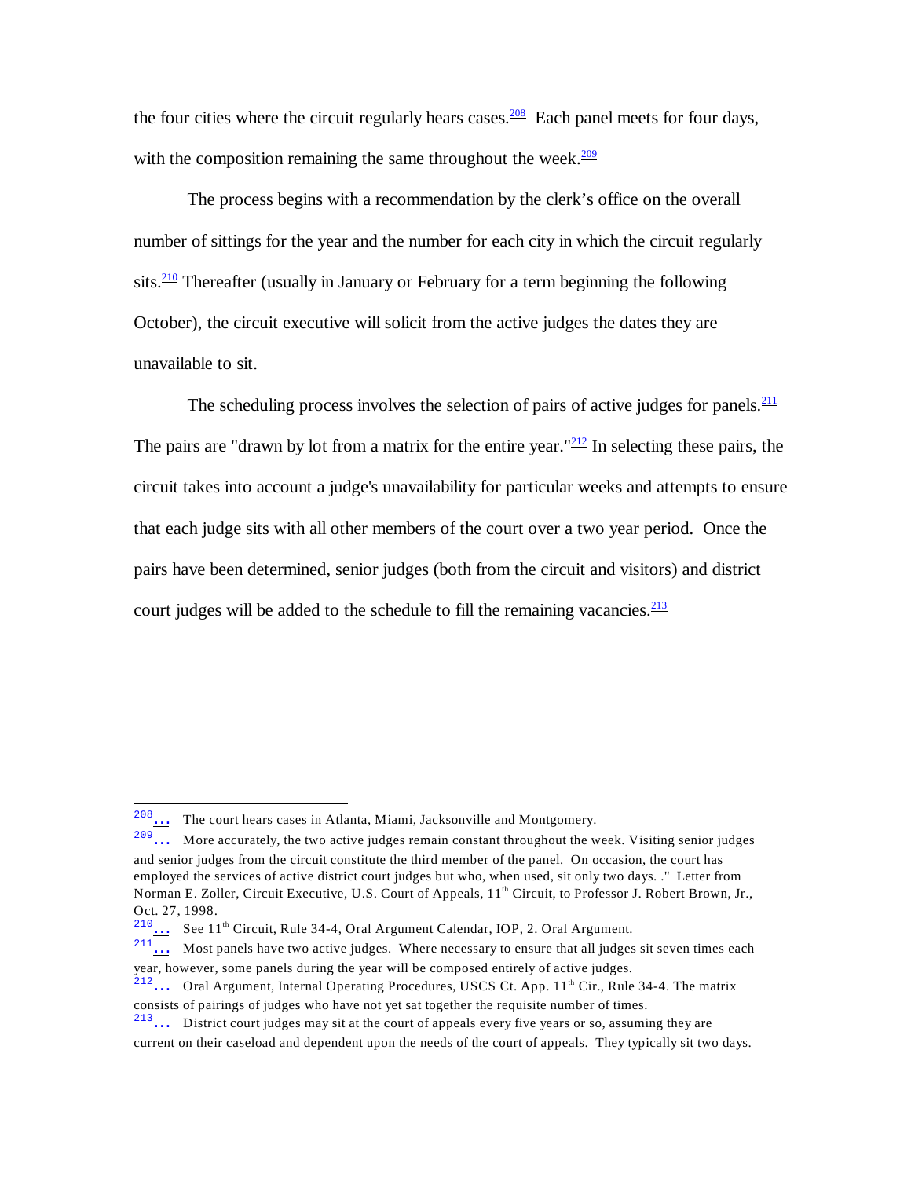the four cities where the circuit regularly hears cases.[208] Each panel meets for four days, with the composition remaining the same throughout the week.[209]

The process begins with a recommendation by the clerk's office on the overall number of sittings for the year and the number for each city in which the circuit regularly sits.[210] Thereafter (usually in January or February for a term beginning the following October), the circuit executive will solicit from the active judges the dates they are unavailable to sit.

The scheduling process involves the selection of pairs of active judges for panels.[211] The pairs are "drawn by lot from a matrix for the entire year."[212] In selecting these pairs, the circuit takes into account a judge's unavailability for particular weeks and attempts to ensure that each judge sits with all other members of the court over a two year period. Once the pairs have been determined, senior judges (both from the circuit and visitors) and district court judges will be added to the schedule to fill the remaining vacancies.[213]

---

[208] ... The court hears cases in Atlanta, Miami, Jacksonville and Montgomery.

[209] ... More accurately, the two active judges remain constant throughout the week. Visiting senior judges and senior judges from the circuit constitute the third member of the panel. On occasion, the court has employed the services of active district court judges but who, when used, sit only two days. ." Letter from Norman E. Zoller, Circuit Executive, U.S. Court of Appeals, 11th Circuit, to Professor J. Robert Brown, Jr., Oct. 27, 1998.

[210] ... See 11th Circuit, Rule 34-4, Oral Argument Calendar, IOP, 2. Oral Argument.

[211] ... Most panels have two active judges. Where necessary to ensure that all judges sit seven times each year, however, some panels during the year will be composed entirely of active judges.

[212] ... Oral Argument, Internal Operating Procedures, USCS Ct. App. 11th Cir., Rule 34-4. The matrix consists of pairings of judges who have not yet sat together the requisite number of times.

[213] ... District court judges may sit at the court of appeals every five years or so, assuming they are current on their caseload and dependent upon the needs of the court of appeals. They typically sit two days.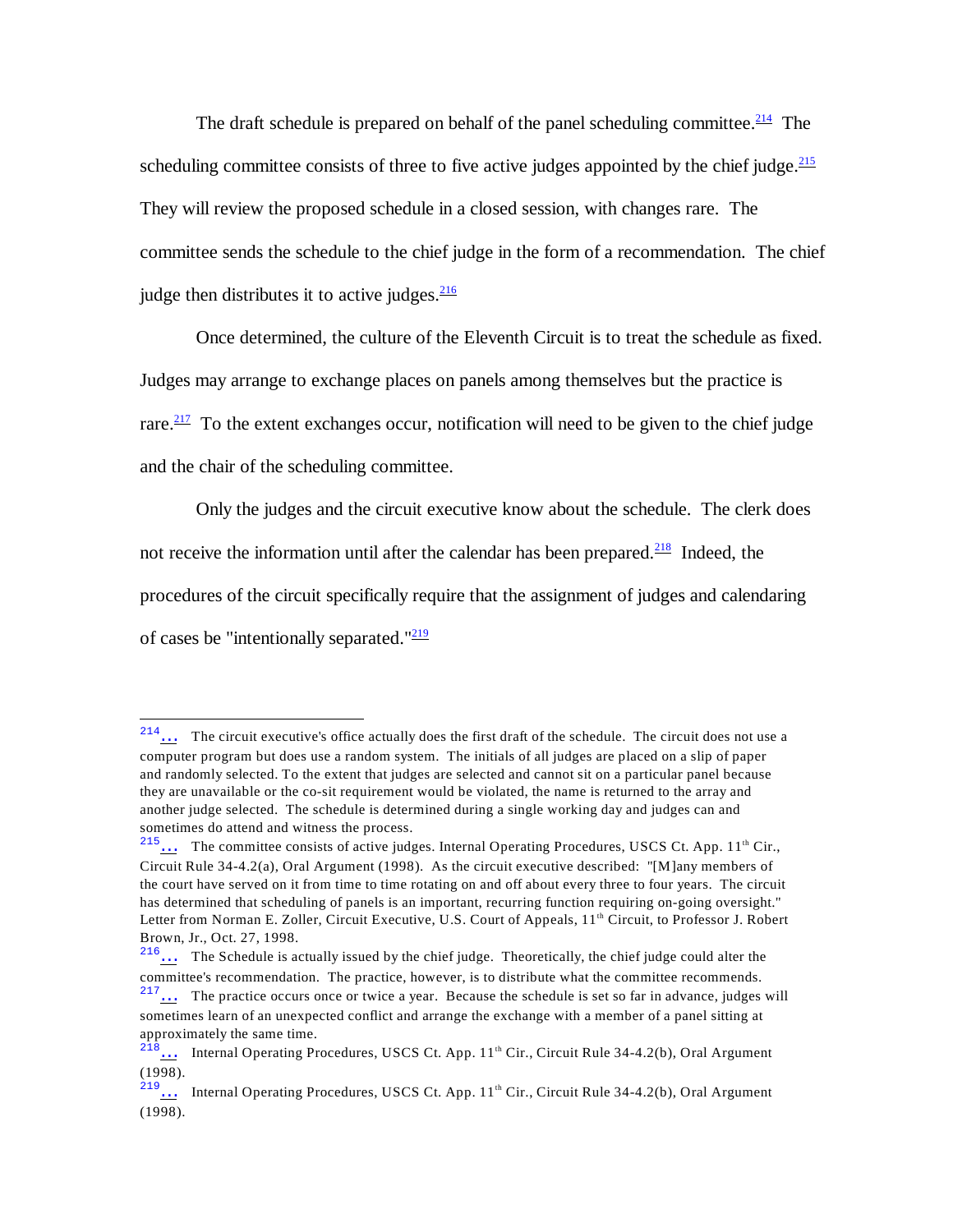The draft schedule is prepared on behalf of the panel scheduling committee.[214] The scheduling committee consists of three to five active judges appointed by the chief judge.[215] They will review the proposed schedule in a closed session, with changes rare. The committee sends the schedule to the chief judge in the form of a recommendation. The chief judge then distributes it to active judges.[216]

Once determined, the culture of the Eleventh Circuit is to treat the schedule as fixed. Judges may arrange to exchange places on panels among themselves but the practice is rare.[217] To the extent exchanges occur, notification will need to be given to the chief judge and the chair of the scheduling committee.

Only the judges and the circuit executive know about the schedule. The clerk does not receive the information until after the calendar has been prepared.[218] Indeed, the procedures of the circuit specifically require that the assignment of judges and calendaring of cases be "intentionally separated."[219]

---

[214] ... The circuit executive's office actually does the first draft of the schedule. The circuit does not use a computer program but does use a random system. The initials of all judges are placed on a slip of paper and randomly selected. To the extent that judges are selected and cannot sit on a particular panel because they are unavailable or the co-sit requirement would be violated, the name is returned to the array and another judge selected. The schedule is determined during a single working day and judges can and sometimes do attend and witness the process.

[215] ... The committee consists of active judges. Internal Operating Procedures, USCS Ct. App. 11th Cir., Circuit Rule 34-4.2(a), Oral Argument (1998). As the circuit executive described: "[M]any members of the court have served on it from time to time rotating on and off about every three to four years. The circuit has determined that scheduling of panels is an important, recurring function requiring on-going oversight." Letter from Norman E. Zoller, Circuit Executive, U.S. Court of Appeals, 11th Circuit, to Professor J. Robert Brown, Jr., Oct. 27, 1998.

[216] ... The Schedule is actually issued by the chief judge. Theoretically, the chief judge could alter the committee's recommendation. The practice, however, is to distribute what the committee recommends.

[217] ... The practice occurs once or twice a year. Because the schedule is set so far in advance, judges will sometimes learn of an unexpected conflict and arrange the exchange with a member of a panel sitting at approximately the same time.

[218] ... Internal Operating Procedures, USCS Ct. App. 11th Cir., Circuit Rule 34-4.2(b), Oral Argument (1998).

[219] ... Internal Operating Procedures, USCS Ct. App. 11th Cir., Circuit Rule 34-4.2(b), Oral Argument (1998).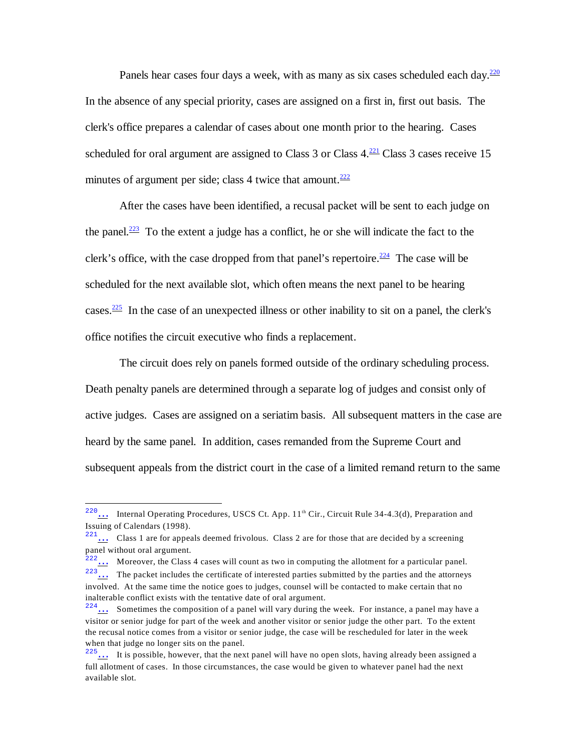Panels hear cases four days a week, with as many as six cases scheduled each day.[220] In the absence of any special priority, cases are assigned on a first in, first out basis. The clerk's office prepares a calendar of cases about one month prior to the hearing. Cases scheduled for oral argument are assigned to Class 3 or Class 4.[221] Class 3 cases receive 15 minutes of argument per side; class 4 twice that amount.[222]

After the cases have been identified, a recusal packet will be sent to each judge on the panel.[223] To the extent a judge has a conflict, he or she will indicate the fact to the clerk's office, with the case dropped from that panel's repertoire.[224] The case will be scheduled for the next available slot, which often means the next panel to be hearing cases.[225] In the case of an unexpected illness or other inability to sit on a panel, the clerk's office notifies the circuit executive who finds a replacement.

The circuit does rely on panels formed outside of the ordinary scheduling process. Death penalty panels are determined through a separate log of judges and consist only of active judges. Cases are assigned on a seriatim basis. All subsequent matters in the case are heard by the same panel. In addition, cases remanded from the Supreme Court and subsequent appeals from the district court in the case of a limited remand return to the same

---

[220] Internal Operating Procedures, USCS Ct. App. 11th Cir., Circuit Rule 34-4.3(d), Preparation and Issuing of Calendars (1998).

[221] Class 1 are for appeals deemed frivolous. Class 2 are for those that are decided by a screening panel without oral argument.

[222] Moreover, the Class 4 cases will count as two in computing the allotment for a particular panel.

[223] The packet includes the certificate of interested parties submitted by the parties and the attorneys involved. At the same time the notice goes to judges, counsel will be contacted to make certain that no inalterable conflict exists with the tentative date of oral argument.

[224] Sometimes the composition of a panel will vary during the week. For instance, a panel may have a visitor or senior judge for part of the week and another visitor or senior judge the other part. To the extent the recusal notice comes from a visitor or senior judge, the case will be rescheduled for later in the week when that judge no longer sits on the panel.

[225] It is possible, however, that the next panel will have no open slots, having already been assigned a full allotment of cases. In those circumstances, the case would be given to whatever panel had the next available slot.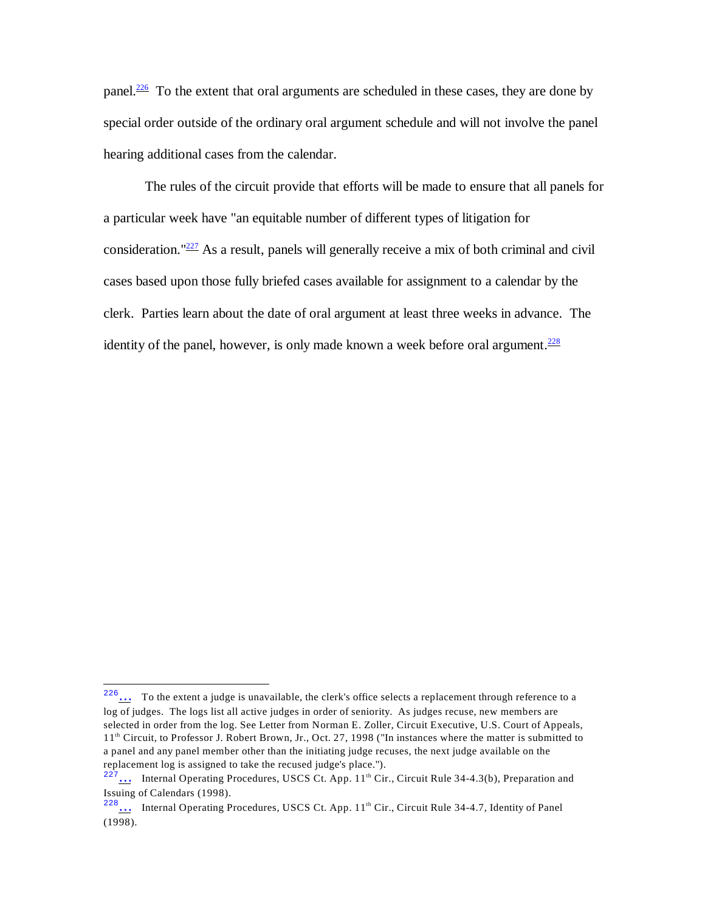panel.[226] To the extent that oral arguments are scheduled in these cases, they are done by special order outside of the ordinary oral argument schedule and will not involve the panel hearing additional cases from the calendar.

The rules of the circuit provide that efforts will be made to ensure that all panels for a particular week have "an equitable number of different types of litigation for consideration."[227] As a result, panels will generally receive a mix of both criminal and civil cases based upon those fully briefed cases available for assignment to a calendar by the clerk. Parties learn about the date of oral argument at least three weeks in advance. The identity of the panel, however, is only made known a week before oral argument.[228]

---

[226] ... To the extent a judge is unavailable, the clerk's office selects a replacement through reference to a log of judges. The logs list all active judges in order of seniority. As judges recuse, new members are selected in order from the log. See Letter from Norman E. Zoller, Circuit Executive, U.S. Court of Appeals, 11th Circuit, to Professor J. Robert Brown, Jr., Oct. 27, 1998 ("In instances where the matter is submitted to a panel and any panel member other than the initiating judge recuses, the next judge available on the replacement log is assigned to take the recused judge's place.").

[227] ... Internal Operating Procedures, USCS Ct. App. 11th Cir., Circuit Rule 34-4.3(b), Preparation and Issuing of Calendars (1998).

[228] ... Internal Operating Procedures, USCS Ct. App. 11th Cir., Circuit Rule 34-4.7, Identity of Panel (1998).